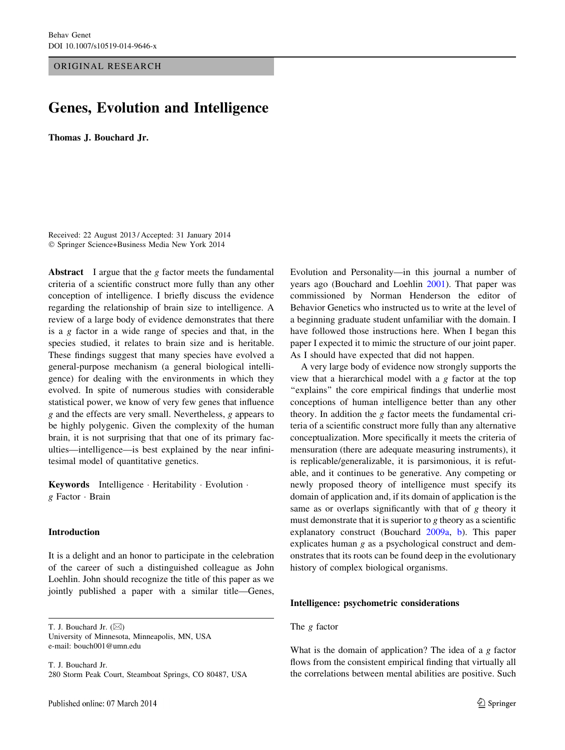ORIGINAL RESEARCH

# Genes, Evolution and Intelligence

**Thomas J. Bouchard Jr.**

Received: 22 August 2013 / Accepted: 31 January 2014
© Springer Science+Business Media New York 2014

**Abstract** I argue that the *g* factor meets the fundamental criteria of a scientific construct more fully than any other conception of intelligence. I briefly discuss the evidence regarding the relationship of brain size to intelligence. A review of a large body of evidence demonstrates that there is a *g* factor in a wide range of species and that, in the species studied, it relates to brain size and is heritable. These findings suggest that many species have evolved a general-purpose mechanism (a general biological intelligence) for dealing with the environments in which they evolved. In spite of numerous studies with considerable statistical power, we know of very few genes that influence *g* and the effects are very small. Nevertheless, *g* appears to be highly polygenic. Given the complexity of the human brain, it is not surprising that that one of its primary faculties—intelligence—is best explained by the near infinitesimal model of quantitative genetics.

**Keywords** Intelligence · Heritability · Evolution · *g* Factor · Brain

## Introduction

It is a delight and an honor to participate in the celebration of the career of such a distinguished colleague as John Loehlin. John should recognize the title of this paper as we jointly published a paper with a similar title—Genes, Evolution and Personality—in this journal a number of years ago (Bouchard and Loehlin 2001). That paper was commissioned by Norman Henderson the editor of Behavior Genetics who instructed us to write at the level of a beginning graduate student unfamiliar with the domain. I have followed those instructions here. When I began this paper I expected it to mimic the structure of our joint paper. As I should have expected that did not happen.

A very large body of evidence now strongly supports the view that a hierarchical model with a *g* factor at the top "explains" the core empirical findings that underlie most conceptions of human intelligence better than any other theory. In addition the *g* factor meets the fundamental criteria of a scientific construct more fully than any alternative conceptualization. More specifically it meets the criteria of mensuration (there are adequate measuring instruments), it is replicable/generalizable, it is parsimonious, it is refutable, and it continues to be generative. Any competing or newly proposed theory of intelligence must specify its domain of application and, if its domain of application is the same as or overlaps significantly with that of *g* theory it must demonstrate that it is superior to *g* theory as a scientific explanatory construct (Bouchard 2009a, b). This paper explicates human *g* as a psychological construct and demonstrates that its roots can be found deep in the evolutionary history of complex biological organisms.

## Intelligence: psychometric considerations

### The *g* factor

What is the domain of application? The idea of a *g* factor flows from the consistent empirical finding that virtually all the correlations between mental abilities are positive. Such

T. J. Bouchard Jr. (✉)
University of Minnesota, Minneapolis, MN, USA
e-mail: bouch001@umn.edu

T. J. Bouchard Jr.
280 Storm Peak Court, Steamboat Springs, CO 80487, USA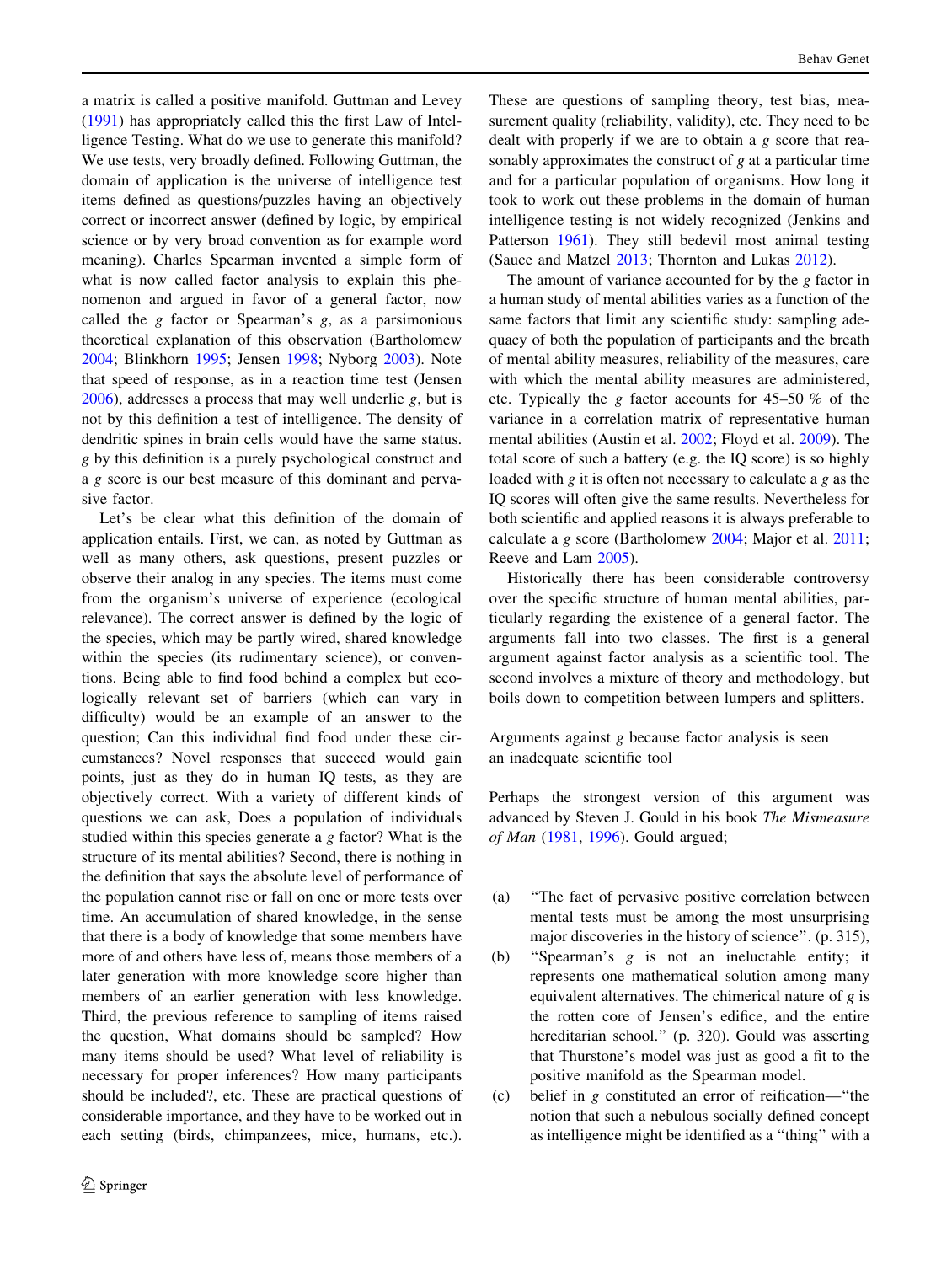a matrix is called a positive manifold. Guttman and Levey (1991) has appropriately called this the first Law of Intelligence Testing. What do we use to generate this manifold? We use tests, very broadly defined. Following Guttman, the domain of application is the universe of intelligence test items defined as questions/puzzles having an objectively correct or incorrect answer (defined by logic, by empirical science or by very broad convention as for example word meaning). Charles Spearman invented a simple form of what is now called factor analysis to explain this phenomenon and argued in favor of a general factor, now called the *g* factor or Spearman's *g*, as a parsimonious theoretical explanation of this observation (Bartholomew 2004; Blinkhorn 1995; Jensen 1998; Nyborg 2003). Note that speed of response, as in a reaction time test (Jensen 2006), addresses a process that may well underlie *g*, but is not by this definition a test of intelligence. The density of dendritic spines in brain cells would have the same status. *g* by this definition is a purely psychological construct and a *g* score is our best measure of this dominant and pervasive factor.

Let's be clear what this definition of the domain of application entails. First, we can, as noted by Guttman as well as many others, ask questions, present puzzles or observe their analog in any species. The items must come from the organism's universe of experience (ecological relevance). The correct answer is defined by the logic of the species, which may be partly wired, shared knowledge within the species (its rudimentary science), or conventions. Being able to find food behind a complex but ecologically relevant set of barriers (which can vary in difficulty) would be an example of an answer to the question; Can this individual find food under these circumstances? Novel responses that succeed would gain points, just as they do in human IQ tests, as they are objectively correct. With a variety of different kinds of questions we can ask, Does a population of individuals studied within this species generate a *g* factor? What is the structure of its mental abilities? Second, there is nothing in the definition that says the absolute level of performance of the population cannot rise or fall on one or more tests over time. An accumulation of shared knowledge, in the sense that there is a body of knowledge that some members have more of and others have less of, means those members of a later generation with more knowledge score higher than members of an earlier generation with less knowledge. Third, the previous reference to sampling of items raised the question, What domains should be sampled? How many items should be used? What level of reliability is necessary for proper inferences? How many participants should be included?, etc. These are practical questions of considerable importance, and they have to be worked out in each setting (birds, chimpanzees, mice, humans, etc.). These are questions of sampling theory, test bias, measurement quality (reliability, validity), etc. They need to be dealt with properly if we are to obtain a *g* score that reasonably approximates the construct of *g* at a particular time and for a particular population of organisms. How long it took to work out these problems in the domain of human intelligence testing is not widely recognized (Jenkins and Patterson 1961). They still bedevil most animal testing (Sauce and Matzel 2013; Thornton and Lukas 2012).

The amount of variance accounted for by the *g* factor in a human study of mental abilities varies as a function of the same factors that limit any scientific study: sampling adequacy of both the population of participants and the breath of mental ability measures, reliability of the measures, care with which the mental ability measures are administered, etc. Typically the *g* factor accounts for 45–50 % of the variance in a correlation matrix of representative human mental abilities (Austin et al. 2002; Floyd et al. 2009). The total score of such a battery (e.g. the IQ score) is so highly loaded with *g* it is often not necessary to calculate a *g* as the IQ scores will often give the same results. Nevertheless for both scientific and applied reasons it is always preferable to calculate a *g* score (Bartholomew 2004; Major et al. 2011; Reeve and Lam 2005).

Historically there has been considerable controversy over the specific structure of human mental abilities, particularly regarding the existence of a general factor. The arguments fall into two classes. The first is a general argument against factor analysis as a scientific tool. The second involves a mixture of theory and methodology, but boils down to competition between lumpers and splitters.

## Arguments against *g* because factor analysis is seen an inadequate scientific tool

Perhaps the strongest version of this argument was advanced by Steven J. Gould in his book *The Mismeasure of Man* (1981, 1996). Gould argued;

(a) "The fact of pervasive positive correlation between mental tests must be among the most unsurprising major discoveries in the history of science". (p. 315),
(b) "Spearman's *g* is not an ineluctable entity; it represents one mathematical solution among many equivalent alternatives. The chimerical nature of *g* is the rotten core of Jensen's edifice, and the entire hereditarian school." (p. 320). Gould was asserting that Thurstone's model was just as good a fit to the positive manifold as the Spearman model.
(c) belief in *g* constituted an error of reification—"the notion that such a nebulous socially defined concept as intelligence might be identified as a "thing" with a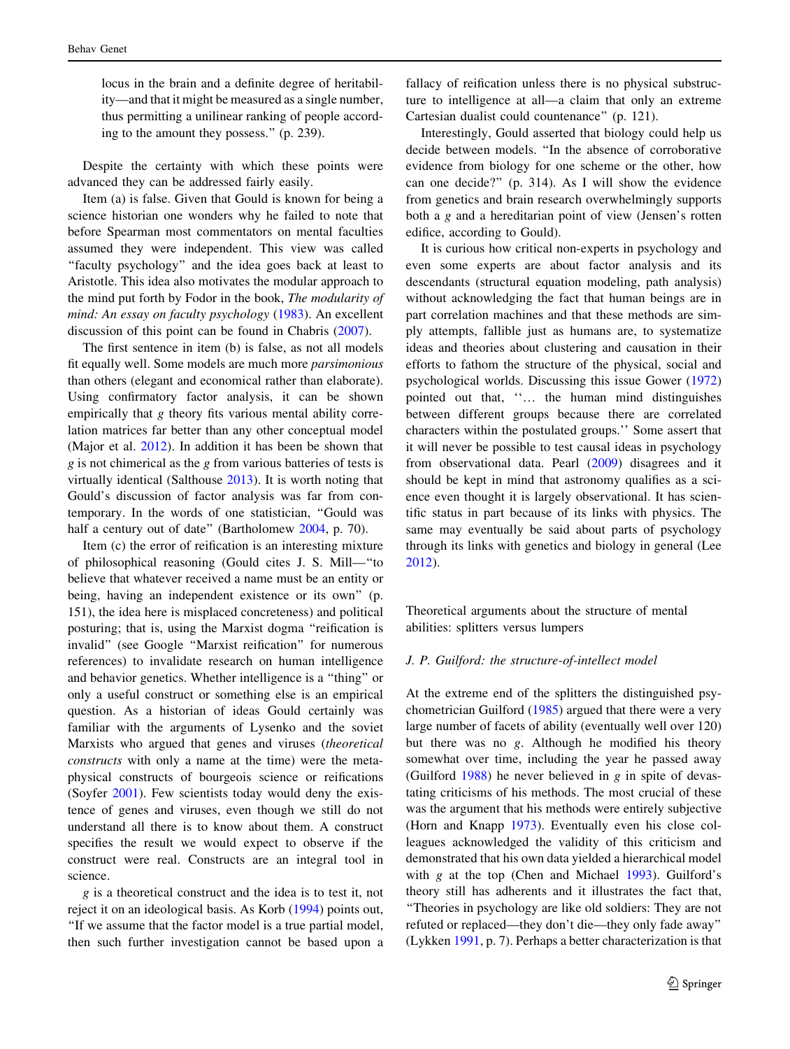locus in the brain and a definite degree of heritability—and that it might be measured as a single number, thus permitting a unilinear ranking of people according to the amount they possess." (p. 239).

Despite the certainty with which these points were advanced they can be addressed fairly easily.

Item (a) is false. Given that Gould is known for being a science historian one wonders why he failed to note that before Spearman most commentators on mental faculties assumed they were independent. This view was called "faculty psychology" and the idea goes back at least to Aristotle. This idea also motivates the modular approach to the mind put forth by Fodor in the book, *The modularity of mind: An essay on faculty psychology* (1983). An excellent discussion of this point can be found in Chabris (2007).

The first sentence in item (b) is false, as not all models fit equally well. Some models are much more *parsimonious* than others (elegant and economical rather than elaborate). Using confirmatory factor analysis, it can be shown empirically that *g* theory fits various mental ability correlation matrices far better than any other conceptual model (Major et al. 2012). In addition it has been be shown that *g* is not chimerical as the *g* from various batteries of tests is virtually identical (Salthouse 2013). It is worth noting that Gould's discussion of factor analysis was far from contemporary. In the words of one statistician, "Gould was half a century out of date" (Bartholomew 2004, p. 70).

Item (c) the error of reification is an interesting mixture of philosophical reasoning (Gould cites J. S. Mill—"to believe that whatever received a name must be an entity or being, having an independent existence or its own" (p. 151), the idea here is misplaced concreteness) and political posturing; that is, using the Marxist dogma "reification is invalid" (see Google "Marxist reification" for numerous references) to invalidate research on human intelligence and behavior genetics. Whether intelligence is a "thing" or only a useful construct or something else is an empirical question. As a historian of ideas Gould certainly was familiar with the arguments of Lysenko and the soviet Marxists who argued that genes and viruses (*theoretical constructs* with only a name at the time) were the metaphysical constructs of bourgeois science or reifications (Soyfer 2001). Few scientists today would deny the existence of genes and viruses, even though we still do not understand all there is to know about them. A construct specifies the result we would expect to observe if the construct were real. Constructs are an integral tool in science.

*g* is a theoretical construct and the idea is to test it, not reject it on an ideological basis. As Korb (1994) points out, "If we assume that the factor model is a true partial model, then such further investigation cannot be based upon a fallacy of reification unless there is no physical substructure to intelligence at all—a claim that only an extreme Cartesian dualist could countenance" (p. 121).

Interestingly, Gould asserted that biology could help us decide between models. "In the absence of corroborative evidence from biology for one scheme or the other, how can one decide?" (p. 314). As I will show the evidence from genetics and brain research overwhelmingly supports both a *g* and a hereditarian point of view (Jensen's rotten edifice, according to Gould).

It is curious how critical non-experts in psychology and even some experts are about factor analysis and its descendants (structural equation modeling, path analysis) without acknowledging the fact that human beings are in part correlation machines and that these methods are simply attempts, fallible just as humans are, to systematize ideas and theories about clustering and causation in their efforts to fathom the structure of the physical, social and psychological worlds. Discussing this issue Gower (1972) pointed out that, ''… the human mind distinguishes between different groups because there are correlated characters within the postulated groups.'' Some assert that it will never be possible to test causal ideas in psychology from observational data. Pearl (2009) disagrees and it should be kept in mind that astronomy qualifies as a science even thought it is largely observational. It has scientific status in part because of its links with physics. The same may eventually be said about parts of psychology through its links with genetics and biology in general (Lee 2012).

## Theoretical arguments about the structure of mental abilities: splitters versus lumpers

### *J. P. Guilford: the structure-of-intellect model*

At the extreme end of the splitters the distinguished psychometrician Guilford (1985) argued that there were a very large number of facets of ability (eventually well over 120) but there was no *g*. Although he modified his theory somewhat over time, including the year he passed away (Guilford 1988) he never believed in *g* in spite of devastating criticisms of his methods. The most crucial of these was the argument that his methods were entirely subjective (Horn and Knapp 1973). Eventually even his close colleagues acknowledged the validity of this criticism and demonstrated that his own data yielded a hierarchical model with *g* at the top (Chen and Michael 1993). Guilford's theory still has adherents and it illustrates the fact that, "Theories in psychology are like old soldiers: They are not refuted or replaced—they don't die—they only fade away" (Lykken 1991, p. 7). Perhaps a better characterization is that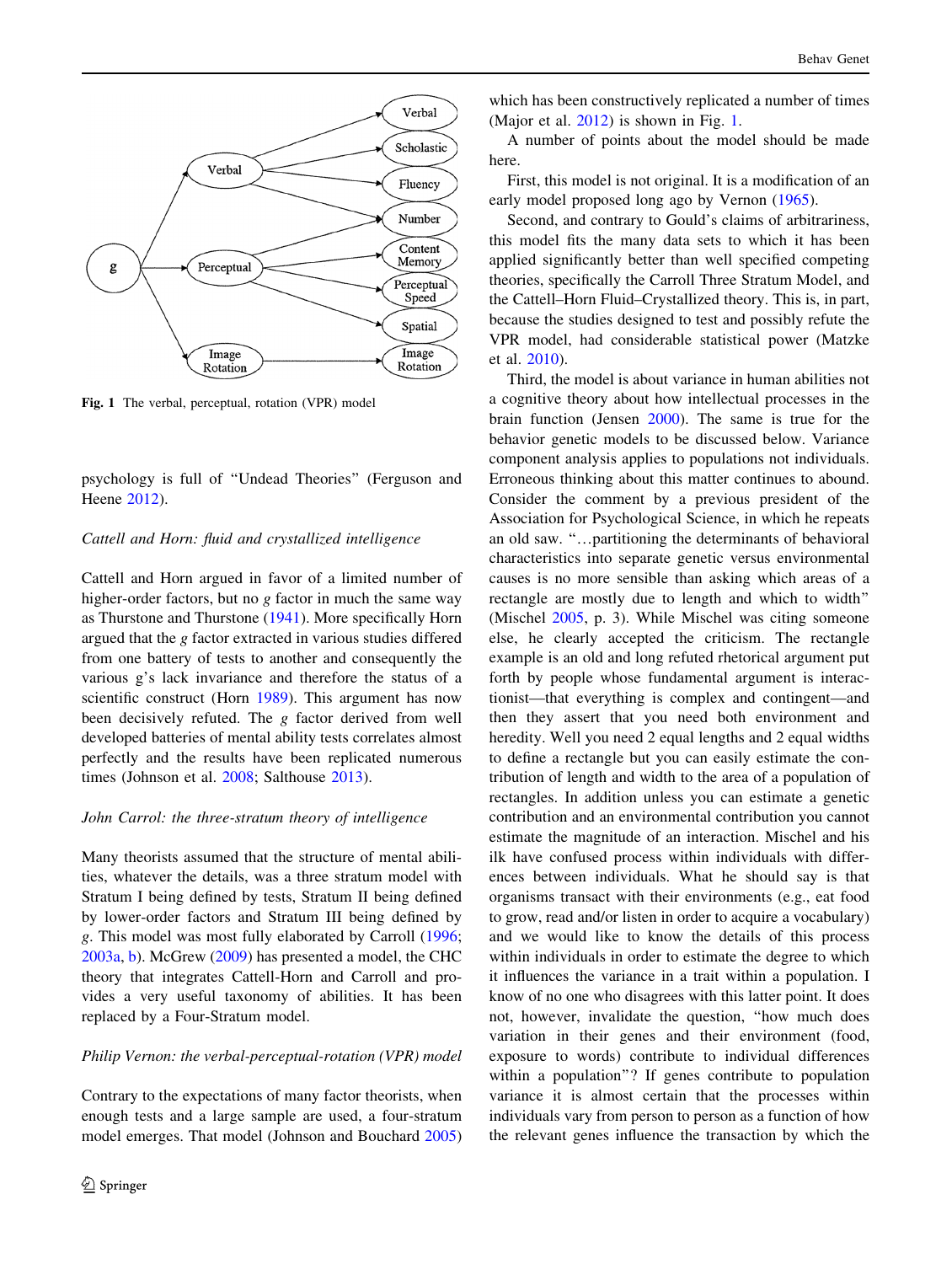Fig. 1 The verbal, perceptual, rotation (VPR) model

psychology is full of "Undead Theories" (Ferguson and Heene 2012).

*Cattell and Horn: fluid and crystallized intelligence*

Cattell and Horn argued in favor of a limited number of higher-order factors, but no *g* factor in much the same way as Thurstone and Thurstone (1941). More specifically Horn argued that the *g* factor extracted in various studies differed from one battery of tests to another and consequently the various g's lack invariance and therefore the status of a scientific construct (Horn 1989). This argument has now been decisively refuted. The *g* factor derived from well developed batteries of mental ability tests correlates almost perfectly and the results have been replicated numerous times (Johnson et al. 2008; Salthouse 2013).

*John Carrol: the three-stratum theory of intelligence*

Many theorists assumed that the structure of mental abilities, whatever the details, was a three stratum model with Stratum I being defined by tests, Stratum II being defined by lower-order factors and Stratum III being defined by *g*. This model was most fully elaborated by Carroll (1996; 2003a, b). McGrew (2009) has presented a model, the CHC theory that integrates Cattell-Horn and Carroll and provides a very useful taxonomy of abilities. It has been replaced by a Four-Stratum model.

*Philip Vernon: the verbal-perceptual-rotation (VPR) model*

Contrary to the expectations of many factor theorists, when enough tests and a large sample are used, a four-stratum model emerges. That model (Johnson and Bouchard 2005) which has been constructively replicated a number of times (Major et al. 2012) is shown in Fig. 1.

A number of points about the model should be made here.

First, this model is not original. It is a modification of an early model proposed long ago by Vernon (1965).

Second, and contrary to Gould's claims of arbitrariness, this model fits the many data sets to which it has been applied significantly better than well specified competing theories, specifically the Carroll Three Stratum Model, and the Cattell–Horn Fluid–Crystallized theory. This is, in part, because the studies designed to test and possibly refute the VPR model, had considerable statistical power (Matzke et al. 2010).

Third, the model is about variance in human abilities not a cognitive theory about how intellectual processes in the brain function (Jensen 2000). The same is true for the behavior genetic models to be discussed below. Variance component analysis applies to populations not individuals. Erroneous thinking about this matter continues to abound. Consider the comment by a previous president of the Association for Psychological Science, in which he repeats an old saw. "…partitioning the determinants of behavioral characteristics into separate genetic versus environmental causes is no more sensible than asking which areas of a rectangle are mostly due to length and which to width" (Mischel 2005, p. 3). While Mischel was citing someone else, he clearly accepted the criticism. The rectangle example is an old and long refuted rhetorical argument put forth by people whose fundamental argument is interactionist—that everything is complex and contingent—and then they assert that you need both environment and heredity. Well you need 2 equal lengths and 2 equal widths to define a rectangle but you can easily estimate the contribution of length and width to the area of a population of rectangles. In addition unless you can estimate a genetic contribution and an environmental contribution you cannot estimate the magnitude of an interaction. Mischel and his ilk have confused process within individuals with differences between individuals. What he should say is that organisms transact with their environments (e.g., eat food to grow, read and/or listen in order to acquire a vocabulary) and we would like to know the details of this process within individuals in order to estimate the degree to which it influences the variance in a trait within a population. I know of no one who disagrees with this latter point. It does not, however, invalidate the question, "how much does variation in their genes and their environment (food, exposure to words) contribute to individual differences within a population"? If genes contribute to population variance it is almost certain that the processes within individuals vary from person to person as a function of how the relevant genes influence the transaction by which the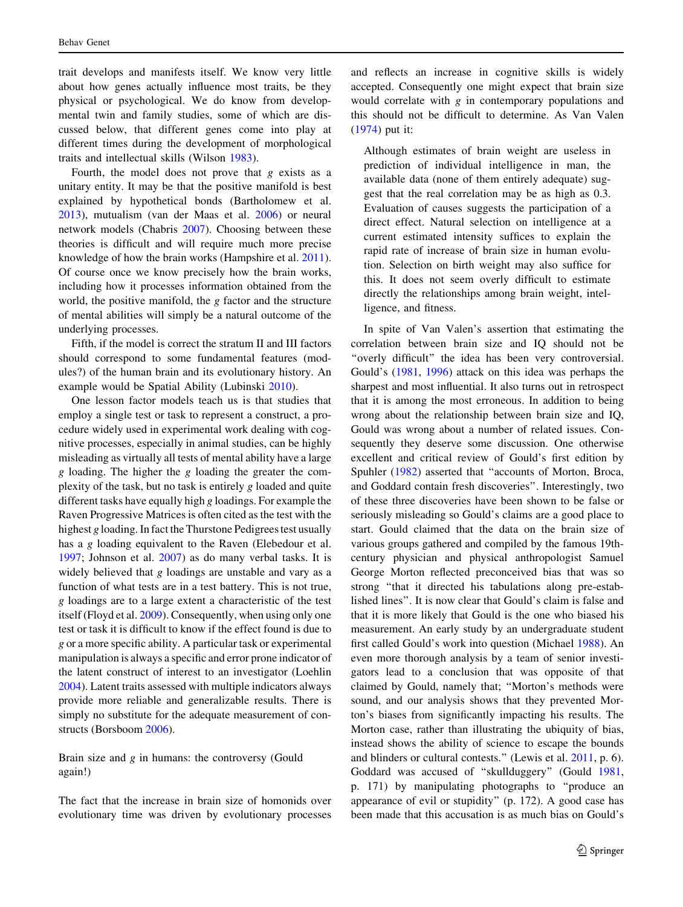trait develops and manifests itself. We know very little about how genes actually influence most traits, be they physical or psychological. We do know from developmental twin and family studies, some of which are discussed below, that different genes come into play at different times during the development of morphological traits and intellectual skills (Wilson 1983).

Fourth, the model does not prove that *g* exists as a unitary entity. It may be that the positive manifold is best explained by hypothetical bonds (Bartholomew et al. 2013), mutualism (van der Maas et al. 2006) or neural network models (Chabris 2007). Choosing between these theories is difficult and will require much more precise knowledge of how the brain works (Hampshire et al. 2011). Of course once we know precisely how the brain works, including how it processes information obtained from the world, the positive manifold, the *g* factor and the structure of mental abilities will simply be a natural outcome of the underlying processes.

Fifth, if the model is correct the stratum II and III factors should correspond to some fundamental features (modules?) of the human brain and its evolutionary history. An example would be Spatial Ability (Lubinski 2010).

One lesson factor models teach us is that studies that employ a single test or task to represent a construct, a procedure widely used in experimental work dealing with cognitive processes, especially in animal studies, can be highly misleading as virtually all tests of mental ability have a large *g* loading. The higher the *g* loading the greater the complexity of the task, but no task is entirely *g* loaded and quite different tasks have equally high *g* loadings. For example the Raven Progressive Matrices is often cited as the test with the highest *g* loading. In fact the Thurstone Pedigrees test usually has a *g* loading equivalent to the Raven (Elebedour et al. 1997; Johnson et al. 2007) as do many verbal tasks. It is widely believed that *g* loadings are unstable and vary as a function of what tests are in a test battery. This is not true, *g* loadings are to a large extent a characteristic of the test itself (Floyd et al. 2009). Consequently, when using only one test or task it is difficult to know if the effect found is due to *g* or a more specific ability. A particular task or experimental manipulation is always a specific and error prone indicator of the latent construct of interest to an investigator (Loehlin 2004). Latent traits assessed with multiple indicators always provide more reliable and generalizable results. There is simply no substitute for the adequate measurement of constructs (Borsboom 2006).

## Brain size and *g* in humans: the controversy (Gould again!)

The fact that the increase in brain size of homonids over evolutionary time was driven by evolutionary processes and reflects an increase in cognitive skills is widely accepted. Consequently one might expect that brain size would correlate with *g* in contemporary populations and this should not be difficult to determine. As Van Valen (1974) put it:

> Although estimates of brain weight are useless in prediction of individual intelligence in man, the available data (none of them entirely adequate) suggest that the real correlation may be as high as 0.3. Evaluation of causes suggests the participation of a direct effect. Natural selection on intelligence at a current estimated intensity suffices to explain the rapid rate of increase of brain size in human evolution. Selection on birth weight may also suffice for this. It does not seem overly difficult to estimate directly the relationships among brain weight, intelligence, and fitness.

In spite of Van Valen's assertion that estimating the correlation between brain size and IQ should not be "overly difficult" the idea has been very controversial. Gould's (1981, 1996) attack on this idea was perhaps the sharpest and most influential. It also turns out in retrospect that it is among the most erroneous. In addition to being wrong about the relationship between brain size and IQ, Gould was wrong about a number of related issues. Consequently they deserve some discussion. One otherwise excellent and critical review of Gould's first edition by Spuhler (1982) asserted that "accounts of Morton, Broca, and Goddard contain fresh discoveries". Interestingly, two of these three discoveries have been shown to be false or seriously misleading so Gould's claims are a good place to start. Gould claimed that the data on the brain size of various groups gathered and compiled by the famous 19th-century physician and physical anthropologist Samuel George Morton reflected preconceived bias that was so strong "that it directed his tabulations along pre-established lines". It is now clear that Gould's claim is false and that it is more likely that Gould is the one who biased his measurement. An early study by an undergraduate student first called Gould's work into question (Michael 1988). An even more thorough analysis by a team of senior investigators lead to a conclusion that was opposite of that claimed by Gould, namely that; "Morton's methods were sound, and our analysis shows that they prevented Morton's biases from significantly impacting his results. The Morton case, rather than illustrating the ubiquity of bias, instead shows the ability of science to escape the bounds and blinders or cultural contests." (Lewis et al. 2011, p. 6). Goddard was accused of "skullduggery" (Gould 1981, p. 171) by manipulating photographs to "produce an appearance of evil or stupidity" (p. 172). A good case has been made that this accusation is as much bias on Gould's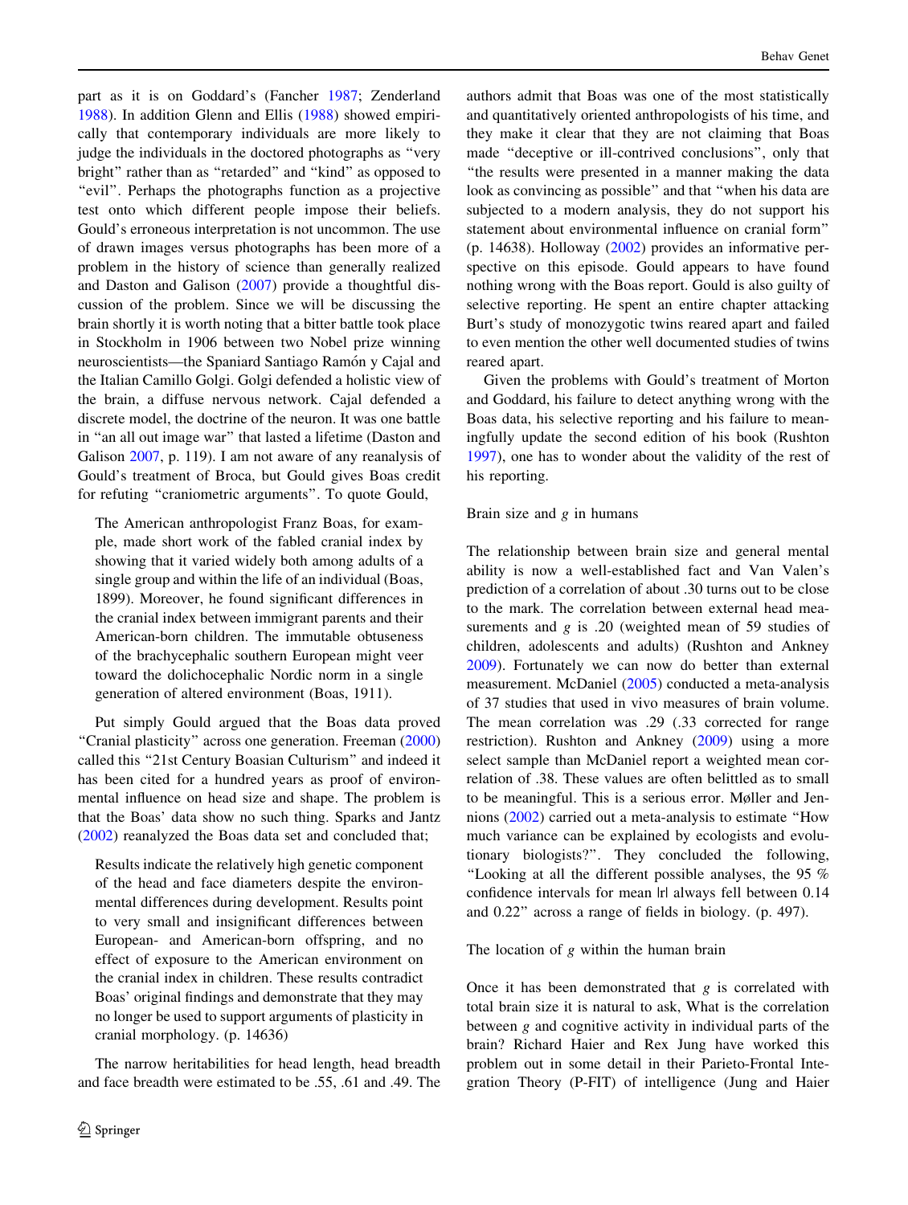part as it is on Goddard's (Fancher 1987; Zenderland 1988). In addition Glenn and Ellis (1988) showed empirically that contemporary individuals are more likely to judge the individuals in the doctored photographs as "very bright" rather than as "retarded" and "kind" as opposed to "evil". Perhaps the photographs function as a projective test onto which different people impose their beliefs. Gould's erroneous interpretation is not uncommon. The use of drawn images versus photographs has been more of a problem in the history of science than generally realized and Daston and Galison (2007) provide a thoughtful discussion of the problem. Since we will be discussing the brain shortly it is worth noting that a bitter battle took place in Stockholm in 1906 between two Nobel prize winning neuroscientists—the Spaniard Santiago Ramón y Cajal and the Italian Camillo Golgi. Golgi defended a holistic view of the brain, a diffuse nervous network. Cajal defended a discrete model, the doctrine of the neuron. It was one battle in "an all out image war" that lasted a lifetime (Daston and Galison 2007, p. 119). I am not aware of any reanalysis of Gould's treatment of Broca, but Gould gives Boas credit for refuting "craniometric arguments". To quote Gould,

> The American anthropologist Franz Boas, for example, made short work of the fabled cranial index by showing that it varied widely both among adults of a single group and within the life of an individual (Boas, 1899). Moreover, he found significant differences in the cranial index between immigrant parents and their American-born children. The immutable obtuseness of the brachycephalic southern European might veer toward the dolichocephalic Nordic norm in a single generation of altered environment (Boas, 1911).

Put simply Gould argued that the Boas data proved "Cranial plasticity" across one generation. Freeman (2000) called this "21st Century Boasian Culturism" and indeed it has been cited for a hundred years as proof of environmental influence on head size and shape. The problem is that the Boas' data show no such thing. Sparks and Jantz (2002) reanalyzed the Boas data set and concluded that;

> Results indicate the relatively high genetic component of the head and face diameters despite the environmental differences during development. Results point to very small and insignificant differences between European- and American-born offspring, and no effect of exposure to the American environment on the cranial index in children. These results contradict Boas' original findings and demonstrate that they may no longer be used to support arguments of plasticity in cranial morphology. (p. 14636)

The narrow heritabilities for head length, head breadth and face breadth were estimated to be .55, .61 and .49. The authors admit that Boas was one of the most statistically and quantitatively oriented anthropologists of his time, and they make it clear that they are not claiming that Boas made "deceptive or ill-contrived conclusions", only that "the results were presented in a manner making the data look as convincing as possible" and that "when his data are subjected to a modern analysis, they do not support his statement about environmental influence on cranial form" (p. 14638). Holloway (2002) provides an informative perspective on this episode. Gould appears to have found nothing wrong with the Boas report. Gould is also guilty of selective reporting. He spent an entire chapter attacking Burt's study of monozygotic twins reared apart and failed to even mention the other well documented studies of twins reared apart.

Given the problems with Gould's treatment of Morton and Goddard, his failure to detect anything wrong with the Boas data, his selective reporting and his failure to meaningfully update the second edition of his book (Rushton 1997), one has to wonder about the validity of the rest of his reporting.

## Brain size and *g* in humans

The relationship between brain size and general mental ability is now a well-established fact and Van Valen's prediction of a correlation of about .30 turns out to be close to the mark. The correlation between external head measurements and *g* is .20 (weighted mean of 59 studies of children, adolescents and adults) (Rushton and Ankney 2009). Fortunately we can now do better than external measurement. McDaniel (2005) conducted a meta-analysis of 37 studies that used in vivo measures of brain volume. The mean correlation was .29 (.33 corrected for range restriction). Rushton and Ankney (2009) using a more select sample than McDaniel report a weighted mean correlation of .38. These values are often belittled as to small to be meaningful. This is a serious error. Møller and Jennions (2002) carried out a meta-analysis to estimate "How much variance can be explained by ecologists and evolutionary biologists?". They concluded the following, "Looking at all the different possible analyses, the 95 % confidence intervals for mean $|r|$ always fell between 0.14 and 0.22" across a range of fields in biology. (p. 497).

## The location of *g* within the human brain

Once it has been demonstrated that *g* is correlated with total brain size it is natural to ask, What is the correlation between *g* and cognitive activity in individual parts of the brain? Richard Haier and Rex Jung have worked this problem out in some detail in their Parieto-Frontal Integration Theory (P-FIT) of intelligence (Jung and Haier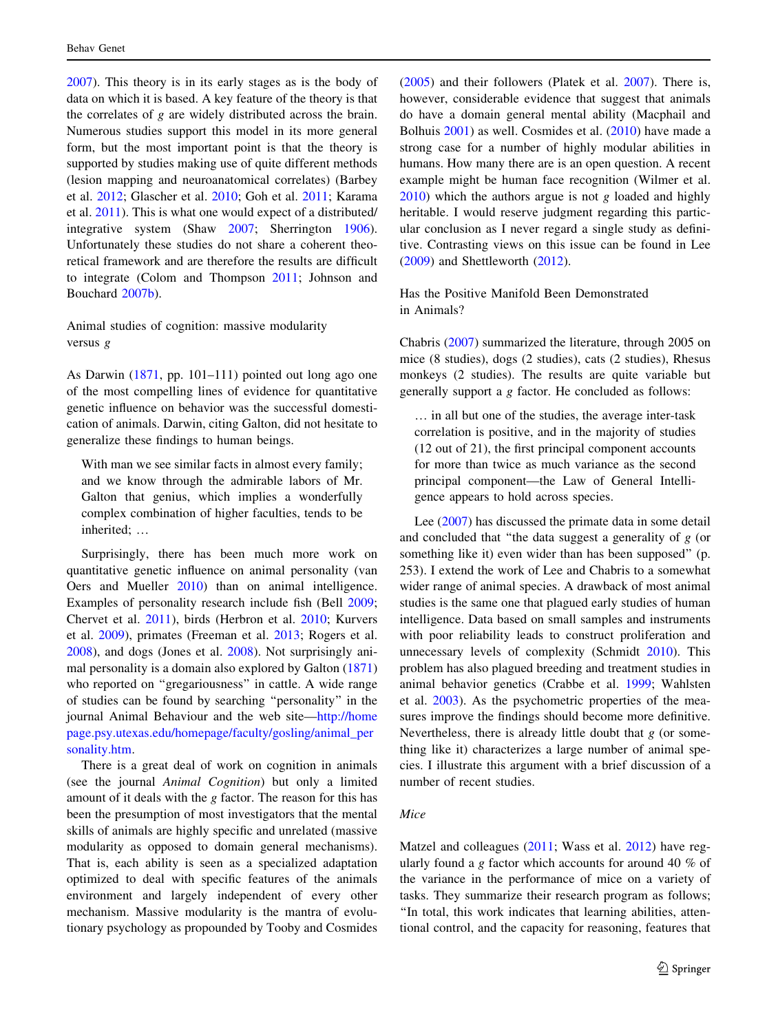2007). This theory is in its early stages as is the body of data on which it is based. A key feature of the theory is that the correlates of *g* are widely distributed across the brain. Numerous studies support this model in its more general form, but the most important point is that the theory is supported by studies making use of quite different methods (lesion mapping and neuroanatomical correlates) (Barbey et al. 2012; Glascher et al. 2010; Goh et al. 2011; Karama et al. 2011). This is what one would expect of a distributed/integrative system (Shaw 2007; Sherrington 1906). Unfortunately these studies do not share a coherent theoretical framework and are therefore the results are difficult to integrate (Colom and Thompson 2011; Johnson and Bouchard 2007b).

## Animal studies of cognition: massive modularity versus *g*

As Darwin (1871, pp. 101–111) pointed out long ago one of the most compelling lines of evidence for quantitative genetic influence on behavior was the successful domestication of animals. Darwin, citing Galton, did not hesitate to generalize these findings to human beings.

> With man we see similar facts in almost every family; and we know through the admirable labors of Mr. Galton that genius, which implies a wonderfully complex combination of higher faculties, tends to be inherited; …

Surprisingly, there has been much more work on quantitative genetic influence on animal personality (van Oers and Mueller 2010) than on animal intelligence. Examples of personality research include fish (Bell 2009; Chervet et al. 2011), birds (Herbron et al. 2010; Kurvers et al. 2009), primates (Freeman et al. 2013; Rogers et al. 2008), and dogs (Jones et al. 2008). Not surprisingly animal personality is a domain also explored by Galton (1871) who reported on "gregariousness" in cattle. A wide range of studies can be found by searching "personality" in the journal Animal Behaviour and the web site—http://homepage.psy.utexas.edu/homepage/faculty/gosling/animal_personality.htm.

There is a great deal of work on cognition in animals (see the journal *Animal Cognition*) but only a limited amount of it deals with the *g* factor. The reason for this has been the presumption of most investigators that the mental skills of animals are highly specific and unrelated (massive modularity as opposed to domain general mechanisms). That is, each ability is seen as a specialized adaptation optimized to deal with specific features of the animals environment and largely independent of every other mechanism. Massive modularity is the mantra of evolutionary psychology as propounded by Tooby and Cosmides (2005) and their followers (Platek et al. 2007). There is, however, considerable evidence that suggest that animals do have a domain general mental ability (Macphail and Bolhuis 2001) as well. Cosmides et al. (2010) have made a strong case for a number of highly modular abilities in humans. How many there are is an open question. A recent example might be human face recognition (Wilmer et al. 2010) which the authors argue is not *g* loaded and highly heritable. I would reserve judgment regarding this particular conclusion as I never regard a single study as definitive. Contrasting views on this issue can be found in Lee (2009) and Shettleworth (2012).

## Has the Positive Manifold Been Demonstrated in Animals?

Chabris (2007) summarized the literature, through 2005 on mice (8 studies), dogs (2 studies), cats (2 studies), Rhesus monkeys (2 studies). The results are quite variable but generally support a *g* factor. He concluded as follows:

> … in all but one of the studies, the average inter-task correlation is positive, and in the majority of studies (12 out of 21), the first principal component accounts for more than twice as much variance as the second principal component—the Law of General Intelligence appears to hold across species.

Lee (2007) has discussed the primate data in some detail and concluded that "the data suggest a generality of *g* (or something like it) even wider than has been supposed" (p. 253). I extend the work of Lee and Chabris to a somewhat wider range of animal species. A drawback of most animal studies is the same one that plagued early studies of human intelligence. Data based on small samples and instruments with poor reliability leads to construct proliferation and unnecessary levels of complexity (Schmidt 2010). This problem has also plagued breeding and treatment studies in animal behavior genetics (Crabbe et al. 1999; Wahlsten et al. 2003). As the psychometric properties of the measures improve the findings should become more definitive. Nevertheless, there is already little doubt that *g* (or something like it) characterizes a large number of animal species. I illustrate this argument with a brief discussion of a number of recent studies.

### *Mice*

Matzel and colleagues (2011; Wass et al. 2012) have regularly found a *g* factor which accounts for around 40 % of the variance in the performance of mice on a variety of tasks. They summarize their research program as follows; "In total, this work indicates that learning abilities, attentional control, and the capacity for reasoning, features that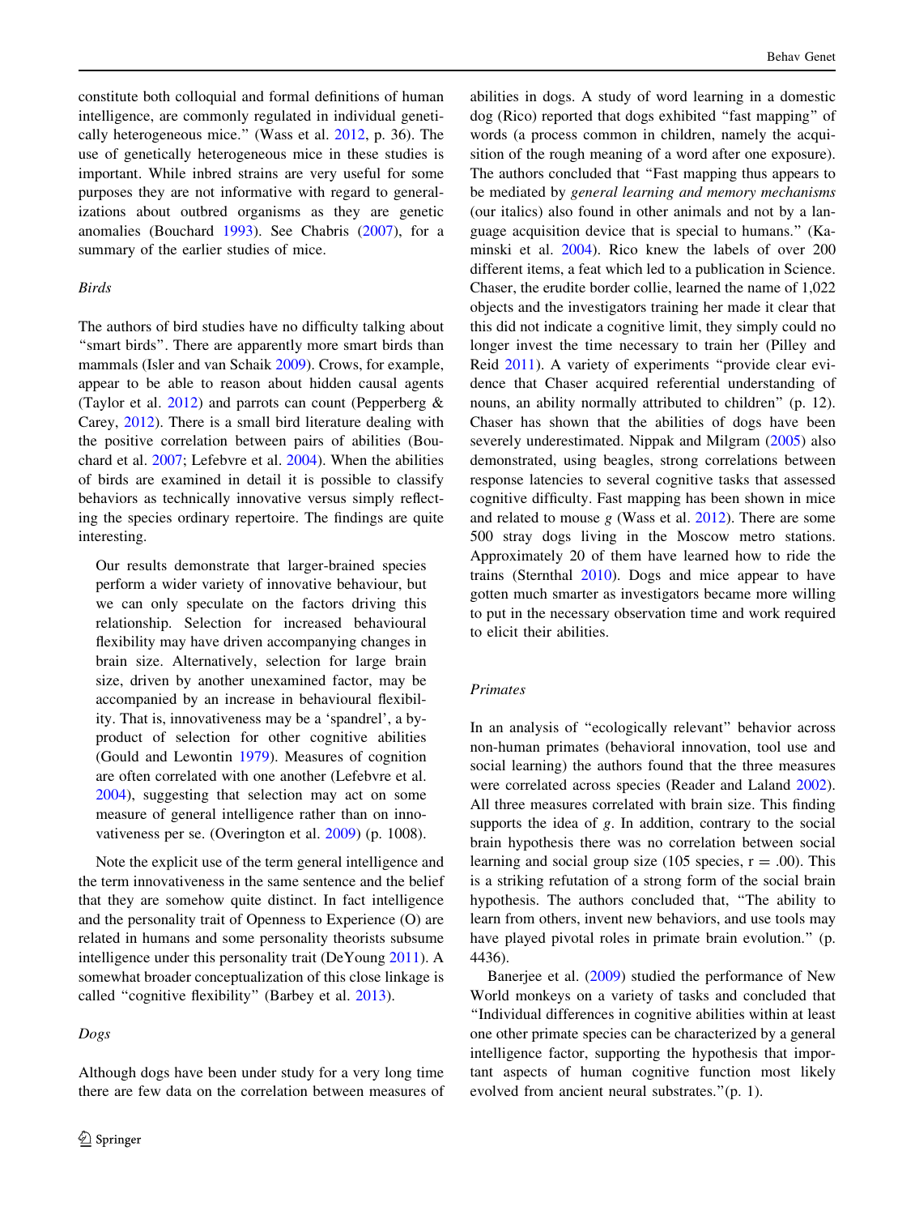constitute both colloquial and formal definitions of human intelligence, are commonly regulated in individual genetically heterogeneous mice." (Wass et al. 2012, p. 36). The use of genetically heterogeneous mice in these studies is important. While inbred strains are very useful for some purposes they are not informative with regard to generalizations about outbred organisms as they are genetic anomalies (Bouchard 1993). See Chabris (2007), for a summary of the earlier studies of mice.

### Birds

The authors of bird studies have no difficulty talking about "smart birds". There are apparently more smart birds than mammals (Isler and van Schaik 2009). Crows, for example, appear to be able to reason about hidden causal agents (Taylor et al. 2012) and parrots can count (Pepperberg & Carey, 2012). There is a small bird literature dealing with the positive correlation between pairs of abilities (Bouchard et al. 2007; Lefebvre et al. 2004). When the abilities of birds are examined in detail it is possible to classify behaviors as technically innovative versus simply reflecting the species ordinary repertoire. The findings are quite interesting.

> Our results demonstrate that larger-brained species perform a wider variety of innovative behaviour, but we can only speculate on the factors driving this relationship. Selection for increased behavioural flexibility may have driven accompanying changes in brain size. Alternatively, selection for large brain size, driven by another unexamined factor, may be accompanied by an increase in behavioural flexibility. That is, innovativeness may be a 'spandrel', a by-product of selection for other cognitive abilities (Gould and Lewontin 1979). Measures of cognition are often correlated with one another (Lefebvre et al. 2004), suggesting that selection may act on some measure of general intelligence rather than on innovativeness per se. (Overington et al. 2009) (p. 1008).

Note the explicit use of the term general intelligence and the term innovativeness in the same sentence and the belief that they are somehow quite distinct. In fact intelligence and the personality trait of Openness to Experience (O) are related in humans and some personality theorists subsume intelligence under this personality trait (DeYoung 2011). A somewhat broader conceptualization of this close linkage is called "cognitive flexibility" (Barbey et al. 2013).

### Dogs

Although dogs have been under study for a very long time there are few data on the correlation between measures of abilities in dogs. A study of word learning in a domestic dog (Rico) reported that dogs exhibited "fast mapping" of words (a process common in children, namely the acquisition of the rough meaning of a word after one exposure). The authors concluded that "Fast mapping thus appears to be mediated by *general learning and memory mechanisms* (our italics) also found in other animals and not by a language acquisition device that is special to humans." (Kaminski et al. 2004). Rico knew the labels of over 200 different items, a feat which led to a publication in Science. Chaser, the erudite border collie, learned the name of 1,022 objects and the investigators training her made it clear that this did not indicate a cognitive limit, they simply could no longer invest the time necessary to train her (Pilley and Reid 2011). A variety of experiments "provide clear evidence that Chaser acquired referential understanding of nouns, an ability normally attributed to children" (p. 12). Chaser has shown that the abilities of dogs have been severely underestimated. Nippak and Milgram (2005) also demonstrated, using beagles, strong correlations between response latencies to several cognitive tasks that assessed cognitive difficulty. Fast mapping has been shown in mice and related to mouse *g* (Wass et al. 2012). There are some 500 stray dogs living in the Moscow metro stations. Approximately 20 of them have learned how to ride the trains (Sternthal 2010). Dogs and mice appear to have gotten much smarter as investigators became more willing to put in the necessary observation time and work required to elicit their abilities.

### Primates

In an analysis of "ecologically relevant" behavior across non-human primates (behavioral innovation, tool use and social learning) the authors found that the three measures were correlated across species (Reader and Laland 2002). All three measures correlated with brain size. This finding supports the idea of *g*. In addition, contrary to the social brain hypothesis there was no correlation between social learning and social group size (105 species, $r = .00$). This is a striking refutation of a strong form of the social brain hypothesis. The authors concluded that, "The ability to learn from others, invent new behaviors, and use tools may have played pivotal roles in primate brain evolution." (p. 4436).

Banerjee et al. (2009) studied the performance of New World monkeys on a variety of tasks and concluded that "Individual differences in cognitive abilities within at least one other primate species can be characterized by a general intelligence factor, supporting the hypothesis that important aspects of human cognitive function most likely evolved from ancient neural substrates."(p. 1).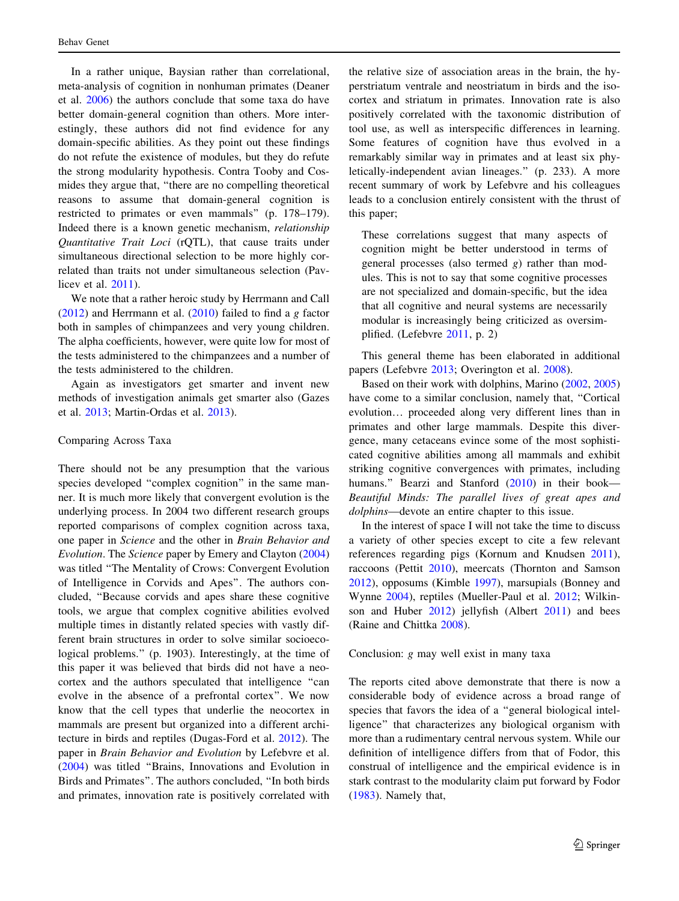In a rather unique, Baysian rather than correlational, meta-analysis of cognition in nonhuman primates (Deaner et al. 2006) the authors conclude that some taxa do have better domain-general cognition than others. More interestingly, these authors did not find evidence for any domain-specific abilities. As they point out these findings do not refute the existence of modules, but they do refute the strong modularity hypothesis. Contra Tooby and Cosmides they argue that, "there are no compelling theoretical reasons to assume that domain-general cognition is restricted to primates or even mammals" (p. 178–179). Indeed there is a known genetic mechanism, *relationship Quantitative Trait Loci* (rQTL), that cause traits under simultaneous directional selection to be more highly correlated than traits not under simultaneous selection (Pavlicev et al. 2011).

We note that a rather heroic study by Herrmann and Call (2012) and Herrmann et al. (2010) failed to find a *g* factor both in samples of chimpanzees and very young children. The alpha coefficients, however, were quite low for most of the tests administered to the chimpanzees and a number of the tests administered to the children.

Again as investigators get smarter and invent new methods of investigation animals get smarter also (Gazes et al. 2013; Martin-Ordas et al. 2013).

## Comparing Across Taxa

There should not be any presumption that the various species developed "complex cognition" in the same manner. It is much more likely that convergent evolution is the underlying process. In 2004 two different research groups reported comparisons of complex cognition across taxa, one paper in *Science* and the other in *Brain Behavior and Evolution*. The *Science* paper by Emery and Clayton (2004) was titled "The Mentality of Crows: Convergent Evolution of Intelligence in Corvids and Apes". The authors concluded, "Because corvids and apes share these cognitive tools, we argue that complex cognitive abilities evolved multiple times in distantly related species with vastly different brain structures in order to solve similar socioecological problems." (p. 1903). Interestingly, at the time of this paper it was believed that birds did not have a neocortex and the authors speculated that intelligence "can evolve in the absence of a prefrontal cortex". We now know that the cell types that underlie the neocortex in mammals are present but organized into a different architecture in birds and reptiles (Dugas-Ford et al. 2012). The paper in *Brain Behavior and Evolution* by Lefebvre et al. (2004) was titled "Brains, Innovations and Evolution in Birds and Primates". The authors concluded, "In both birds and primates, innovation rate is positively correlated with the relative size of association areas in the brain, the hyperstriatum ventrale and neostriatum in birds and the isocortex and striatum in primates. Innovation rate is also positively correlated with the taxonomic distribution of tool use, as well as interspecific differences in learning. Some features of cognition have thus evolved in a remarkably similar way in primates and at least six phyletically-independent avian lineages." (p. 233). A more recent summary of work by Lefebvre and his colleagues leads to a conclusion entirely consistent with the thrust of this paper;

> These correlations suggest that many aspects of cognition might be better understood in terms of general processes (also termed *g*) rather than modules. This is not to say that some cognitive processes are not specialized and domain-specific, but the idea that all cognitive and neural systems are necessarily modular is increasingly being criticized as oversimplified. (Lefebvre 2011, p. 2)

This general theme has been elaborated in additional papers (Lefebvre 2013; Overington et al. 2008).

Based on their work with dolphins, Marino (2002, 2005) have come to a similar conclusion, namely that, "Cortical evolution… proceeded along very different lines than in primates and other large mammals. Despite this divergence, many cetaceans evince some of the most sophisticated cognitive abilities among all mammals and exhibit striking cognitive convergences with primates, including humans." Bearzi and Stanford (2010) in their book—*Beautiful Minds: The parallel lives of great apes and dolphins*—devote an entire chapter to this issue.

In the interest of space I will not take the time to discuss a variety of other species except to cite a few relevant references regarding pigs (Kornum and Knudsen 2011), raccoons (Pettit 2010), meercats (Thornton and Samson 2012), opposums (Kimble 1997), marsupials (Bonney and Wynne 2004), reptiles (Mueller-Paul et al. 2012; Wilkinson and Huber 2012) jellyfish (Albert 2011) and bees (Raine and Chittka 2008).

## Conclusion: *g* may well exist in many taxa

The reports cited above demonstrate that there is now a considerable body of evidence across a broad range of species that favors the idea of a "general biological intelligence" that characterizes any biological organism with more than a rudimentary central nervous system. While our definition of intelligence differs from that of Fodor, this construal of intelligence and the empirical evidence is in stark contrast to the modularity claim put forward by Fodor (1983). Namely that,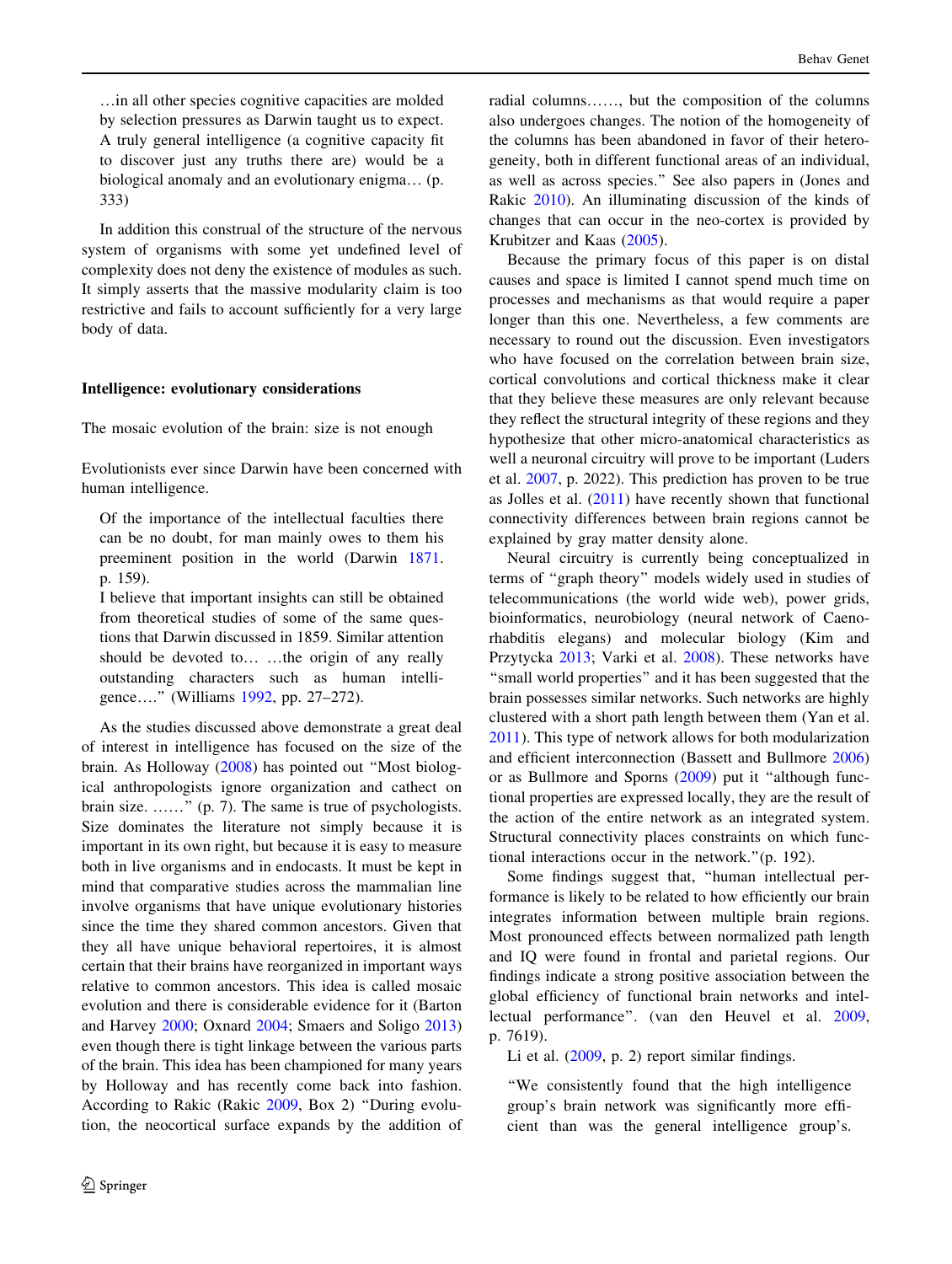> …in all other species cognitive capacities are molded by selection pressures as Darwin taught us to expect. A truly general intelligence (a cognitive capacity fit to discover just any truths there are) would be a biological anomaly and an evolutionary enigma… (p. 333)

In addition this construal of the structure of the nervous system of organisms with some yet undefined level of complexity does not deny the existence of modules as such. It simply asserts that the massive modularity claim is too restrictive and fails to account sufficiently for a very large body of data.

## Intelligence: evolutionary considerations

### The mosaic evolution of the brain: size is not enough

Evolutionists ever since Darwin have been concerned with human intelligence.

> Of the importance of the intellectual faculties there can be no doubt, for man mainly owes to them his preeminent position in the world (Darwin 1871. p. 159).
>
> I believe that important insights can still be obtained from theoretical studies of some of the same questions that Darwin discussed in 1859. Similar attention should be devoted to… …the origin of any really outstanding characters such as human intelligence…." (Williams 1992, pp. 27–272).

As the studies discussed above demonstrate a great deal of interest in intelligence has focused on the size of the brain. As Holloway (2008) has pointed out "Most biological anthropologists ignore organization and cathect on brain size. ……" (p. 7). The same is true of psychologists. Size dominates the literature not simply because it is important in its own right, but because it is easy to measure both in live organisms and in endocasts. It must be kept in mind that comparative studies across the mammalian line involve organisms that have unique evolutionary histories since the time they shared common ancestors. Given that they all have unique behavioral repertoires, it is almost certain that their brains have reorganized in important ways relative to common ancestors. This idea is called mosaic evolution and there is considerable evidence for it (Barton and Harvey 2000; Oxnard 2004; Smaers and Soligo 2013) even though there is tight linkage between the various parts of the brain. This idea has been championed for many years by Holloway and has recently come back into fashion. According to Rakic (Rakic 2009, Box 2) "During evolution, the neocortical surface expands by the addition of radial columns……, but the composition of the columns also undergoes changes. The notion of the homogeneity of the columns has been abandoned in favor of their heterogeneity, both in different functional areas of an individual, as well as across species." See also papers in (Jones and Rakic 2010). An illuminating discussion of the kinds of changes that can occur in the neo-cortex is provided by Krubitzer and Kaas (2005).

Because the primary focus of this paper is on distal causes and space is limited I cannot spend much time on processes and mechanisms as that would require a paper longer than this one. Nevertheless, a few comments are necessary to round out the discussion. Even investigators who have focused on the correlation between brain size, cortical convolutions and cortical thickness make it clear that they believe these measures are only relevant because they reflect the structural integrity of these regions and they hypothesize that other micro-anatomical characteristics as well a neuronal circuitry will prove to be important (Luders et al. 2007, p. 2022). This prediction has proven to be true as Jolles et al. (2011) have recently shown that functional connectivity differences between brain regions cannot be explained by gray matter density alone.

Neural circuitry is currently being conceptualized in terms of "graph theory" models widely used in studies of telecommunications (the world wide web), power grids, bioinformatics, neurobiology (neural network of Caenorhabditis elegans) and molecular biology (Kim and Przytycka 2013; Varki et al. 2008). These networks have "small world properties" and it has been suggested that the brain possesses similar networks. Such networks are highly clustered with a short path length between them (Yan et al. 2011). This type of network allows for both modularization and efficient interconnection (Bassett and Bullmore 2006) or as Bullmore and Sporns (2009) put it "although functional properties are expressed locally, they are the result of the action of the entire network as an integrated system. Structural connectivity places constraints on which functional interactions occur in the network."(p. 192).

Some findings suggest that, "human intellectual performance is likely to be related to how efficiently our brain integrates information between multiple brain regions. Most pronounced effects between normalized path length and IQ were found in frontal and parietal regions. Our findings indicate a strong positive association between the global efficiency of functional brain networks and intellectual performance". (van den Heuvel et al. 2009, p. 7619).

Li et al. (2009, p. 2) report similar findings.

> "We consistently found that the high intelligence group's brain network was significantly more efficient than was the general intelligence group's.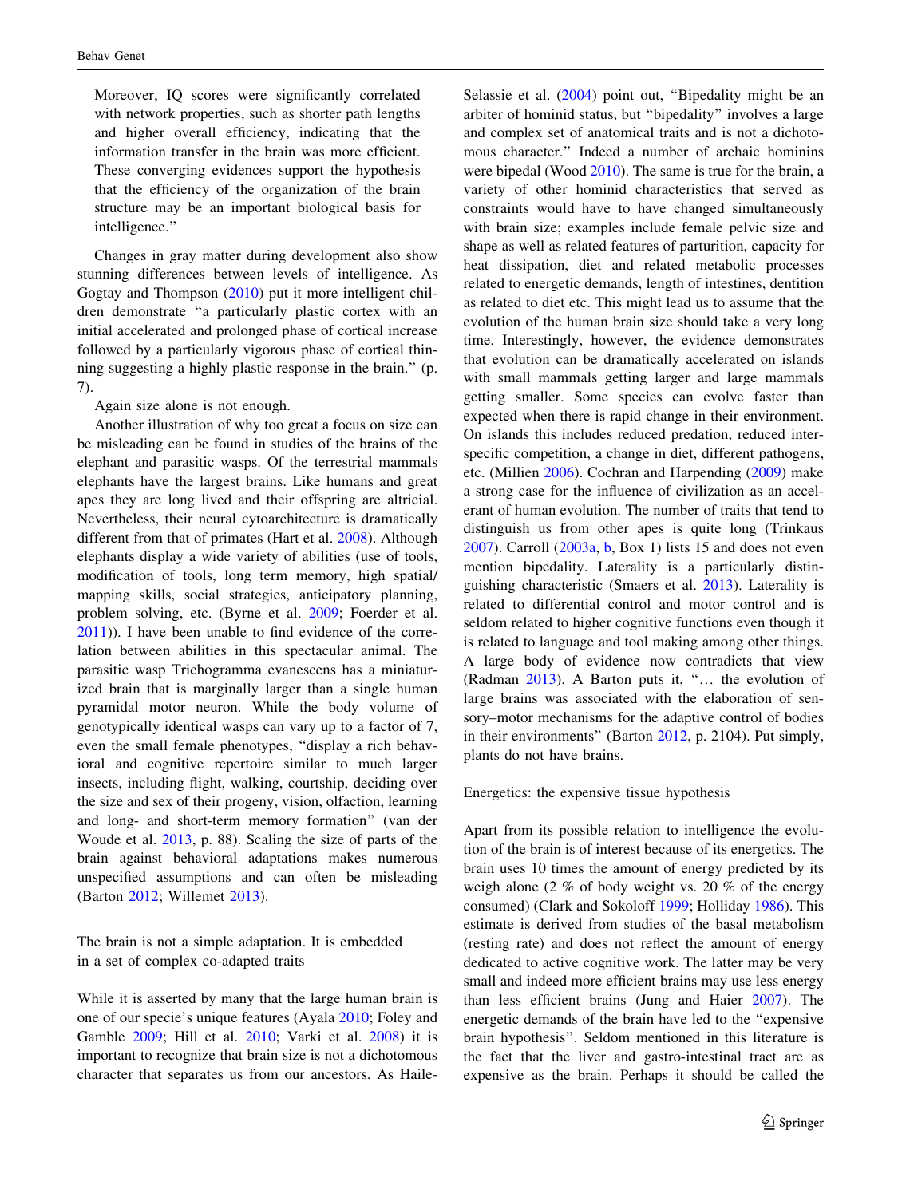Moreover, IQ scores were significantly correlated with network properties, such as shorter path lengths and higher overall efficiency, indicating that the information transfer in the brain was more efficient. These converging evidences support the hypothesis that the efficiency of the organization of the brain structure may be an important biological basis for intelligence."

Changes in gray matter during development also show stunning differences between levels of intelligence. As Gogtay and Thompson (2010) put it more intelligent children demonstrate "a particularly plastic cortex with an initial accelerated and prolonged phase of cortical increase followed by a particularly vigorous phase of cortical thinning suggesting a highly plastic response in the brain." (p. 7).

Again size alone is not enough.

Another illustration of why too great a focus on size can be misleading can be found in studies of the brains of the elephant and parasitic wasps. Of the terrestrial mammals elephants have the largest brains. Like humans and great apes they are long lived and their offspring are altricial. Nevertheless, their neural cytoarchitecture is dramatically different from that of primates (Hart et al. 2008). Although elephants display a wide variety of abilities (use of tools, modification of tools, long term memory, high spatial/mapping skills, social strategies, anticipatory planning, problem solving, etc. (Byrne et al. 2009; Foerder et al. 2011)). I have been unable to find evidence of the correlation between abilities in this spectacular animal. The parasitic wasp Trichogramma evanescens has a miniaturized brain that is marginally larger than a single human pyramidal motor neuron. While the body volume of genotypically identical wasps can vary up to a factor of 7, even the small female phenotypes, "display a rich behavioral and cognitive repertoire similar to much larger insects, including flight, walking, courtship, deciding over the size and sex of their progeny, vision, olfaction, learning and long- and short-term memory formation" (van der Woude et al. 2013, p. 88). Scaling the size of parts of the brain against behavioral adaptations makes numerous unspecified assumptions and can often be misleading (Barton 2012; Willemet 2013).

## The brain is not a simple adaptation. It is embedded in a set of complex co-adapted traits

While it is asserted by many that the large human brain is one of our specie's unique features (Ayala 2010; Foley and Gamble 2009; Hill et al. 2010; Varki et al. 2008) it is important to recognize that brain size is not a dichotomous character that separates us from our ancestors. As Haile-Selassie et al. (2004) point out, "Bipedality might be an arbiter of hominid status, but "bipedality" involves a large and complex set of anatomical traits and is not a dichotomous character." Indeed a number of archaic hominins were bipedal (Wood 2010). The same is true for the brain, a variety of other hominid characteristics that served as constraints would have to have changed simultaneously with brain size; examples include female pelvic size and shape as well as related features of parturition, capacity for heat dissipation, diet and related metabolic processes related to energetic demands, length of intestines, dentition as related to diet etc. This might lead us to assume that the evolution of the human brain size should take a very long time. Interestingly, however, the evidence demonstrates that evolution can be dramatically accelerated on islands with small mammals getting larger and large mammals getting smaller. Some species can evolve faster than expected when there is rapid change in their environment. On islands this includes reduced predation, reduced interspecific competition, a change in diet, different pathogens, etc. (Millien 2006). Cochran and Harpending (2009) make a strong case for the influence of civilization as an accelerant of human evolution. The number of traits that tend to distinguish us from other apes is quite long (Trinkaus 2007). Carroll (2003a, b, Box 1) lists 15 and does not even mention bipedality. Laterality is a particularly distinguishing characteristic (Smaers et al. 2013). Laterality is related to differential control and motor control and is seldom related to higher cognitive functions even though it is related to language and tool making among other things. A large body of evidence now contradicts that view (Radman 2013). A Barton puts it, "… the evolution of large brains was associated with the elaboration of sensory–motor mechanisms for the adaptive control of bodies in their environments" (Barton 2012, p. 2104). Put simply, plants do not have brains.

## Energetics: the expensive tissue hypothesis

Apart from its possible relation to intelligence the evolution of the brain is of interest because of its energetics. The brain uses 10 times the amount of energy predicted by its weigh alone (2 % of body weight vs. 20 % of the energy consumed) (Clark and Sokoloff 1999; Holliday 1986). This estimate is derived from studies of the basal metabolism (resting rate) and does not reflect the amount of energy dedicated to active cognitive work. The latter may be very small and indeed more efficient brains may use less energy than less efficient brains (Jung and Haier 2007). The energetic demands of the brain have led to the "expensive brain hypothesis". Seldom mentioned in this literature is the fact that the liver and gastro-intestinal tract are as expensive as the brain. Perhaps it should be called the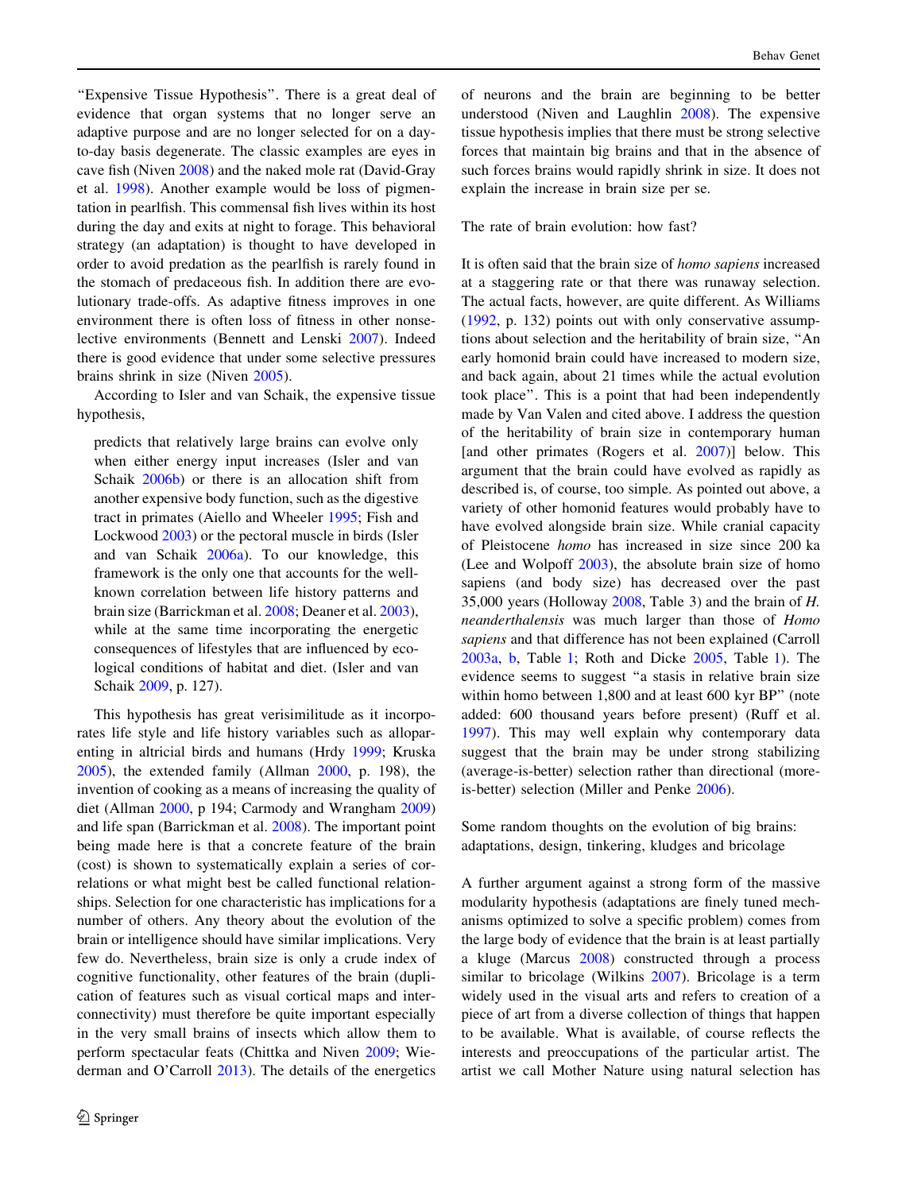"Expensive Tissue Hypothesis". There is a great deal of evidence that organ systems that no longer serve an adaptive purpose and are no longer selected for on a day-to-day basis degenerate. The classic examples are eyes in cave fish (Niven 2008) and the naked mole rat (David-Gray et al. 1998). Another example would be loss of pigmentation in pearlfish. This commensal fish lives within its host during the day and exits at night to forage. This behavioral strategy (an adaptation) is thought to have developed in order to avoid predation as the pearlfish is rarely found in the stomach of predaceous fish. In addition there are evolutionary trade-offs. As adaptive fitness improves in one environment there is often loss of fitness in other nonselective environments (Bennett and Lenski 2007). Indeed there is good evidence that under some selective pressures brains shrink in size (Niven 2005).

According to Isler and van Schaik, the expensive tissue hypothesis,

> predicts that relatively large brains can evolve only when either energy input increases (Isler and van Schaik 2006b) or there is an allocation shift from another expensive body function, such as the digestive tract in primates (Aiello and Wheeler 1995; Fish and Lockwood 2003) or the pectoral muscle in birds (Isler and van Schaik 2006a). To our knowledge, this framework is the only one that accounts for the well-known correlation between life history patterns and brain size (Barrickman et al. 2008; Deaner et al. 2003), while at the same time incorporating the energetic consequences of lifestyles that are influenced by ecological conditions of habitat and diet. (Isler and van Schaik 2009, p. 127).

This hypothesis has great verisimilitude as it incorporates life style and life history variables such as alloparenting in altricial birds and humans (Hrdy 1999; Kruska 2005), the extended family (Allman 2000, p. 198), the invention of cooking as a means of increasing the quality of diet (Allman 2000, p 194; Carmody and Wrangham 2009) and life span (Barrickman et al. 2008). The important point being made here is that a concrete feature of the brain (cost) is shown to systematically explain a series of correlations or what might best be called functional relationships. Selection for one characteristic has implications for a number of others. Any theory about the evolution of the brain or intelligence should have similar implications. Very few do. Nevertheless, brain size is only a crude index of cognitive functionality, other features of the brain (duplication of features such as visual cortical maps and interconnectivity) must therefore be quite important especially in the very small brains of insects which allow them to perform spectacular feats (Chittka and Niven 2009; Wiederman and O'Carroll 2013). The details of the energetics of neurons and the brain are beginning to be better understood (Niven and Laughlin 2008). The expensive tissue hypothesis implies that there must be strong selective forces that maintain big brains and that in the absence of such forces brains would rapidly shrink in size. It does not explain the increase in brain size per se.

## The rate of brain evolution: how fast?

It is often said that the brain size of *homo sapiens* increased at a staggering rate or that there was runaway selection. The actual facts, however, are quite different. As Williams (1992, p. 132) points out with only conservative assumptions about selection and the heritability of brain size, "An early homonid brain could have increased to modern size, and back again, about 21 times while the actual evolution took place". This is a point that had been independently made by Van Valen and cited above. I address the question of the heritability of brain size in contemporary human [and other primates (Rogers et al. 2007)] below. This argument that the brain could have evolved as rapidly as described is, of course, too simple. As pointed out above, a variety of other homonid features would probably have to have evolved alongside brain size. While cranial capacity of Pleistocene *homo* has increased in size since 200 ka (Lee and Wolpoff 2003), the absolute brain size of homo sapiens (and body size) has decreased over the past 35,000 years (Holloway 2008, Table 3) and the brain of *H. neanderthalensis* was much larger than those of *Homo sapiens* and that difference has not been explained (Carroll 2003a, b, Table 1; Roth and Dicke 2005, Table 1). The evidence seems to suggest "a stasis in relative brain size within homo between 1,800 and at least 600 kyr BP" (note added: 600 thousand years before present) (Ruff et al. 1997). This may well explain why contemporary data suggest that the brain may be under strong stabilizing (average-is-better) selection rather than directional (more-is-better) selection (Miller and Penke 2006).

## Some random thoughts on the evolution of big brains: adaptations, design, tinkering, kludges and bricolage

A further argument against a strong form of the massive modularity hypothesis (adaptations are finely tuned mechanisms optimized to solve a specific problem) comes from the large body of evidence that the brain is at least partially a kluge (Marcus 2008) constructed through a process similar to bricolage (Wilkins 2007). Bricolage is a term widely used in the visual arts and refers to creation of a piece of art from a diverse collection of things that happen to be available. What is available, of course reflects the interests and preoccupations of the particular artist. The artist we call Mother Nature using natural selection has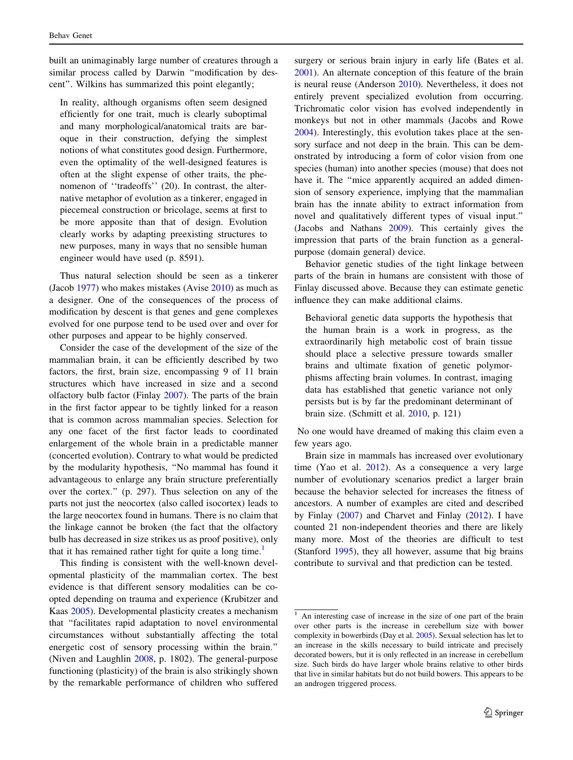built an unimaginably large number of creatures through a similar process called by Darwin "modification by descent". Wilkins has summarized this point elegantly;

> In reality, although organisms often seem designed efficiently for one trait, much is clearly suboptimal and many morphological/anatomical traits are baroque in their construction, defying the simplest notions of what constitutes good design. Furthermore, even the optimality of the well-designed features is often at the slight expense of other traits, the phenomenon of ''tradeoffs'' (20). In contrast, the alternative metaphor of evolution as a tinkerer, engaged in piecemeal construction or bricolage, seems at first to be more apposite than that of design. Evolution clearly works by adapting preexisting structures to new purposes, many in ways that no sensible human engineer would have used (p. 8591).

Thus natural selection should be seen as a tinkerer (Jacob 1977) who makes mistakes (Avise 2010) as much as a designer. One of the consequences of the process of modification by descent is that genes and gene complexes evolved for one purpose tend to be used over and over for other purposes and appear to be highly conserved.

Consider the case of the development of the size of the mammalian brain, it can be efficiently described by two factors, the first, brain size, encompassing 9 of 11 brain structures which have increased in size and a second olfactory bulb factor (Finlay 2007). The parts of the brain in the first factor appear to be tightly linked for a reason that is common across mammalian species. Selection for any one facet of the first factor leads to coordinated enlargement of the whole brain in a predictable manner (concerted evolution). Contrary to what would be predicted by the modularity hypothesis, "No mammal has found it advantageous to enlarge any brain structure preferentially over the cortex." (p. 297). Thus selection on any of the parts not just the neocortex (also called isocortex) leads to the large neocortex found in humans. There is no claim that the linkage cannot be broken (the fact that the olfactory bulb has decreased in size strikes us as proof positive), only that it has remained rather tight for quite a long time.[1]

This finding is consistent with the well-known developmental plasticity of the mammalian cortex. The best evidence is that different sensory modalities can be co-opted depending on trauma and experience (Krubitzer and Kaas 2005). Developmental plasticity creates a mechanism that "facilitates rapid adaptation to novel environmental circumstances without substantially affecting the total energetic cost of sensory processing within the brain." (Niven and Laughlin 2008, p. 1802). The general-purpose functioning (plasticity) of the brain is also strikingly shown by the remarkable performance of children who suffered surgery or serious brain injury in early life (Bates et al. 2001). An alternate conception of this feature of the brain is neural reuse (Anderson 2010). Nevertheless, it does not entirely prevent specialized evolution from occurring. Trichromatic color vision has evolved independently in monkeys but not in other mammals (Jacobs and Rowe 2004). Interestingly, this evolution takes place at the sensory surface and not deep in the brain. This can be demonstrated by introducing a form of color vision from one species (human) into another species (mouse) that does not have it. The "mice apparently acquired an added dimension of sensory experience, implying that the mammalian brain has the innate ability to extract information from novel and qualitatively different types of visual input." (Jacobs and Nathans 2009). This certainly gives the impression that parts of the brain function as a general-purpose (domain general) device.

Behavior genetic studies of the tight linkage between parts of the brain in humans are consistent with those of Finlay discussed above. Because they can estimate genetic influence they can make additional claims.

> Behavioral genetic data supports the hypothesis that the human brain is a work in progress, as the extraordinarily high metabolic cost of brain tissue should place a selective pressure towards smaller brains and ultimate fixation of genetic polymorphisms affecting brain volumes. In contrast, imaging data has established that genetic variance not only persists but is by far the predominant determinant of brain size. (Schmitt et al. 2010, p. 121)

No one would have dreamed of making this claim even a few years ago.

Brain size in mammals has increased over evolutionary time (Yao et al. 2012). As a consequence a very large number of evolutionary scenarios predict a larger brain because the behavior selected for increases the fitness of ancestors. A number of examples are cited and described by Finlay (2007) and Charvet and Finlay (2012). I have counted 21 non-independent theories and there are likely many more. Most of the theories are difficult to test (Stanford 1995), they all however, assume that big brains contribute to survival and that prediction can be tested.

[1] An interesting case of increase in the size of one part of the brain over other parts is the increase in cerebellum size with bower complexity in bowerbirds (Day et al. 2005). Sexual selection has let to an increase in the skills necessary to build intricate and precisely decorated bowers, but it is only reflected in an increase in cerebellum size. Such birds do have larger whole brains relative to other birds that live in similar habitats but do not build bowers. This appears to be an androgen triggered process.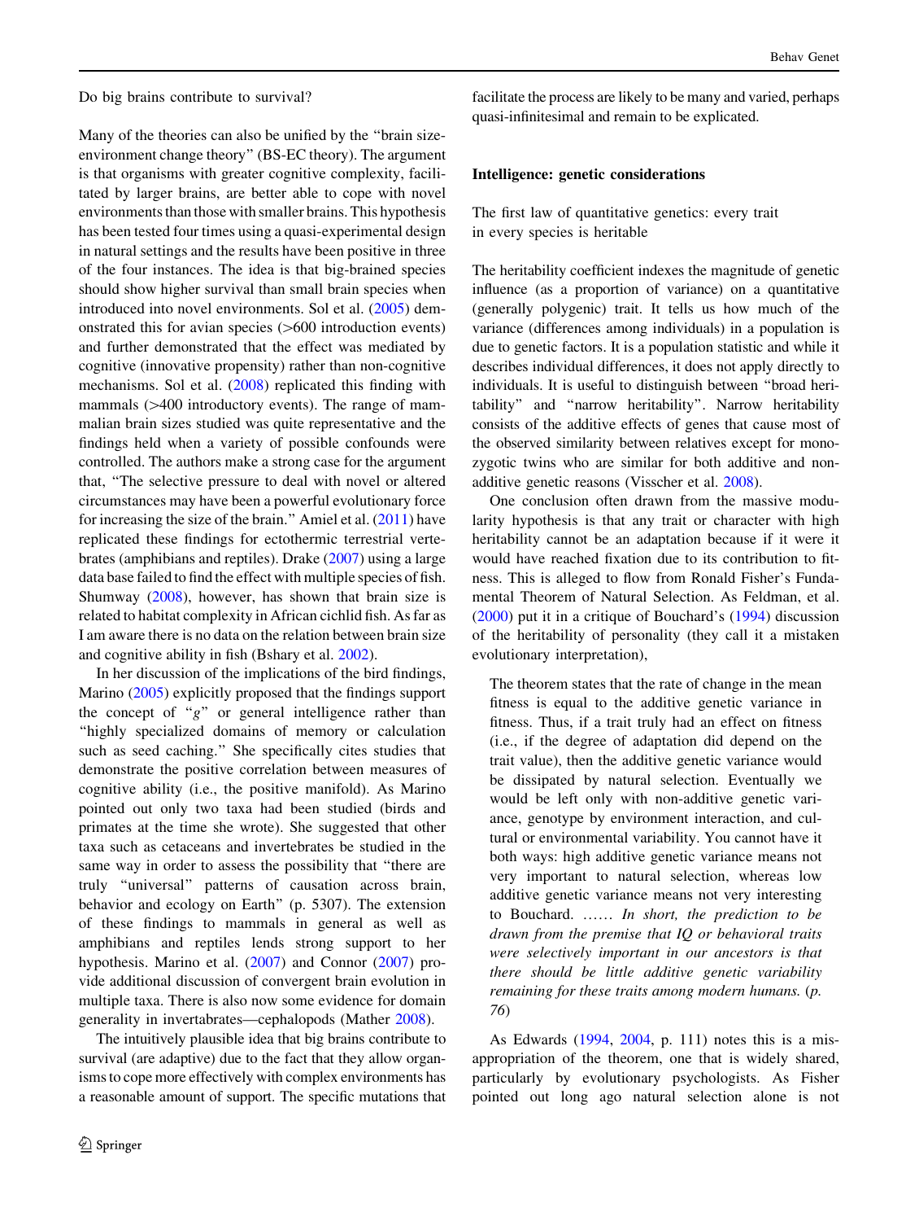Do big brains contribute to survival?

Many of the theories can also be unified by the "brain size-environment change theory" (BS-EC theory). The argument is that organisms with greater cognitive complexity, facilitated by larger brains, are better able to cope with novel environments than those with smaller brains. This hypothesis has been tested four times using a quasi-experimental design in natural settings and the results have been positive in three of the four instances. The idea is that big-brained species should show higher survival than small brain species when introduced into novel environments. Sol et al. (2005) demonstrated this for avian species (>600 introduction events) and further demonstrated that the effect was mediated by cognitive (innovative propensity) rather than non-cognitive mechanisms. Sol et al. (2008) replicated this finding with mammals (>400 introductory events). The range of mammalian brain sizes studied was quite representative and the findings held when a variety of possible confounds were controlled. The authors make a strong case for the argument that, "The selective pressure to deal with novel or altered circumstances may have been a powerful evolutionary force for increasing the size of the brain." Amiel et al. (2011) have replicated these findings for ectothermic terrestrial vertebrates (amphibians and reptiles). Drake (2007) using a large data base failed to find the effect with multiple species of fish. Shumway (2008), however, has shown that brain size is related to habitat complexity in African cichlid fish. As far as I am aware there is no data on the relation between brain size and cognitive ability in fish (Bshary et al. 2002).

In her discussion of the implications of the bird findings, Marino (2005) explicitly proposed that the findings support the concept of "*g*" or general intelligence rather than "highly specialized domains of memory or calculation such as seed caching." She specifically cites studies that demonstrate the positive correlation between measures of cognitive ability (i.e., the positive manifold). As Marino pointed out only two taxa had been studied (birds and primates at the time she wrote). She suggested that other taxa such as cetaceans and invertebrates be studied in the same way in order to assess the possibility that "there are truly "universal" patterns of causation across brain, behavior and ecology on Earth" (p. 5307). The extension of these findings to mammals in general as well as amphibians and reptiles lends strong support to her hypothesis. Marino et al. (2007) and Connor (2007) provide additional discussion of convergent brain evolution in multiple taxa. There is also now some evidence for domain generality in invertabrates—cephalopods (Mather 2008).

The intuitively plausible idea that big brains contribute to survival (are adaptive) due to the fact that they allow organisms to cope more effectively with complex environments has a reasonable amount of support. The specific mutations that facilitate the process are likely to be many and varied, perhaps quasi-infinitesimal and remain to be explicated.

## Intelligence: genetic considerations

The first law of quantitative genetics: every trait in every species is heritable

The heritability coefficient indexes the magnitude of genetic influence (as a proportion of variance) on a quantitative (generally polygenic) trait. It tells us how much of the variance (differences among individuals) in a population is due to genetic factors. It is a population statistic and while it describes individual differences, it does not apply directly to individuals. It is useful to distinguish between "broad heritability" and "narrow heritability". Narrow heritability consists of the additive effects of genes that cause most of the observed similarity between relatives except for monozygotic twins who are similar for both additive and non-additive genetic reasons (Visscher et al. 2008).

One conclusion often drawn from the massive modularity hypothesis is that any trait or character with high heritability cannot be an adaptation because if it were it would have reached fixation due to its contribution to fitness. This is alleged to flow from Ronald Fisher's Fundamental Theorem of Natural Selection. As Feldman, et al. (2000) put it in a critique of Bouchard's (1994) discussion of the heritability of personality (they call it a mistaken evolutionary interpretation),

> The theorem states that the rate of change in the mean fitness is equal to the additive genetic variance in fitness. Thus, if a trait truly had an effect on fitness (i.e., if the degree of adaptation did depend on the trait value), then the additive genetic variance would be dissipated by natural selection. Eventually we would be left only with non-additive genetic variance, genotype by environment interaction, and cultural or environmental variability. You cannot have it both ways: high additive genetic variance means not very important to natural selection, whereas low additive genetic variance means not very interesting to Bouchard. …… *In short, the prediction to be drawn from the premise that IQ or behavioral traits were selectively important in our ancestors is that there should be little additive genetic variability remaining for these traits among modern humans. (p. 76)*

As Edwards (1994, 2004, p. 111) notes this is a misappropriation of the theorem, one that is widely shared, particularly by evolutionary psychologists. As Fisher pointed out long ago natural selection alone is not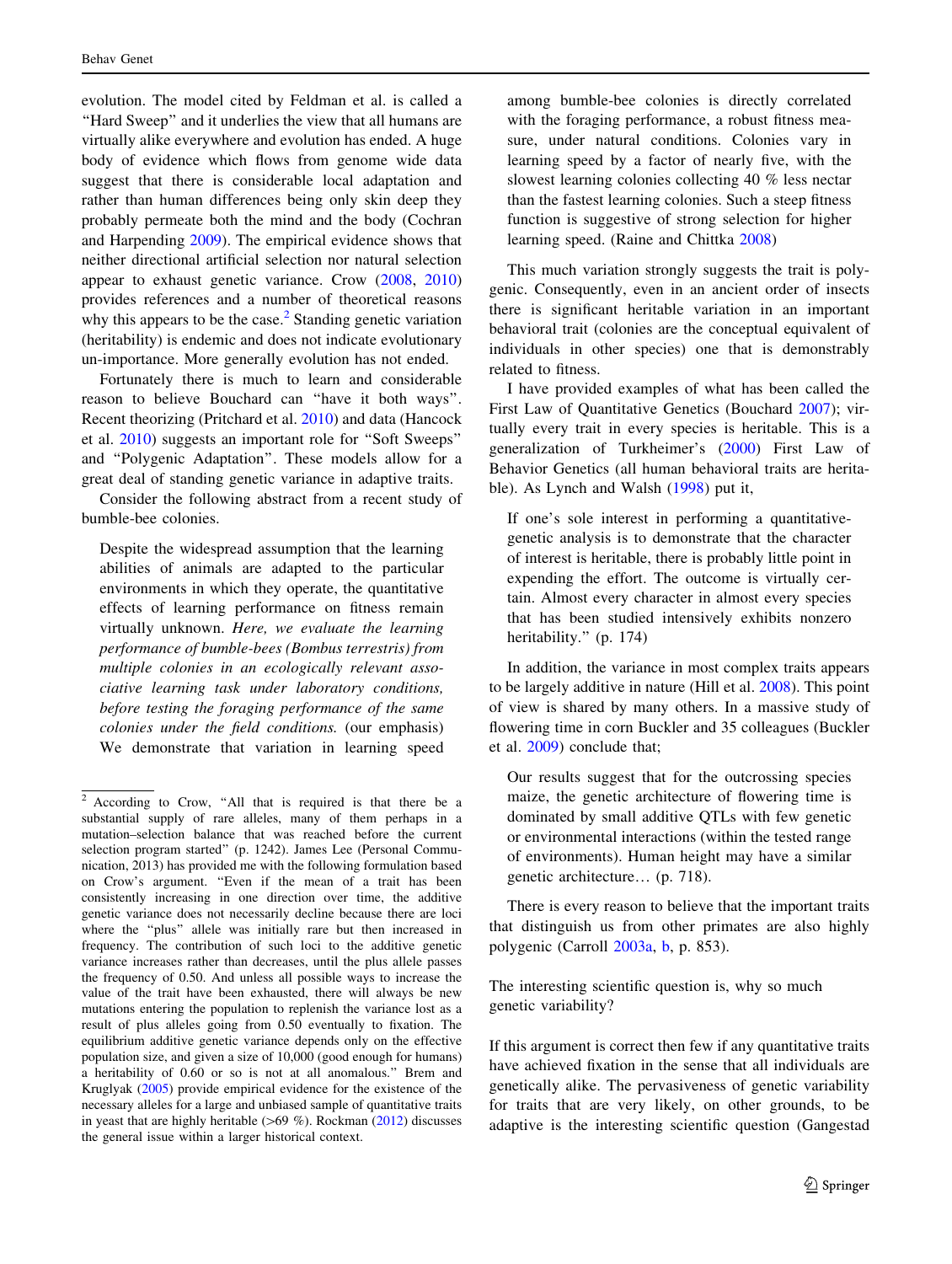evolution. The model cited by Feldman et al. is called a "Hard Sweep" and it underlies the view that all humans are virtually alike everywhere and evolution has ended. A huge body of evidence which flows from genome wide data suggest that there is considerable local adaptation and rather than human differences being only skin deep they probably permeate both the mind and the body (Cochran and Harpending 2009). The empirical evidence shows that neither directional artificial selection nor natural selection appear to exhaust genetic variance. Crow (2008, 2010) provides references and a number of theoretical reasons why this appears to be the case.[2] Standing genetic variation (heritability) is endemic and does not indicate evolutionary un-importance. More generally evolution has not ended.

Fortunately there is much to learn and considerable reason to believe Bouchard can "have it both ways". Recent theorizing (Pritchard et al. 2010) and data (Hancock et al. 2010) suggests an important role for "Soft Sweeps" and "Polygenic Adaptation". These models allow for a great deal of standing genetic variance in adaptive traits.

Consider the following abstract from a recent study of bumble-bee colonies.

> Despite the widespread assumption that the learning abilities of animals are adapted to the particular environments in which they operate, the quantitative effects of learning performance on fitness remain virtually unknown. *Here, we evaluate the learning performance of bumble-bees (Bombus terrestris) from multiple colonies in an ecologically relevant associative learning task under laboratory conditions, before testing the foraging performance of the same colonies under the field conditions.* (our emphasis) We demonstrate that variation in learning speed among bumble-bee colonies is directly correlated with the foraging performance, a robust fitness measure, under natural conditions. Colonies vary in learning speed by a factor of nearly five, with the slowest learning colonies collecting 40 % less nectar than the fastest learning colonies. Such a steep fitness function is suggestive of strong selection for higher learning speed. (Raine and Chittka 2008)

This much variation strongly suggests the trait is polygenic. Consequently, even in an ancient order of insects there is significant heritable variation in an important behavioral trait (colonies are the conceptual equivalent of individuals in other species) one that is demonstrably related to fitness.

I have provided examples of what has been called the First Law of Quantitative Genetics (Bouchard 2007); virtually every trait in every species is heritable. This is a generalization of Turkheimer's (2000) First Law of Behavior Genetics (all human behavioral traits are heritable). As Lynch and Walsh (1998) put it,

> If one's sole interest in performing a quantitative-genetic analysis is to demonstrate that the character of interest is heritable, there is probably little point in expending the effort. The outcome is virtually certain. Almost every character in almost every species that has been studied intensively exhibits nonzero heritability." (p. 174)

In addition, the variance in most complex traits appears to be largely additive in nature (Hill et al. 2008). This point of view is shared by many others. In a massive study of flowering time in corn Buckler and 35 colleagues (Buckler et al. 2009) conclude that;

> Our results suggest that for the outcrossing species maize, the genetic architecture of flowering time is dominated by small additive QTLs with few genetic or environmental interactions (within the tested range of environments). Human height may have a similar genetic architecture… (p. 718).

There is every reason to believe that the important traits that distinguish us from other primates are also highly polygenic (Carroll 2003a, b, p. 853).

## The interesting scientific question is, why so much genetic variability?

If this argument is correct then few if any quantitative traits have achieved fixation in the sense that all individuals are genetically alike. The pervasiveness of genetic variability for traits that are very likely, on other grounds, to be adaptive is the interesting scientific question (Gangestad

---

[2] According to Crow, "All that is required is that there be a substantial supply of rare alleles, many of them perhaps in a mutation–selection balance that was reached before the current selection program started" (p. 1242). James Lee (Personal Communication, 2013) has provided me with the following formulation based on Crow's argument. "Even if the mean of a trait has been consistently increasing in one direction over time, the additive genetic variance does not necessarily decline because there are loci where the "plus" allele was initially rare but then increased in frequency. The contribution of such loci to the additive genetic variance increases rather than decreases, until the plus allele passes the frequency of 0.50. And unless all possible ways to increase the value of the trait have been exhausted, there will always be new mutations entering the population to replenish the variance lost as a result of plus alleles going from 0.50 eventually to fixation. The equilibrium additive genetic variance depends only on the effective population size, and given a size of 10,000 (good enough for humans) a heritability of 0.60 or so is not at all anomalous." Brem and Kruglyak (2005) provide empirical evidence for the existence of the necessary alleles for a large and unbiased sample of quantitative traits in yeast that are highly heritable (>69 %). Rockman (2012) discusses the general issue within a larger historical context.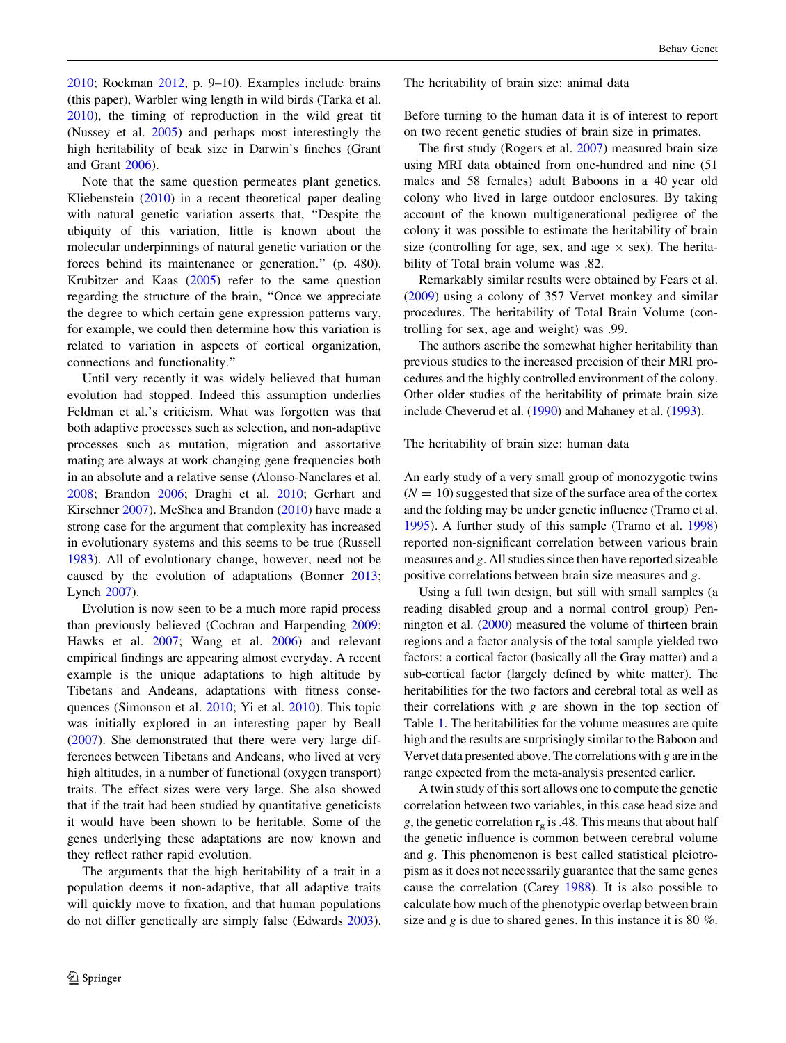2010; Rockman 2012, p. 9–10). Examples include brains (this paper), Warbler wing length in wild birds (Tarka et al. 2010), the timing of reproduction in the wild great tit (Nussey et al. 2005) and perhaps most interestingly the high heritability of beak size in Darwin's finches (Grant and Grant 2006).

Note that the same question permeates plant genetics. Kliebenstein (2010) in a recent theoretical paper dealing with natural genetic variation asserts that, "Despite the ubiquity of this variation, little is known about the molecular underpinnings of natural genetic variation or the forces behind its maintenance or generation." (p. 480). Krubitzer and Kaas (2005) refer to the same question regarding the structure of the brain, "Once we appreciate the degree to which certain gene expression patterns vary, for example, we could then determine how this variation is related to variation in aspects of cortical organization, connections and functionality."

Until very recently it was widely believed that human evolution had stopped. Indeed this assumption underlies Feldman et al.'s criticism. What was forgotten was that both adaptive processes such as selection, and non-adaptive processes such as mutation, migration and assortative mating are always at work changing gene frequencies both in an absolute and a relative sense (Alonso-Nanclares et al. 2008; Brandon 2006; Draghi et al. 2010; Gerhart and Kirschner 2007). McShea and Brandon (2010) have made a strong case for the argument that complexity has increased in evolutionary systems and this seems to be true (Russell 1983). All of evolutionary change, however, need not be caused by the evolution of adaptations (Bonner 2013; Lynch 2007).

Evolution is now seen to be a much more rapid process than previously believed (Cochran and Harpending 2009; Hawks et al. 2007; Wang et al. 2006) and relevant empirical findings are appearing almost everyday. A recent example is the unique adaptations to high altitude by Tibetans and Andeans, adaptations with fitness consequences (Simonson et al. 2010; Yi et al. 2010). This topic was initially explored in an interesting paper by Beall (2007). She demonstrated that there were very large differences between Tibetans and Andeans, who lived at very high altitudes, in a number of functional (oxygen transport) traits. The effect sizes were very large. She also showed that if the trait had been studied by quantitative geneticists it would have been shown to be heritable. Some of the genes underlying these adaptations are now known and they reflect rather rapid evolution.

The arguments that the high heritability of a trait in a population deems it non-adaptive, that all adaptive traits will quickly move to fixation, and that human populations do not differ genetically are simply false (Edwards 2003).

## The heritability of brain size: animal data

Before turning to the human data it is of interest to report on two recent genetic studies of brain size in primates.

The first study (Rogers et al. 2007) measured brain size using MRI data obtained from one-hundred and nine (51 males and 58 females) adult Baboons in a 40 year old colony who lived in large outdoor enclosures. By taking account of the known multigenerational pedigree of the colony it was possible to estimate the heritability of brain size (controlling for age, sex, and age × sex). The heritability of Total brain volume was .82.

Remarkably similar results were obtained by Fears et al. (2009) using a colony of 357 Vervet monkey and similar procedures. The heritability of Total Brain Volume (controlling for sex, age and weight) was .99.

The authors ascribe the somewhat higher heritability than previous studies to the increased precision of their MRI procedures and the highly controlled environment of the colony. Other older studies of the heritability of primate brain size include Cheverud et al. (1990) and Mahaney et al. (1993).

## The heritability of brain size: human data

An early study of a very small group of monozygotic twins ($N = 10$) suggested that size of the surface area of the cortex and the folding may be under genetic influence (Tramo et al. 1995). A further study of this sample (Tramo et al. 1998) reported non-significant correlation between various brain measures and *g*. All studies since then have reported sizeable positive correlations between brain size measures and *g*.

Using a full twin design, but still with small samples (a reading disabled group and a normal control group) Pennington et al. (2000) measured the volume of thirteen brain regions and a factor analysis of the total sample yielded two factors: a cortical factor (basically all the Gray matter) and a sub-cortical factor (largely defined by white matter). The heritabilities for the two factors and cerebral total as well as their correlations with *g* are shown in the top section of Table 1. The heritabilities for the volume measures are quite high and the results are surprisingly similar to the Baboon and Vervet data presented above. The correlations with *g* are in the range expected from the meta-analysis presented earlier.

A twin study of this sort allows one to compute the genetic correlation between two variables, in this case head size and *g*, the genetic correlation $r_g$ is .48. This means that about half the genetic influence is common between cerebral volume and *g*. This phenomenon is best called statistical pleiotropism as it does not necessarily guarantee that the same genes cause the correlation (Carey 1988). It is also possible to calculate how much of the phenotypic overlap between brain size and *g* is due to shared genes. In this instance it is 80 %.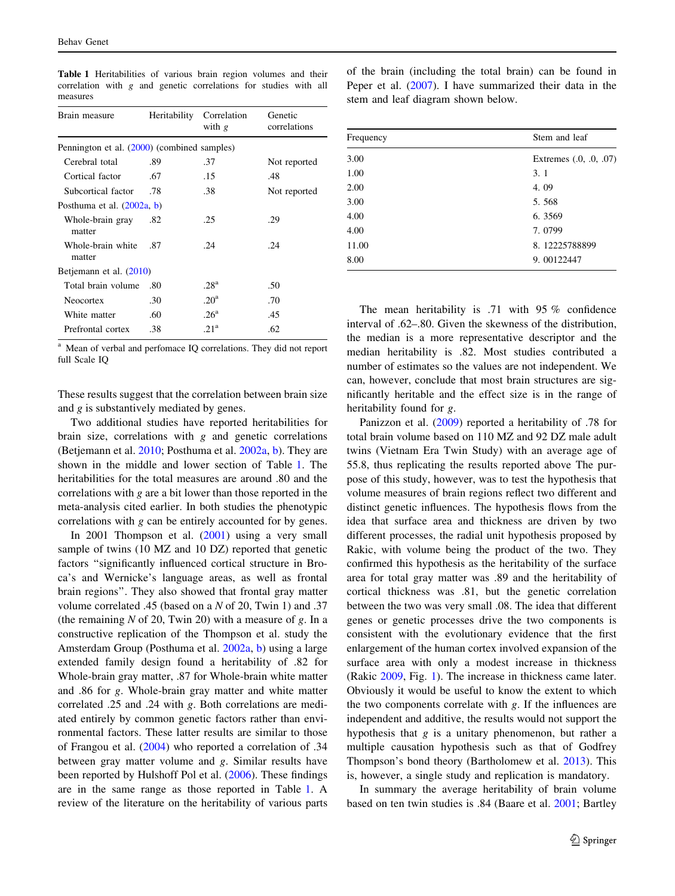**Table 1** Heritabilities of various brain region volumes and their correlation with *g* and genetic correlations for studies with all measures

| Brain measure | Heritability | Correlation with *g* | Genetic correlations |
|---|---|---|---|
| Pennington et al. (2000) (combined samples) | | | |
| Cerebral total | .89 | .37 | Not reported |
| Cortical factor | .67 | .15 | .48 |
| Subcortical factor | .78 | .38 | Not reported |
| Posthuma et al. (2002a, b) | | | |
| Whole-brain gray matter | .82 | .25 | .29 |
| Whole-brain white matter | .87 | .24 | .24 |
| Betjemann et al. (2010) | | | |
| Total brain volume | .80 | .28[a] | .50 |
| Neocortex | .30 | .20[a] | .70 |
| White matter | .60 | .26[a] | .45 |
| Prefrontal cortex | .38 | .21[a] | .62 |

[a] Mean of verbal and perfomace IQ correlations. They did not report full Scale IQ

These results suggest that the correlation between brain size and *g* is substantively mediated by genes.

Two additional studies have reported heritabilities for brain size, correlations with *g* and genetic correlations (Betjemann et al. 2010; Posthuma et al. 2002a, b). They are shown in the middle and lower section of Table 1. The heritabilities for the total measures are around .80 and the correlations with *g* are a bit lower than those reported in the meta-analysis cited earlier. In both studies the phenotypic correlations with *g* can be entirely accounted for by genes.

In 2001 Thompson et al. (2001) using a very small sample of twins (10 MZ and 10 DZ) reported that genetic factors "significantly influenced cortical structure in Broca's and Wernicke's language areas, as well as frontal brain regions". They also showed that frontal gray matter volume correlated .45 (based on a *N* of 20, Twin 1) and .37 (the remaining *N* of 20, Twin 20) with a measure of *g*. In a constructive replication of the Thompson et al. study the Amsterdam Group (Posthuma et al. 2002a, b) using a large extended family design found a heritability of .82 for Whole-brain gray matter, .87 for Whole-brain white matter and .86 for *g*. Whole-brain gray matter and white matter correlated .25 and .24 with *g*. Both correlations are mediated entirely by common genetic factors rather than environmental factors. These latter results are similar to those of Frangou et al. (2004) who reported a correlation of .34 between gray matter volume and *g*. Similar results have been reported by Hulshoff Pol et al. (2006). These findings are in the same range as those reported in Table 1. A review of the literature on the heritability of various parts of the brain (including the total brain) can be found in Peper et al. (2007). I have summarized their data in the stem and leaf diagram shown below.

| Frequency | Stem and leaf |
|---|---|
| 3.00 | Extremes (.0, .0, .07) |
| 1.00 | 3. 1 |
| 2.00 | 4. 09 |
| 3.00 | 5. 568 |
| 4.00 | 6. 3569 |
| 4.00 | 7. 0799 |
| 11.00 | 8. 12225788899 |
| 8.00 | 9. 00122447 |

The mean heritability is .71 with 95 % confidence interval of .62–.80. Given the skewness of the distribution, the median is a more representative descriptor and the median heritability is .82. Most studies contributed a number of estimates so the values are not independent. We can, however, conclude that most brain structures are significantly heritable and the effect size is in the range of heritability found for *g*.

Panizzon et al. (2009) reported a heritability of .78 for total brain volume based on 110 MZ and 92 DZ male adult twins (Vietnam Era Twin Study) with an average age of 55.8, thus replicating the results reported above The purpose of this study, however, was to test the hypothesis that volume measures of brain regions reflect two different and distinct genetic influences. The hypothesis flows from the idea that surface area and thickness are driven by two different processes, the radial unit hypothesis proposed by Rakic, with volume being the product of the two. They confirmed this hypothesis as the heritability of the surface area for total gray matter was .89 and the heritability of cortical thickness was .81, but the genetic correlation between the two was very small .08. The idea that different genes or genetic processes drive the two components is consistent with the evolutionary evidence that the first enlargement of the human cortex involved expansion of the surface area with only a modest increase in thickness (Rakic 2009, Fig. 1). The increase in thickness came later. Obviously it would be useful to know the extent to which the two components correlate with *g*. If the influences are independent and additive, the results would not support the hypothesis that *g* is a unitary phenomenon, but rather a multiple causation hypothesis such as that of Godfrey Thompson's bond theory (Bartholomew et al. 2013). This is, however, a single study and replication is mandatory.

In summary the average heritability of brain volume based on ten twin studies is .84 (Baare et al. 2001; Bartley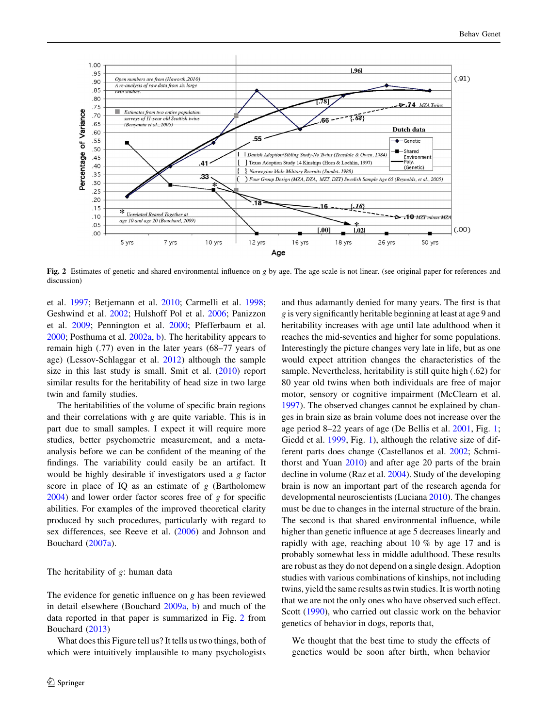**Fig. 2** Estimates of genetic and shared environmental influence on *g* by age. The age scale is not linear. (see original paper for references and discussion)

et al. 1997; Betjemann et al. 2010; Carmelli et al. 1998; Geshwind et al. 2002; Hulshoff Pol et al. 2006; Panizzon et al. 2009; Pennington et al. 2000; Pfefferbaum et al. 2000; Posthuma et al. 2002a, b). The heritability appears to remain high (.77) even in the later years (68–77 years of age) (Lessov-Schlaggar et al. 2012) although the sample size in this last study is small. Smit et al. (2010) report similar results for the heritability of head size in two large twin and family studies.

The heritabilities of the volume of specific brain regions and their correlations with *g* are quite variable. This is in part due to small samples. I expect it will require more studies, better psychometric measurement, and a meta-analysis before we can be confident of the meaning of the findings. The variability could easily be an artifact. It would be highly desirable if investigators used a *g* factor score in place of IQ as an estimate of *g* (Bartholomew 2004) and lower order factor scores free of *g* for specific abilities. For examples of the improved theoretical clarity produced by such procedures, particularly with regard to sex differences, see Reeve et al. (2006) and Johnson and Bouchard (2007a).

## The heritability of *g*: human data

The evidence for genetic influence on *g* has been reviewed in detail elsewhere (Bouchard 2009a, b) and much of the data reported in that paper is summarized in Fig. 2 from Bouchard (2013)

What does this Figure tell us? It tells us two things, both of which were intuitively implausible to many psychologists and thus adamantly denied for many years. The first is that *g* is very significantly heritable beginning at least at age 9 and heritability increases with age until late adulthood when it reaches the mid-seventies and higher for some populations. Interestingly the picture changes very late in life, but as one would expect attrition changes the characteristics of the sample. Nevertheless, heritability is still quite high (.62) for 80 year old twins when both individuals are free of major motor, sensory or cognitive impairment (McClearn et al. 1997). The observed changes cannot be explained by changes in brain size as brain volume does not increase over the age period 8–22 years of age (De Bellis et al. 2001, Fig. 1; Giedd et al. 1999, Fig. 1), although the relative size of different parts does change (Castellanos et al. 2002; Schmithorst and Yuan 2010) and after age 20 parts of the brain decline in volume (Raz et al. 2004). Study of the developing brain is now an important part of the research agenda for developmental neuroscientists (Luciana 2010). The changes must be due to changes in the internal structure of the brain. The second is that shared environmental influence, while higher than genetic influence at age 5 decreases linearly and rapidly with age, reaching about 10 % by age 17 and is probably somewhat less in middle adulthood. These results are robust as they do not depend on a single design. Adoption studies with various combinations of kinships, not including twins, yield the same results as twin studies. It is worth noting that we are not the only ones who have observed such effect. Scott (1990), who carried out classic work on the behavior genetics of behavior in dogs, reports that,

> We thought that the best time to study the effects of genetics would be soon after birth, when behavior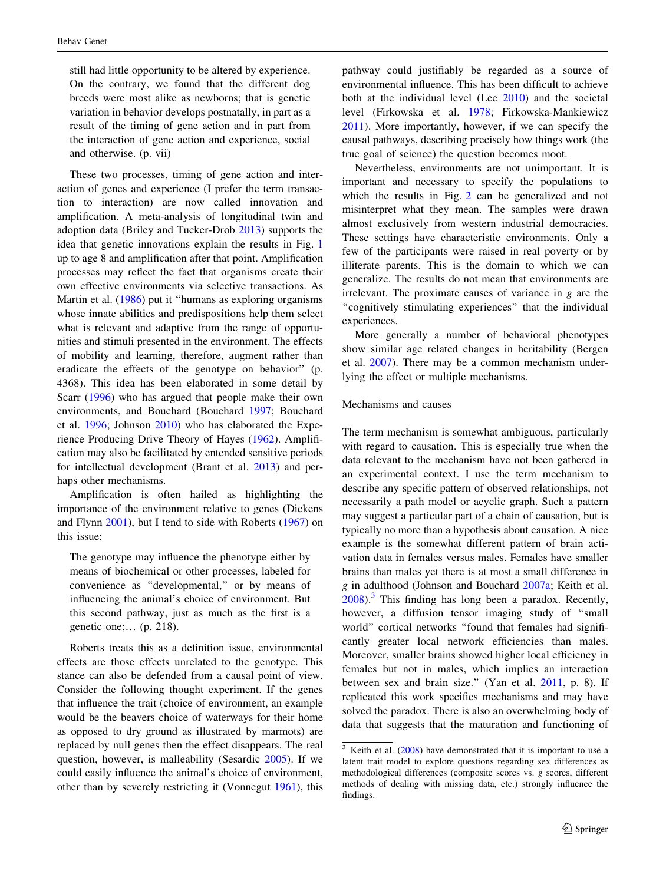still had little opportunity to be altered by experience. On the contrary, we found that the different dog breeds were most alike as newborns; that is genetic variation in behavior develops postnatally, in part as a result of the timing of gene action and in part from the interaction of gene action and experience, social and otherwise. (p. vii)

These two processes, timing of gene action and interaction of genes and experience (I prefer the term transaction to interaction) are now called innovation and amplification. A meta-analysis of longitudinal twin and adoption data (Briley and Tucker-Drob 2013) supports the idea that genetic innovations explain the results in Fig. 1 up to age 8 and amplification after that point. Amplification processes may reflect the fact that organisms create their own effective environments via selective transactions. As Martin et al. (1986) put it "humans as exploring organisms whose innate abilities and predispositions help them select what is relevant and adaptive from the range of opportunities and stimuli presented in the environment. The effects of mobility and learning, therefore, augment rather than eradicate the effects of the genotype on behavior" (p. 4368). This idea has been elaborated in some detail by Scarr (1996) who has argued that people make their own environments, and Bouchard (Bouchard 1997; Bouchard et al. 1996; Johnson 2010) who has elaborated the Experience Producing Drive Theory of Hayes (1962). Amplification may also be facilitated by entended sensitive periods for intellectual development (Brant et al. 2013) and perhaps other mechanisms.

Amplification is often hailed as highlighting the importance of the environment relative to genes (Dickens and Flynn 2001), but I tend to side with Roberts (1967) on this issue:

> The genotype may influence the phenotype either by means of biochemical or other processes, labeled for convenience as "developmental," or by means of influencing the animal's choice of environment. But this second pathway, just as much as the first is a genetic one;… (p. 218).

Roberts treats this as a definition issue, environmental effects are those effects unrelated to the genotype. This stance can also be defended from a causal point of view. Consider the following thought experiment. If the genes that influence the trait (choice of environment, an example would be the beavers choice of waterways for their home as opposed to dry ground as illustrated by marmots) are replaced by null genes then the effect disappears. The real question, however, is malleability (Sesardic 2005). If we could easily influence the animal's choice of environment, other than by severely restricting it (Vonnegut 1961), this pathway could justifiably be regarded as a source of environmental influence. This has been difficult to achieve both at the individual level (Lee 2010) and the societal level (Firkowska et al. 1978; Firkowska-Mankiewicz 2011). More importantly, however, if we can specify the causal pathways, describing precisely how things work (the true goal of science) the question becomes moot.

Nevertheless, environments are not unimportant. It is important and necessary to specify the populations to which the results in Fig. 2 can be generalized and not misinterpret what they mean. The samples were drawn almost exclusively from western industrial democracies. These settings have characteristic environments. Only a few of the participants were raised in real poverty or by illiterate parents. This is the domain to which we can generalize. The results do not mean that environments are irrelevant. The proximate causes of variance in *g* are the "cognitively stimulating experiences" that the individual experiences.

More generally a number of behavioral phenotypes show similar age related changes in heritability (Bergen et al. 2007). There may be a common mechanism underlying the effect or multiple mechanisms.

## Mechanisms and causes

The term mechanism is somewhat ambiguous, particularly with regard to causation. This is especially true when the data relevant to the mechanism have not been gathered in an experimental context. I use the term mechanism to describe any specific pattern of observed relationships, not necessarily a path model or acyclic graph. Such a pattern may suggest a particular part of a chain of causation, but is typically no more than a hypothesis about causation. A nice example is the somewhat different pattern of brain activation data in females versus males. Females have smaller brains than males yet there is at most a small difference in *g* in adulthood (Johnson and Bouchard 2007a; Keith et al. 2008).[3] This finding has long been a paradox. Recently, however, a diffusion tensor imaging study of "small world" cortical networks "found that females had significantly greater local network efficiencies than males. Moreover, smaller brains showed higher local efficiency in females but not in males, which implies an interaction between sex and brain size." (Yan et al. 2011, p. 8). If replicated this work specifies mechanisms and may have solved the paradox. There is also an overwhelming body of data that suggests that the maturation and functioning of

[3] Keith et al. (2008) have demonstrated that it is important to use a latent trait model to explore questions regarding sex differences as methodological differences (composite scores vs. *g* scores, different methods of dealing with missing data, etc.) strongly influence the findings.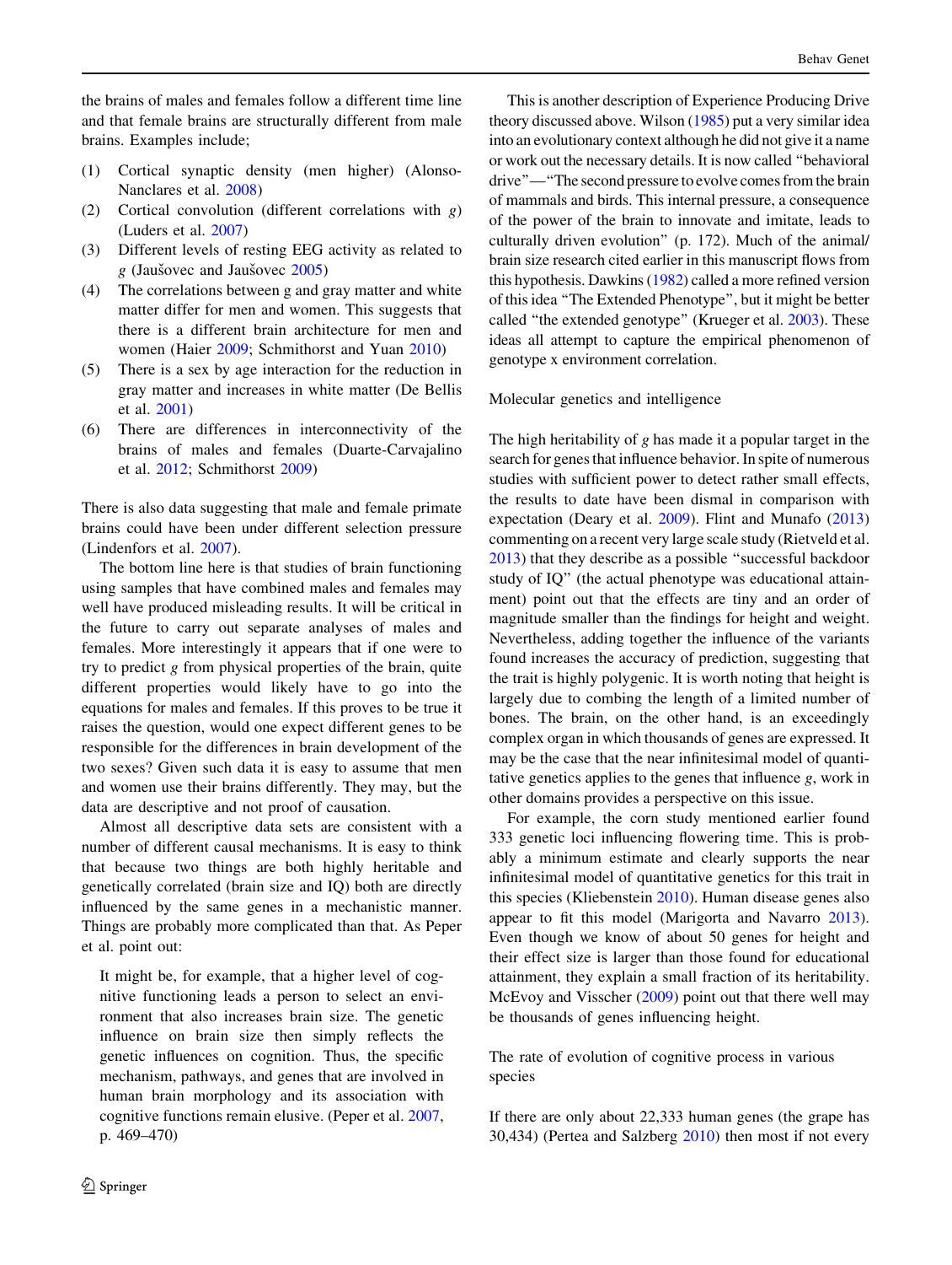the brains of males and females follow a different time line and that female brains are structurally different from male brains. Examples include;

1. Cortical synaptic density (men higher) (Alonso-Nanclares et al. 2008)
2. Cortical convolution (different correlations with $g$) (Luders et al. 2007)
3. Different levels of resting EEG activity as related to $g$ (Jaušovec and Jaušovec 2005)
4. The correlations between g and gray matter and white matter differ for men and women. This suggests that there is a different brain architecture for men and women (Haier 2009; Schmithorst and Yuan 2010)
5. There is a sex by age interaction for the reduction in gray matter and increases in white matter (De Bellis et al. 2001)
6. There are differences in interconnectivity of the brains of males and females (Duarte-Carvajalino et al. 2012; Schmithorst 2009)

There is also data suggesting that male and female primate brains could have been under different selection pressure (Lindenfors et al. 2007).

The bottom line here is that studies of brain functioning using samples that have combined males and females may well have produced misleading results. It will be critical in the future to carry out separate analyses of males and females. More interestingly it appears that if one were to try to predict $g$ from physical properties of the brain, quite different properties would likely have to go into the equations for males and females. If this proves to be true it raises the question, would one expect different genes to be responsible for the differences in brain development of the two sexes? Given such data it is easy to assume that men and women use their brains differently. They may, but the data are descriptive and not proof of causation.

Almost all descriptive data sets are consistent with a number of different causal mechanisms. It is easy to think that because two things are both highly heritable and genetically correlated (brain size and IQ) both are directly influenced by the same genes in a mechanistic manner. Things are probably more complicated than that. As Peper et al. point out:

> It might be, for example, that a higher level of cognitive functioning leads a person to select an environment that also increases brain size. The genetic influence on brain size then simply reflects the genetic influences on cognition. Thus, the specific mechanism, pathways, and genes that are involved in human brain morphology and its association with cognitive functions remain elusive. (Peper et al. 2007, p. 469–470)

This is another description of Experience Producing Drive theory discussed above. Wilson (1985) put a very similar idea into an evolutionary context although he did not give it a name or work out the necessary details. It is now called "behavioral drive"—"The second pressure to evolve comes from the brain of mammals and birds. This internal pressure, a consequence of the power of the brain to innovate and imitate, leads to culturally driven evolution" (p. 172). Much of the animal/brain size research cited earlier in this manuscript flows from this hypothesis. Dawkins (1982) called a more refined version of this idea "The Extended Phenotype", but it might be better called "the extended genotype" (Krueger et al. 2003). These ideas all attempt to capture the empirical phenomenon of genotype x environment correlation.

## Molecular genetics and intelligence

The high heritability of $g$ has made it a popular target in the search for genes that influence behavior. In spite of numerous studies with sufficient power to detect rather small effects, the results to date have been dismal in comparison with expectation (Deary et al. 2009). Flint and Munafo (2013) commenting on a recent very large scale study (Rietveld et al. 2013) that they describe as a possible "successful backdoor study of IQ" (the actual phenotype was educational attainment) point out that the effects are tiny and an order of magnitude smaller than the findings for height and weight. Nevertheless, adding together the influence of the variants found increases the accuracy of prediction, suggesting that the trait is highly polygenic. It is worth noting that height is largely due to combing the length of a limited number of bones. The brain, on the other hand, is an exceedingly complex organ in which thousands of genes are expressed. It may be the case that the near infinitesimal model of quantitative genetics applies to the genes that influence $g$, work in other domains provides a perspective on this issue.

For example, the corn study mentioned earlier found 333 genetic loci influencing flowering time. This is probably a minimum estimate and clearly supports the near infinitesimal model of quantitative genetics for this trait in this species (Kliebenstein 2010). Human disease genes also appear to fit this model (Marigorta and Navarro 2013). Even though we know of about 50 genes for height and their effect size is larger than those found for educational attainment, they explain a small fraction of its heritability. McEvoy and Visscher (2009) point out that there well may be thousands of genes influencing height.

## The rate of evolution of cognitive process in various species

If there are only about 22,333 human genes (the grape has 30,434) (Pertea and Salzberg 2010) then most if not every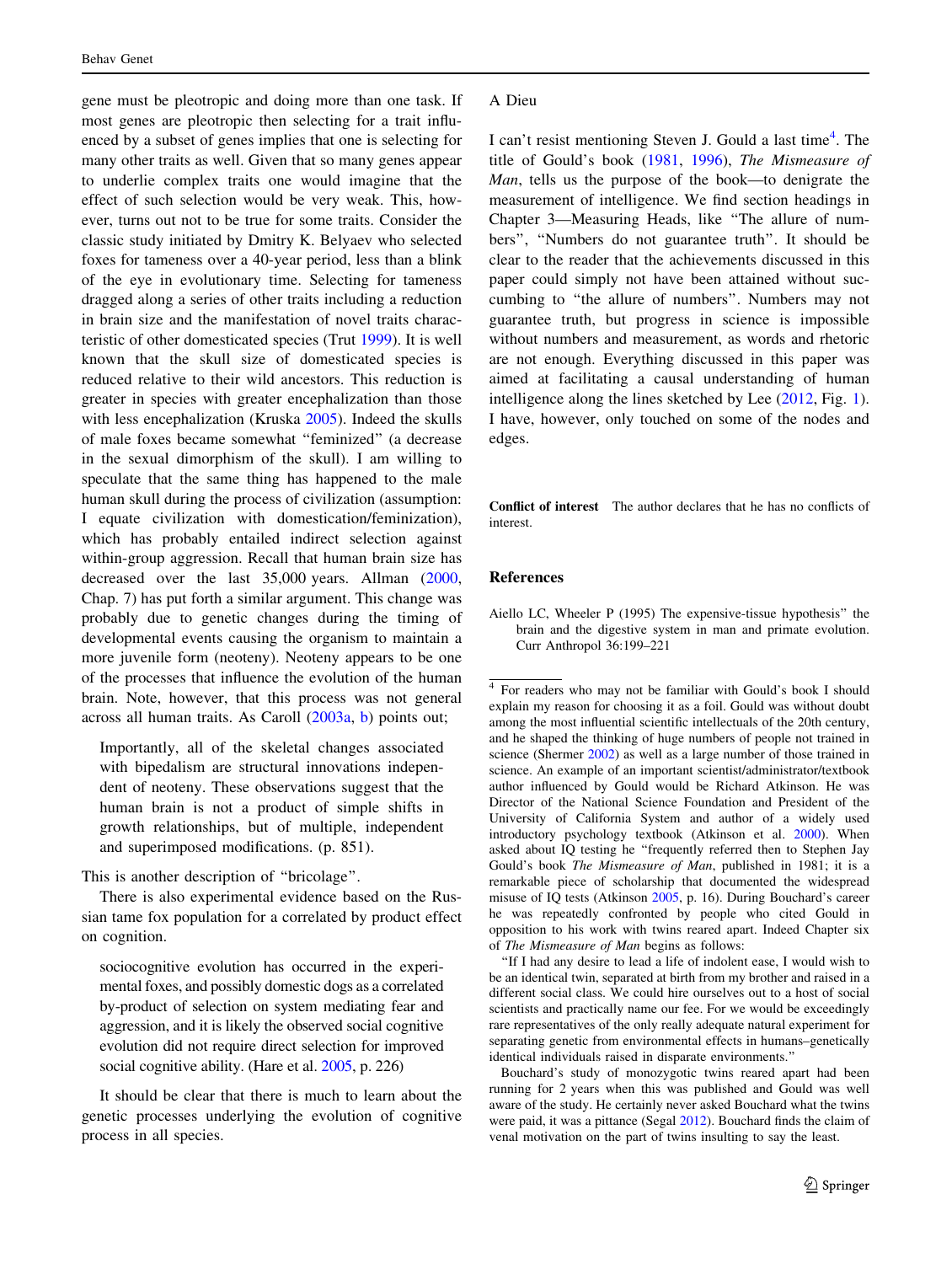gene must be pleotropic and doing more than one task. If most genes are pleotropic then selecting for a trait influenced by a subset of genes implies that one is selecting for many other traits as well. Given that so many genes appear to underlie complex traits one would imagine that the effect of such selection would be very weak. This, however, turns out not to be true for some traits. Consider the classic study initiated by Dmitry K. Belyaev who selected foxes for tameness over a 40-year period, less than a blink of the eye in evolutionary time. Selecting for tameness dragged along a series of other traits including a reduction in brain size and the manifestation of novel traits characteristic of other domesticated species (Trut 1999). It is well known that the skull size of domesticated species is reduced relative to their wild ancestors. This reduction is greater in species with greater encephalization than those with less encephalization (Kruska 2005). Indeed the skulls of male foxes became somewhat "feminized" (a decrease in the sexual dimorphism of the skull). I am willing to speculate that the same thing has happened to the male human skull during the process of civilization (assumption: I equate civilization with domestication/feminization), which has probably entailed indirect selection against within-group aggression. Recall that human brain size has decreased over the last 35,000 years. Allman (2000, Chap. 7) has put forth a similar argument. This change was probably due to genetic changes during the timing of developmental events causing the organism to maintain a more juvenile form (neoteny). Neoteny appears to be one of the processes that influence the evolution of the human brain. Note, however, that this process was not general across all human traits. As Caroll (2003a, b) points out;

> Importantly, all of the skeletal changes associated with bipedalism are structural innovations independent of neoteny. These observations suggest that the human brain is not a product of simple shifts in growth relationships, but of multiple, independent and superimposed modifications. (p. 851).

This is another description of "bricolage".

There is also experimental evidence based on the Russian tame fox population for a correlated by product effect on cognition.

> sociocognitive evolution has occurred in the experimental foxes, and possibly domestic dogs as a correlated by-product of selection on system mediating fear and aggression, and it is likely the observed social cognitive evolution did not require direct selection for improved social cognitive ability. (Hare et al. 2005, p. 226)

It should be clear that there is much to learn about the genetic processes underlying the evolution of cognitive process in all species.

## A Dieu

I can't resist mentioning Steven J. Gould a last time[4]. The title of Gould's book (1981, 1996), *The Mismeasure of Man*, tells us the purpose of the book—to denigrate the measurement of intelligence. We find section headings in Chapter 3—Measuring Heads, like "The allure of numbers", "Numbers do not guarantee truth". It should be clear to the reader that the achievements discussed in this paper could simply not have been attained without succumbing to "the allure of numbers". Numbers may not guarantee truth, but progress in science is impossible without numbers and measurement, as words and rhetoric are not enough. Everything discussed in this paper was aimed at facilitating a causal understanding of human intelligence along the lines sketched by Lee (2012, Fig. 1). I have, however, only touched on some of the nodes and edges.

**Conflict of interest** The author declares that he has no conflicts of interest.

## References

Aiello LC, Wheeler P (1995) The expensive-tissue hypothesis" the brain and the digestive system in man and primate evolution. Curr Anthropol 36:199–221

---

[4] For readers who may not be familiar with Gould's book I should explain my reason for choosing it as a foil. Gould was without doubt among the most influential scientific intellectuals of the 20th century, and he shaped the thinking of huge numbers of people not trained in science (Shermer 2002) as well as a large number of those trained in science. An example of an important scientist/administrator/textbook author influenced by Gould would be Richard Atkinson. He was Director of the National Science Foundation and President of the University of California System and author of a widely used introductory psychology textbook (Atkinson et al. 2000). When asked about IQ testing he "frequently referred then to Stephen Jay Gould's book *The Mismeasure of Man*, published in 1981; it is a remarkable piece of scholarship that documented the widespread misuse of IQ tests (Atkinson 2005, p. 16). During Bouchard's career he was repeatedly confronted by people who cited Gould in opposition to his work with twins reared apart. Indeed Chapter six of *The Mismeasure of Man* begins as follows:

"If I had any desire to lead a life of indolent ease, I would wish to be an identical twin, separated at birth from my brother and raised in a different social class. We could hire ourselves out to a host of social scientists and practically name our fee. For we would be exceedingly rare representatives of the only really adequate natural experiment for separating genetic from environmental effects in humans–genetically identical individuals raised in disparate environments."

Bouchard's study of monozygotic twins reared apart had been running for 2 years when this was published and Gould was well aware of the study. He certainly never asked Bouchard what the twins were paid, it was a pittance (Segal 2012). Bouchard finds the claim of venal motivation on the part of twins insulting to say the least.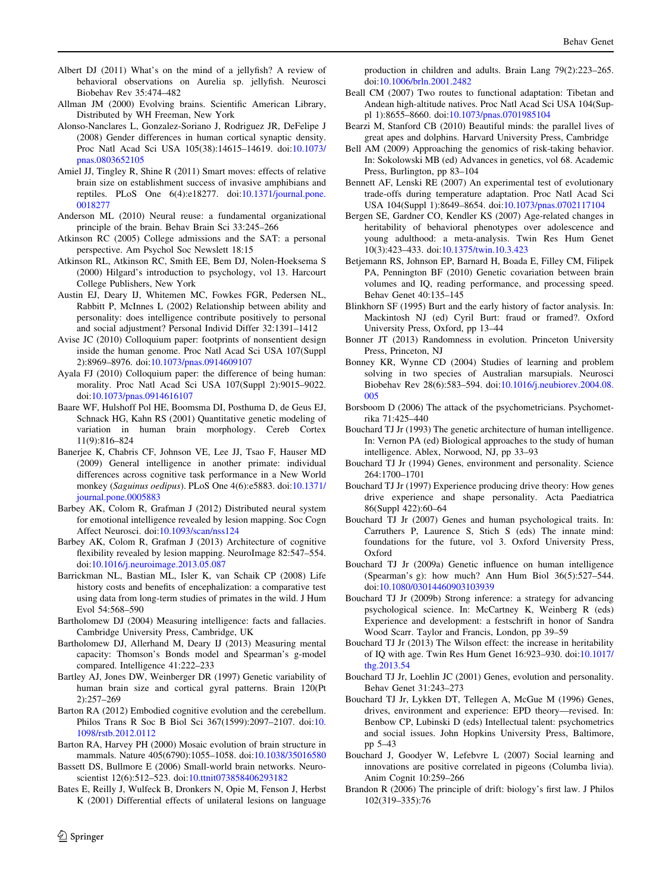Albert DJ (2011) What's on the mind of a jellyfish? A review of behavioral observations on Aurelia sp. jellyfish. Neurosci Biobehav Rev 35:474–482

Allman JM (2000) Evolving brains. Scientific American Library, Distributed by WH Freeman, New York

Alonso-Nanclares L, Gonzalez-Soriano J, Rodriguez JR, DeFelipe J (2008) Gender differences in human cortical synaptic density. Proc Natl Acad Sci USA 105(38):14615–14619. doi:10.1073/pnas.0803652105

Amiel JJ, Tingley R, Shine R (2011) Smart moves: effects of relative brain size on establishment success of invasive amphibians and reptiles. PLoS One 6(4):e18277. doi:10.1371/journal.pone.0018277

Anderson ML (2010) Neural reuse: a fundamental organizational principle of the brain. Behav Brain Sci 33:245–266

Atkinson RC (2005) College admissions and the SAT: a personal perspective. Am Psychol Soc Newslett 18:15

Atkinson RL, Atkinson RC, Smith EE, Bem DJ, Nolen-Hoeksema S (2000) Hilgard's introduction to psychology, vol 13. Harcourt College Publishers, New York

Austin EJ, Deary IJ, Whitemen MC, Fowkes FGR, Pedersen NL, Rabbitt P, McInnes L (2002) Relationship between ability and personality: does intelligence contribute positively to personal and social adjustment? Personal Individ Differ 32:1391–1412

Avise JC (2010) Colloquium paper: footprints of nonsentient design inside the human genome. Proc Natl Acad Sci USA 107(Suppl 2):8969–8976. doi:10.1073/pnas.0914609107

Ayala FJ (2010) Colloquium paper: the difference of being human: morality. Proc Natl Acad Sci USA 107(Suppl 2):9015–9022. doi:10.1073/pnas.0914616107

Baare WF, Hulshoff Pol HE, Boomsma DI, Posthuma D, de Geus EJ, Schnack HG, Kahn RS (2001) Quantitative genetic modeling of variation in human brain morphology. Cereb Cortex 11(9):816–824

Banerjee K, Chabris CF, Johnson VE, Lee JJ, Tsao F, Hauser MD (2009) General intelligence in another primate: individual differences across cognitive task performance in a New World monkey (*Saguinus oedipus*). PLoS One 4(6):e5883. doi:10.1371/journal.pone.0005883

Barbey AK, Colom R, Grafman J (2012) Distributed neural system for emotional intelligence revealed by lesion mapping. Soc Cogn Affect Neurosci. doi:10.1093/scan/nss124

Barbey AK, Colom R, Grafman J (2013) Architecture of cognitive flexibility revealed by lesion mapping. NeuroImage 82:547–554. doi:10.1016/j.neuroimage.2013.05.087

Barrickman NL, Bastian ML, Isler K, van Schaik CP (2008) Life history costs and benefits of encephalization: a comparative test using data from long-term studies of primates in the wild. J Hum Evol 54:568–590

Bartholomew DJ (2004) Measuring intelligence: facts and fallacies. Cambridge University Press, Cambridge, UK

Bartholomew DJ, Allerhand M, Deary IJ (2013) Measuring mental capacity: Thomson's Bonds model and Spearman's g-model compared. Intelligence 41:222–233

Bartley AJ, Jones DW, Weinberger DR (1997) Genetic variability of human brain size and cortical gyral patterns. Brain 120(Pt 2):257–269

Barton RA (2012) Embodied cognitive evolution and the cerebellum. Philos Trans R Soc B Biol Sci 367(1599):2097–2107. doi:10.1098/rstb.2012.0112

Barton RA, Harvey PH (2000) Mosaic evolution of brain structure in mammals. Nature 405(6790):1055–1058. doi:10.1038/35016580

Bassett DS, Bullmore E (2006) Small-world brain networks. Neuroscientist 12(6):512–523. doi:10.ttnit073858406293182

Bates E, Reilly J, Wulfeck B, Dronkers N, Opie M, Fenson J, Herbst K (2001) Differential effects of unilateral lesions on language production in children and adults. Brain Lang 79(2):223–265. doi:10.1006/brln.2001.2482

Beall CM (2007) Two routes to functional adaptation: Tibetan and Andean high-altitude natives. Proc Natl Acad Sci USA 104(Suppl 1):8655–8660. doi:10.1073/pnas.0701985104

Bearzi M, Stanford CB (2010) Beautiful minds: the parallel lives of great apes and dolphins. Harvard University Press, Cambridge

Bell AM (2009) Approaching the genomics of risk-taking behavior. In: Sokolowski MB (ed) Advances in genetics, vol 68. Academic Press, Burlington, pp 83–104

Bennett AF, Lenski RE (2007) An experimental test of evolutionary trade-offs during temperature adaptation. Proc Natl Acad Sci USA 104(Suppl 1):8649–8654. doi:10.1073/pnas.0702117104

Bergen SE, Gardner CO, Kendler KS (2007) Age-related changes in heritability of behavioral phenotypes over adolescence and young adulthood: a meta-analysis. Twin Res Hum Genet 10(3):423–433. doi:10.1375/twin.10.3.423

Betjemann RS, Johnson EP, Barnard H, Boada E, Filley CM, Filipek PA, Pennington BF (2010) Genetic covariation between brain volumes and IQ, reading performance, and processing speed. Behav Genet 40:135–145

Blinkhorn SF (1995) Burt and the early history of factor analysis. In: Mackintosh NJ (ed) Cyril Burt: fraud or framed?. Oxford University Press, Oxford, pp 13–44

Bonner JT (2013) Randomness in evolution. Princeton University Press, Princeton, NJ

Bonney KR, Wynne CD (2004) Studies of learning and problem solving in two species of Australian marsupials. Neurosci Biobehav Rev 28(6):583–594. doi:10.1016/j.neubiorev.2004.08.005

Borsboom D (2006) The attack of the psychometricians. Psychometrika 71:425–440

Bouchard TJ Jr (1993) The genetic architecture of human intelligence. In: Vernon PA (ed) Biological approaches to the study of human intelligence. Ablex, Norwood, NJ, pp 33–93

Bouchard TJ Jr (1994) Genes, environment and personality. Science 264:1700–1701

Bouchard TJ Jr (1997) Experience producing drive theory: How genes drive experience and shape personality. Acta Paediatrica 86(Suppl 422):60–64

Bouchard TJ Jr (2007) Genes and human psychological traits. In: Carruthers P, Laurence S, Stich S (eds) The innate mind: foundations for the future, vol 3. Oxford University Press, Oxford

Bouchard TJ Jr (2009a) Genetic influence on human intelligence (Spearman's g): how much? Ann Hum Biol 36(5):527–544. doi:10.1080/03014460903103939

Bouchard TJ Jr (2009b) Strong inference: a strategy for advancing psychological science. In: McCartney K, Weinberg R (eds) Experience and development: a festschrift in honor of Sandra Wood Scarr. Taylor and Francis, London, pp 39–59

Bouchard TJ Jr (2013) The Wilson effect: the increase in heritability of IQ with age. Twin Res Hum Genet 16:923–930. doi:10.1017/thg.2013.54

Bouchard TJ Jr, Loehlin JC (2001) Genes, evolution and personality. Behav Genet 31:243–273

Bouchard TJ Jr, Lykken DT, Tellegen A, McGue M (1996) Genes, drives, environment and experience: EPD theory—revised. In: Benbow CP, Lubinski D (eds) Intellectual talent: psychometrics and social issues. John Hopkins University Press, Baltimore, pp 5–43

Bouchard J, Goodyer W, Lefebvre L (2007) Social learning and innovations are positive correlated in pigeons (Columba livia). Anim Cognit 10:259–266

Brandon R (2006) The principle of drift: biology's first law. J Philos 102(319–335):76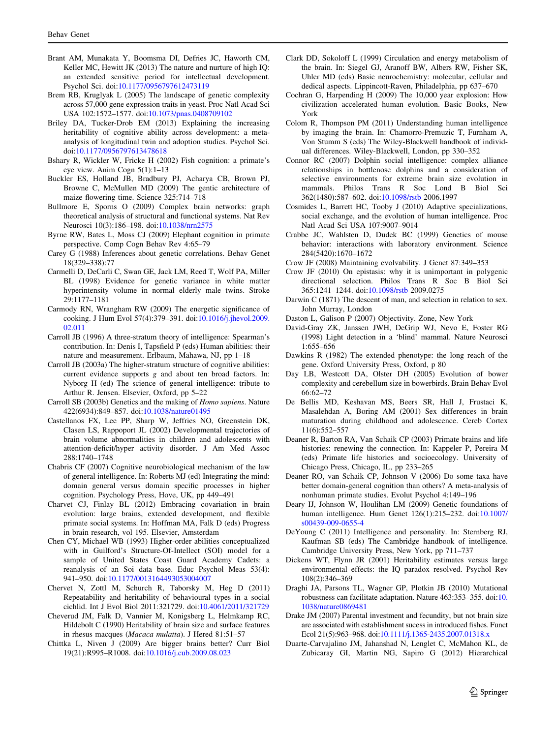Brant AM, Munakata Y, Boomsma DI, Defries JC, Haworth CM, Keller MC, Hewitt JK (2013) The nature and nurture of high IQ: an extended sensitive period for intellectual development. Psychol Sci. doi:10.1177/0956797612473119

Brem RB, Kruglyak L (2005) The landscape of genetic complexity across 57,000 gene expression traits in yeast. Proc Natl Acad Sci USA 102:1572–1577. doi:10.1073/pnas.0408709102

Briley DA, Tucker-Drob EM (2013) Explaining the increasing heritability of cognitive ability across development: a meta-analysis of longitudinal twin and adoption studies. Psychol Sci. doi:10.1177/0956797613478618

Bshary R, Wickler W, Fricke H (2002) Fish cognition: a primate's eye view. Anim Cogn 5(1):1–13

Buckler ES, Holland JB, Bradbury PJ, Acharya CB, Brown PJ, Browne C, McMullen MD (2009) The gentic architecture of maize flowering time. Science 325:714–718

Bullmore E, Sporns O (2009) Complex brain networks: graph theoretical analysis of structural and functional systems. Nat Rev Neurosci 10(3):186–198. doi:10.1038/nrn2575

Byrne RW, Bates L, Moss CJ (2009) Elephant cognition in primate perspective. Comp Cogn Behav Rev 4:65–79

Carey G (1988) Inferences about genetic correlations. Behav Genet 18(329–338):77

Carmelli D, DeCarli C, Swan GE, Jack LM, Reed T, Wolf PA, Miller BL (1998) Evidence for genetic variance in white matter hyperintensity volume in normal elderly male twins. Stroke 29:1177–1181

Carmody RN, Wrangham RW (2009) The energetic significance of cooking. J Hum Evol 57(4):379–391. doi:10.1016/j.jhevol.2009.02.011

Carroll JB (1996) A three-stratum theory of intelligence: Spearman's contribution. In: Denis I, Tapsfield P (eds) Human abilities: their nature and measurement. Erlbaum, Mahawa, NJ, pp 1–18

Carroll JB (2003a) The higher-stratum structure of cognitive abilities: current evidence supports *g* and about ten broad factors. In: Nyborg H (ed) The science of general intelligence: tribute to Arthur R. Jensen. Elsevier, Oxford, pp 5–22

Carroll SB (2003b) Genetics and the making of *Homo sapiens*. Nature 422(6934):849–857. doi:10.1038/nature01495

Castellanos FX, Lee PP, Sharp W, Jeffries NO, Greenstein DK, Clasen LS, Rappoport JL (2002) Developmental trajectories of brain volume abnormalities in children and adolescents with attention-deficit/hyper activity disorder. J Am Med Assoc 288:1740–1748

Chabris CF (2007) Cognitive neurobiological mechanism of the law of general intelligence. In: Roberts MJ (ed) Integrating the mind: domain general versus domain specific processes in higher cognition. Psychology Press, Hove, UK, pp 449–491

Charvet CJ, Finlay BL (2012) Embracing covariation in brain evolution: large brains, extended development, and flexible primate social systems. In: Hoffman MA, Falk D (eds) Progress in brain research, vol 195. Elsevier, Amsterdam

Chen CY, Michael WB (1993) Higher-order abilities conceptualized with in Guilford's Structure-Of-Intellect (SOI) model for a sample of United States Coast Guard Academy Cadets: a reanalysis of an Soi data base. Educ Psychol Meas 53(4): 941–950. doi:10.1177/0013164493053004007

Chervet N, Zottl M, Schurch R, Taborsky M, Heg D (2011) Repeatability and heritability of behavioural types in a social cichlid. Int J Evol Biol 2011:321729. doi:10.4061/2011/321729

Cheverud JM, Falk D, Vannier M, Konigsberg L, Helmkamp RC, Hildebolt C (1990) Heritability of brain size and surface features in rhesus macques (*Macaca mulatta*). J Hered 81:51–57

Chittka L, Niven J (2009) Are bigger brains better? Curr Biol 19(21):R995–R1008. doi:10.1016/j.cub.2009.08.023

Clark DD, Sokoloff L (1999) Circulation and energy metabolism of the brain. In: Siegel GJ, Aranoff BW, Albers RW, Fisher SK, Uhler MD (eds) Basic neurochemistry: molecular, cellular and dedical aspects. Lippincott-Raven, Philadelphia, pp 637–670

Cochran G, Harpending H (2009) The 10,000 year explosion: How civilization accelerated human evolution. Basic Books, New York

Colom R, Thompson PM (2011) Understanding human intelligence by imaging the brain. In: Chamorro-Premuzic T, Furnham A, Von Stumm S (eds) The Wiley-Blackwell handbook of individual differences. Wiley-Blackwell, London, pp 330–352

Connor RC (2007) Dolphin social intelligence: complex alliance relationships in bottlenose dolphins and a consideration of selective environments for extreme brain size evolution in mammals. Philos Trans R Soc Lond B Biol Sci 362(1480):587–602. doi:10.1098/rstb 2006.1997

Cosmides L, Barrett HC, Tooby J (2010) Adaptive specializations, social exchange, and the evolution of human intelligence. Proc Natl Acad Sci USA 107:9007–9014

Crabbe JC, Wahlsten D, Dudek BC (1999) Genetics of mouse behavior: interactions with laboratory environment. Science 284(5420):1670–1672

Crow JF (2008) Maintaining evolvability. J Genet 87:349–353

Crow JF (2010) On epistasis: why it is unimportant in polygenic directional selection. Philos Trans R Soc B Biol Sci 365:1241–1244. doi:10.1098/rstb 2009.0275

Darwin C (1871) The descent of man, and selection in relation to sex. John Murray, London

Daston L, Galison P (2007) Objectivity. Zone, New York

David-Gray ZK, Janssen JWH, DeGrip WJ, Nevo E, Foster RG (1998) Light detection in a 'blind' mammal. Nature Neurosci 1:655–656

Dawkins R (1982) The extended phenotype: the long reach of the gene. Oxford University Press, Oxford, p 80

Day LB, Westcott DA, Olster DH (2005) Evolution of bower complexity and cerebellum size in bowerbirds. Brain Behav Evol 66:62–72

De Bellis MD, Keshavan MS, Beers SR, Hall J, Frustaci K, Masalehdan A, Boring AM (2001) Sex differences in brain maturation during childhood and adolescence. Cereb Cortex 11(6):552–557

Deaner R, Barton RA, Van Schaik CP (2003) Primate brains and life histories: renewing the connection. In: Kappeler P, Pereira M (eds) Primate life histories and socioecology. University of Chicago Press, Chicago, IL, pp 233–265

Deaner RO, van Schaik CP, Johnson V (2006) Do some taxa have better domain-general cognition than others? A meta-analysis of nonhuman primate studies. Evolut Psychol 4:149–196

Deary IJ, Johnson W, Houlihan LM (2009) Genetic foundations of human intelligence. Hum Genet 126(1):215–232. doi:10.1007/s00439-009-0655-4

DeYoung C (2011) Intelligence and personality. In: Sternberg RJ, Kaufman SB (eds) The Cambridge handbook of intelligence. Cambridge University Press, New York, pp 711–737

Dickens WT, Flynn JR (2001) Heritability estimates versus large environmental effects: the IQ paradox resolved. Psychol Rev 108(2):346–369

Draghi JA, Parsons TL, Wagner GP, Plotkin JB (2010) Mutational robustness can facilitate adaptation. Nature 463:353–355. doi:10.1038/nature0869481

Drake JM (2007) Parental investment and fecundity, but not brain size are associated with establishment sucess in introduced fishes. Funct Ecol 21(5):963–968. doi:10.1111/j.1365-2435.2007.01318.x

Duarte-Carvajalino JM, Jahanshad N, Lenglet C, McMahon KL, de Zubicaray GI, Martin NG, Sapiro G (2012) Hierarchical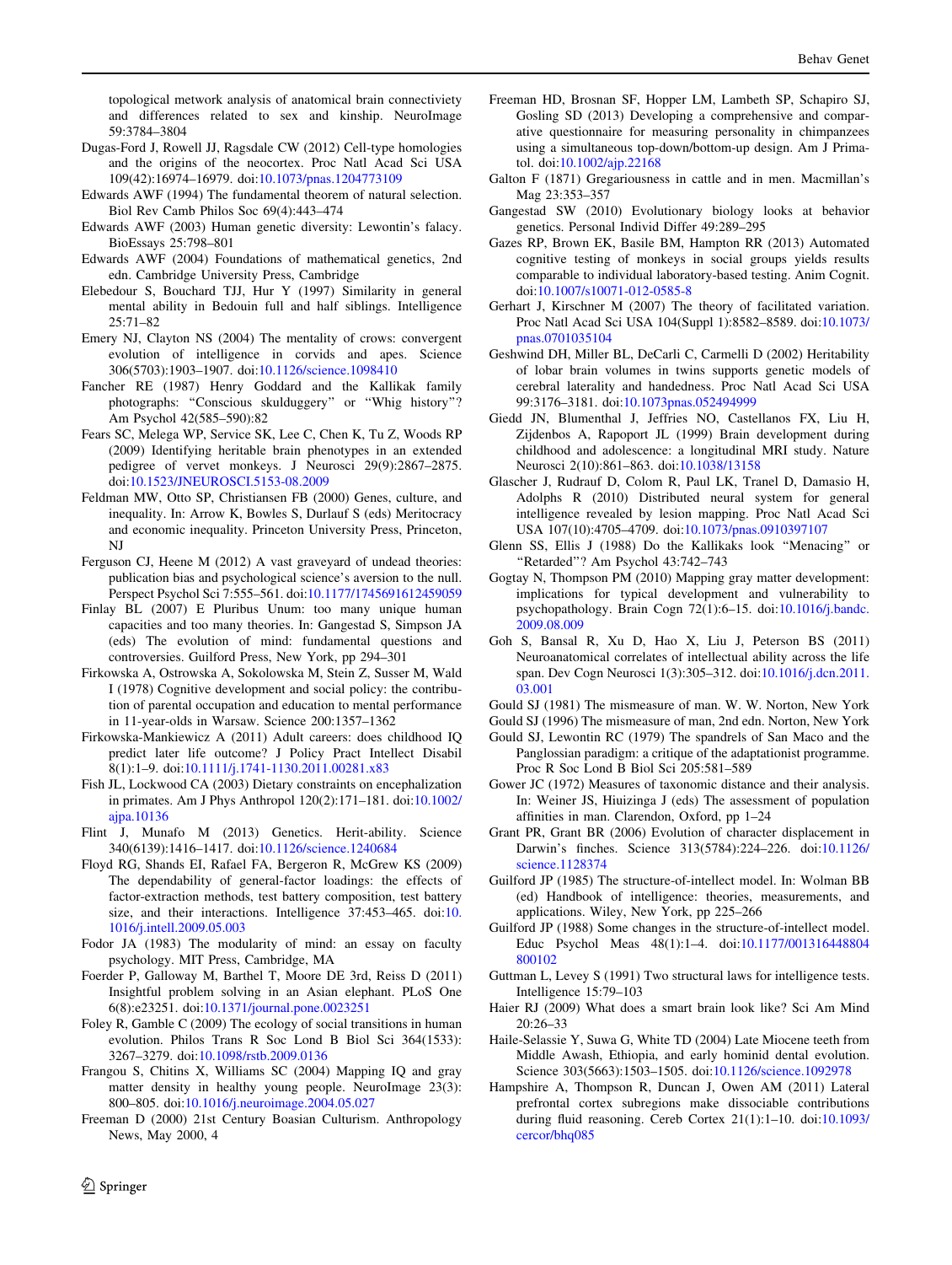topological metwork analysis of anatomical brain connectiviety and differences related to sex and kinship. NeuroImage 59:3784–3804

Dugas-Ford J, Rowell JJ, Ragsdale CW (2012) Cell-type homologies and the origins of the neocortex. Proc Natl Acad Sci USA 109(42):16974–16979. doi:10.1073/pnas.1204773109

Edwards AWF (1994) The fundamental theorem of natural selection. Biol Rev Camb Philos Soc 69(4):443–474

Edwards AWF (2003) Human genetic diversity: Lewontin's falacy. BioEssays 25:798–801

Edwards AWF (2004) Foundations of mathematical genetics, 2nd edn. Cambridge University Press, Cambridge

Elebedour S, Bouchard TJJ, Hur Y (1997) Similarity in general mental ability in Bedouin full and half siblings. Intelligence 25:71–82

Emery NJ, Clayton NS (2004) The mentality of crows: convergent evolution of intelligence in corvids and apes. Science 306(5703):1903–1907. doi:10.1126/science.1098410

Fancher RE (1987) Henry Goddard and the Kallikak family photographs: "Conscious skulduggery" or "Whig history"? Am Psychol 42(585–590):82

Fears SC, Melega WP, Service SK, Lee C, Chen K, Tu Z, Woods RP (2009) Identifying heritable brain phenotypes in an extended pedigree of vervet monkeys. J Neurosci 29(9):2867–2875. doi:10.1523/JNEUROSCI.5153-08.2009

Feldman MW, Otto SP, Christiansen FB (2000) Genes, culture, and inequality. In: Arrow K, Bowles S, Durlauf S (eds) Meritocracy and economic inequality. Princeton University Press, Princeton, NJ

Ferguson CJ, Heene M (2012) A vast graveyard of undead theories: publication bias and psychological science's aversion to the null. Perspect Psychol Sci 7:555–561. doi:10.1177/1745691612459059

Finlay BL (2007) E Pluribus Unum: too many unique human capacities and too many theories. In: Gangestad S, Simpson JA (eds) The evolution of mind: fundamental questions and controversies. Guilford Press, New York, pp 294–301

Firkowska A, Ostrowska A, Sokolowska M, Stein Z, Susser M, Wald I (1978) Cognitive development and social policy: the contribution of parental occupation and education to mental performance in 11-year-olds in Warsaw. Science 200:1357–1362

Firkowska-Mankiewicz A (2011) Adult careers: does childhood IQ predict later life outcome? J Policy Pract Intellect Disabil 8(1):1–9. doi:10.1111/j.1741-1130.2011.00281.x83

Fish JL, Lockwood CA (2003) Dietary constraints on encephalization in primates. Am J Phys Anthropol 120(2):171–181. doi:10.1002/ajpa.10136

Flint J, Munafo M (2013) Genetics. Herit-ability. Science 340(6139):1416–1417. doi:10.1126/science.1240684

Floyd RG, Shands EI, Rafael FA, Bergeron R, McGrew KS (2009) The dependability of general-factor loadings: the effects of factor-extraction methods, test battery composition, test battery size, and their interactions. Intelligence 37:453–465. doi:10.1016/j.intell.2009.05.003

Fodor JA (1983) The modularity of mind: an essay on faculty psychology. MIT Press, Cambridge, MA

Foerder P, Galloway M, Barthel T, Moore DE 3rd, Reiss D (2011) Insightful problem solving in an Asian elephant. PLoS One 6(8):e23251. doi:10.1371/journal.pone.0023251

Foley R, Gamble C (2009) The ecology of social transitions in human evolution. Philos Trans R Soc Lond B Biol Sci 364(1533): 3267–3279. doi:10.1098/rstb.2009.0136

Frangou S, Chitins X, Williams SC (2004) Mapping IQ and gray matter density in healthy young people. NeuroImage 23(3): 800–805. doi:10.1016/j.neuroimage.2004.05.027

Freeman D (2000) 21st Century Boasian Culturism. Anthropology News, May 2000, 4

Freeman HD, Brosnan SF, Hopper LM, Lambeth SP, Schapiro SJ, Gosling SD (2013) Developing a comprehensive and comparative questionnaire for measuring personality in chimpanzees using a simultaneous top-down/bottom-up design. Am J Primatol. doi:10.1002/ajp.22168

Galton F (1871) Gregariousness in cattle and in men. Macmillan's Mag 23:353–357

Gangestad SW (2010) Evolutionary biology looks at behavior genetics. Personal Individ Differ 49:289–295

Gazes RP, Brown EK, Basile BM, Hampton RR (2013) Automated cognitive testing of monkeys in social groups yields results comparable to individual laboratory-based testing. Anim Cognit. doi:10.1007/s10071-012-0585-8

Gerhart J, Kirschner M (2007) The theory of facilitated variation. Proc Natl Acad Sci USA 104(Suppl 1):8582–8589. doi:10.1073/pnas.0701035104

Geshwind DH, Miller BL, DeCarli C, Carmelli D (2002) Heritability of lobar brain volumes in twins supports genetic models of cerebral laterality and handedness. Proc Natl Acad Sci USA 99:3176–3181. doi:10.1073pnas.052494999

Giedd JN, Blumenthal J, Jeffries NO, Castellanos FX, Liu H, Zijdenbos A, Rapoport JL (1999) Brain development during childhood and adolescence: a longitudinal MRI study. Nature Neurosci 2(10):861–863. doi:10.1038/13158

Glascher J, Rudrauf D, Colom R, Paul LK, Tranel D, Damasio H, Adolphs R (2010) Distributed neural system for general intelligence revealed by lesion mapping. Proc Natl Acad Sci USA 107(10):4705–4709. doi:10.1073/pnas.0910397107

Glenn SS, Ellis J (1988) Do the Kallikaks look "Menacing" or "Retarded"? Am Psychol 43:742–743

Gogtay N, Thompson PM (2010) Mapping gray matter development: implications for typical development and vulnerability to psychopathology. Brain Cogn 72(1):6–15. doi:10.1016/j.bandc.2009.08.009

Goh S, Bansal R, Xu D, Hao X, Liu J, Peterson BS (2011) Neuroanatomical correlates of intellectual ability across the life span. Dev Cogn Neurosci 1(3):305–312. doi:10.1016/j.dcn.2011.03.001

Gould SJ (1981) The mismeasure of man. W. W. Norton, New York

Gould SJ (1996) The mismeasure of man, 2nd edn. Norton, New York

Gould SJ, Lewontin RC (1979) The spandrels of San Maco and the Panglossian paradigm: a critique of the adaptationist programme. Proc R Soc Lond B Biol Sci 205:581–589

Gower JC (1972) Measures of taxonomic distance and their analysis. In: Weiner JS, Huizinga J (eds) The assessment of population affinities in man. Clarendon, Oxford, pp 1–24

Grant PR, Grant BR (2006) Evolution of character displacement in Darwin's finches. Science 313(5784):224–226. doi:10.1126/science.1128374

Guilford JP (1985) The structure-of-intellect model. In: Wolman BB (ed) Handbook of intelligence: theories, measurements, and applications. Wiley, New York, pp 225–266

Guilford JP (1988) Some changes in the structure-of-intellect model. Educ Psychol Meas 48(1):1–4. doi:10.1177/001316448804800102

Guttman L, Levey S (1991) Two structural laws for intelligence tests. Intelligence 15:79–103

Haier RJ (2009) What does a smart brain look like? Sci Am Mind 20:26–33

Haile-Selassie Y, Suwa G, White TD (2004) Late Miocene teeth from Middle Awash, Ethiopia, and early hominid dental evolution. Science 303(5663):1503–1505. doi:10.1126/science.1092978

Hampshire A, Thompson R, Duncan J, Owen AM (2011) Lateral prefrontal cortex subregions make dissociable contributions during fluid reasoning. Cereb Cortex 21(1):1–10. doi:10.1093/cercor/bhq085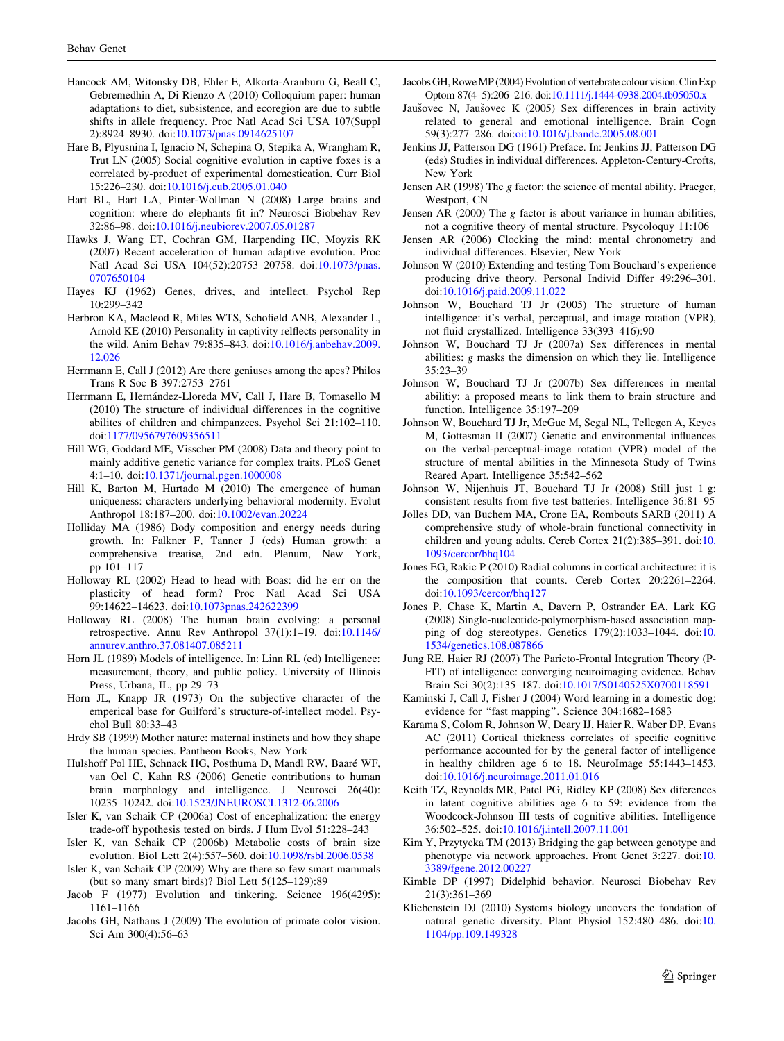Hancock AM, Witonsky DB, Ehler E, Alkorta-Aranburu G, Beall C, Gebremedhin A, Di Rienzo A (2010) Colloquium paper: human adaptations to diet, subsistence, and ecoregion are due to subtle shifts in allele frequency. Proc Natl Acad Sci USA 107(Suppl 2):8924–8930. doi:10.1073/pnas.0914625107

Hare B, Plyusnina I, Ignacio N, Schepina O, Stepika A, Wrangham R, Trut LN (2005) Social cognitive evolution in captive foxes is a correlated by-product of experimental domestication. Curr Biol 15:226–230. doi:10.1016/j.cub.2005.01.040

Hart BL, Hart LA, Pinter-Wollman N (2008) Large brains and cognition: where do elephants fit in? Neurosci Biobehav Rev 32:86–98. doi:10.1016/j.neubiorev.2007.05.01287

Hawks J, Wang ET, Cochran GM, Harpending HC, Moyzis RK (2007) Recent acceleration of human adaptive evolution. Proc Natl Acad Sci USA 104(52):20753–20758. doi:10.1073/pnas.0707650104

Hayes KJ (1962) Genes, drives, and intellect. Psychol Rep 10:299–342

Herbron KA, Macleod R, Miles WTS, Schofield ANB, Alexander L, Arnold KE (2010) Personality in captivity relflects personality in the wild. Anim Behav 79:835–843. doi:10.1016/j.anbehav.2009.12.026

Herrmann E, Call J (2012) Are there geniuses among the apes? Philos Trans R Soc B 397:2753–2761

Herrmann E, Hernández-Lloreda MV, Call J, Hare B, Tomasello M (2010) The structure of individual differences in the cognitive abilites of children and chimpanzees. Psychol Sci 21:102–110. doi:1177/0956797609356511

Hill WG, Goddard ME, Visscher PM (2008) Data and theory point to mainly additive genetic variance for complex traits. PLoS Genet 4:1–10. doi:10.1371/journal.pgen.1000008

Hill K, Barton M, Hurtado M (2010) The emergence of human uniqueness: characters underlying behavioral modernity. Evolut Anthropol 18:187–200. doi:10.1002/evan.20224

Holliday MA (1986) Body composition and energy needs during growth. In: Falkner F, Tanner J (eds) Human growth: a comprehensive treatise, 2nd edn. Plenum, New York, pp 101–117

Holloway RL (2002) Head to head with Boas: did he err on the plasticity of head form? Proc Natl Acad Sci USA 99:14622–14623. doi:10.1073pnas.242622399

Holloway RL (2008) The human brain evolving: a personal retrospective. Annu Rev Anthropol 37(1):1–19. doi:10.1146/annurev.anthro.37.081407.085211

Horn JL (1989) Models of intelligence. In: Linn RL (ed) Intelligence: measurement, theory, and public policy. University of Illinois Press, Urbana, IL, pp 29–73

Horn JL, Knapp JR (1973) On the subjective character of the emperical base for Guilford's structure-of-intellect model. Psychol Bull 80:33–43

Hrdy SB (1999) Mother nature: maternal instincts and how they shape the human species. Pantheon Books, New York

Hulshoff Pol HE, Schnack HG, Posthuma D, Mandl RW, Baaré WF, van Oel C, Kahn RS (2006) Genetic contributions to human brain morphology and intelligence. J Neurosci 26(40): 10235–10242. doi:10.1523/JNEUROSCI.1312-06.2006

Isler K, van Schaik CP (2006a) Cost of encephalization: the energy trade-off hypothesis tested on birds. J Hum Evol 51:228–243

Isler K, van Schaik CP (2006b) Metabolic costs of brain size evolution. Biol Lett 2(4):557–560. doi:10.1098/rsbl.2006.0538

Isler K, van Schaik CP (2009) Why are there so few smart mammals (but so many smart birds)? Biol Lett 5(125–129):89

Jacob F (1977) Evolution and tinkering. Science 196(4295): 1161–1166

Jacobs GH, Nathans J (2009) The evolution of primate color vision. Sci Am 300(4):56–63

Jacobs GH, Rowe MP (2004) Evolution of vertebrate colour vision. Clin Exp Optom 87(4–5):206–216. doi:10.1111/j.1444-0938.2004.tb05050.x

Jaušovec N, Jaušovec K (2005) Sex differences in brain activity related to general and emotional intelligence. Brain Cogn 59(3):277–286. doi:oi:10.1016/j.bandc.2005.08.001

Jenkins JJ, Patterson DG (1961) Preface. In: Jenkins JJ, Patterson DG (eds) Studies in individual differences. Appleton-Century-Crofts, New York

Jensen AR (1998) The *g* factor: the science of mental ability. Praeger, Westport, CN

Jensen AR (2000) The *g* factor is about variance in human abilities, not a cognitive theory of mental structure. Psycoloquy 11:106

Jensen AR (2006) Clocking the mind: mental chronometry and individual differences. Elsevier, New York

Johnson W (2010) Extending and testing Tom Bouchard's experience producing drive theory. Personal Individ Differ 49:296–301. doi:10.1016/j.paid.2009.11.022

Johnson W, Bouchard TJ Jr (2005) The structure of human intelligence: it's verbal, perceptual, and image rotation (VPR), not fluid crystallized. Intelligence 33(393–416):90

Johnson W, Bouchard TJ Jr (2007a) Sex differences in mental abilities: *g* masks the dimension on which they lie. Intelligence 35:23–39

Johnson W, Bouchard TJ Jr (2007b) Sex differences in mental abilitiy: a proposed means to link them to brain structure and function. Intelligence 35:197–209

Johnson W, Bouchard TJ Jr, McGue M, Segal NL, Tellegen A, Keyes M, Gottesman II (2007) Genetic and environmental influences on the verbal-perceptual-image rotation (VPR) model of the structure of mental abilities in the Minnesota Study of Twins Reared Apart. Intelligence 35:542–562

Johnson W, Nijenhuis JT, Bouchard TJ Jr (2008) Still just 1 g: consistent results from five test batteries. Intelligence 36:81–95

Jolles DD, van Buchem MA, Crone EA, Rombouts SARB (2011) A comprehensive study of whole-brain functional connectivity in children and young adults. Cereb Cortex 21(2):385–391. doi:10.1093/cercor/bhq104

Jones EG, Rakic P (2010) Radial columns in cortical architecture: it is the composition that counts. Cereb Cortex 20:2261–2264. doi:10.1093/cercor/bhq127

Jones P, Chase K, Martin A, Davern P, Ostrander EA, Lark KG (2008) Single-nucleotide-polymorphism-based association mapping of dog stereotypes. Genetics 179(2):1033–1044. doi:10.1534/genetics.108.087866

Jung RE, Haier RJ (2007) The Parieto-Frontal Integration Theory (P-FIT) of intelligence: converging neuroimaging evidence. Behav Brain Sci 30(2):135–187. doi:10.1017/S0140525X0700118591

Kaminski J, Call J, Fisher J (2004) Word learning in a domestic dog: evidence for "fast mapping". Science 304:1682–1683

Karama S, Colom R, Johnson W, Deary IJ, Haier R, Waber DP, Evans AC (2011) Cortical thickness correlates of specific cognitive performance accounted for by the general factor of intelligence in healthy children age 6 to 18. NeuroImage 55:1443–1453. doi:10.1016/j.neuroimage.2011.01.016

Keith TZ, Reynolds MR, Patel PG, Ridley KP (2008) Sex diferences in latent cognitive abilities age 6 to 59: evidence from the Woodcock-Johnson III tests of cognitive abilities. Intelligence 36:502–525. doi:10.1016/j.intell.2007.11.001

Kim Y, Przytycka TM (2013) Bridging the gap between genotype and phenotype via network approaches. Front Genet 3:227. doi:10.3389/fgene.2012.00227

Kimble DP (1997) Didelphid behavior. Neurosci Biobehav Rev 21(3):361–369

Kliebenstein DJ (2010) Systems biology uncovers the fondation of natural genetic diversity. Plant Physiol 152:480–486. doi:10.1104/pp.109.149328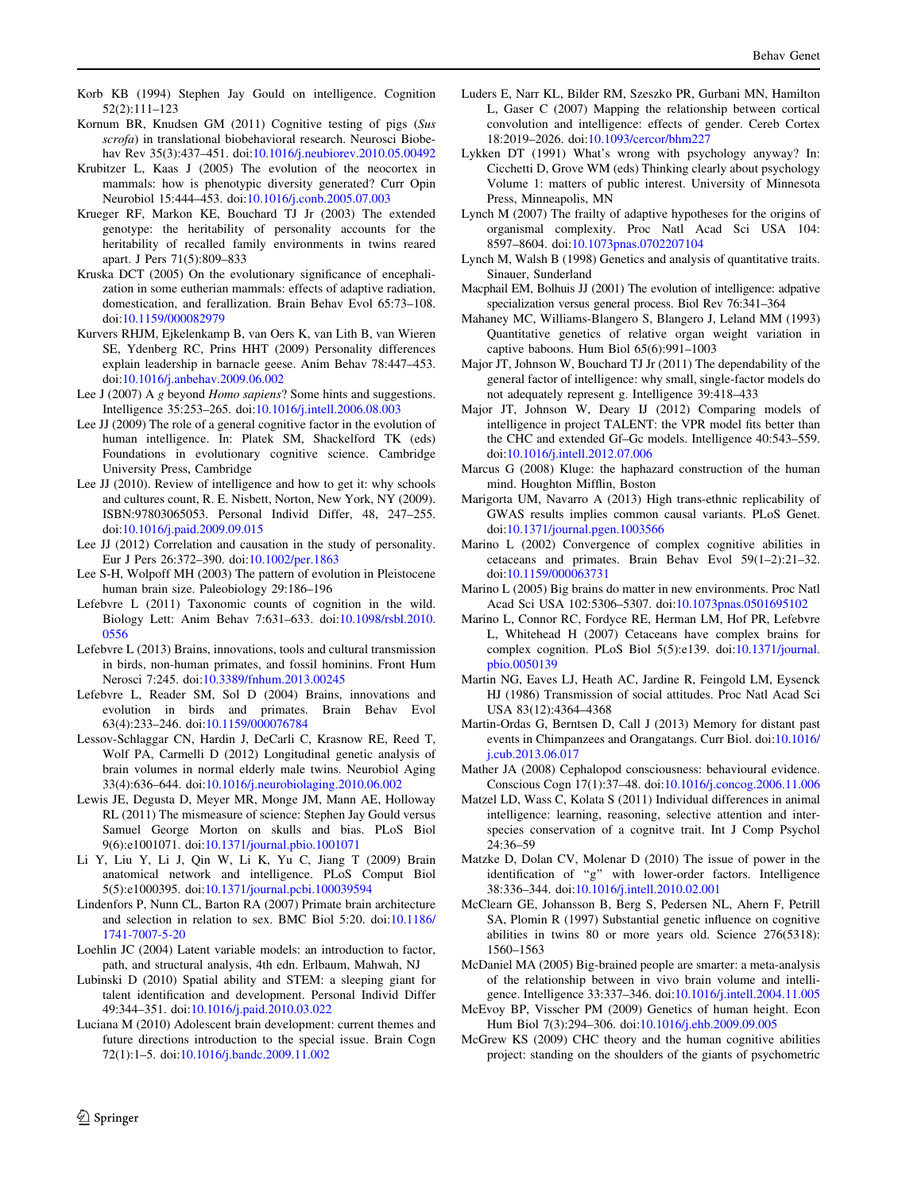Korb KB (1994) Stephen Jay Gould on intelligence. Cognition 52(2):111–123

Kornum BR, Knudsen GM (2011) Cognitive testing of pigs (*Sus scrofa*) in translational biobehavioral research. Neurosci Biobehav Rev 35(3):437–451. doi:10.1016/j.neubiorev.2010.05.00492

Krubitzer L, Kaas J (2005) The evolution of the neocortex in mammals: how is phenotypic diversity generated? Curr Opin Neurobiol 15:444–453. doi:10.1016/j.conb.2005.07.003

Krueger RF, Markon KE, Bouchard TJ Jr (2003) The extended genotype: the heritability of personality accounts for the heritability of recalled family environments in twins reared apart. J Pers 71(5):809–833

Kruska DCT (2005) On the evolutionary significance of encephalization in some eutherian mammals: effects of adaptive radiation, domestication, and ferallization. Brain Behav Evol 65:73–108. doi:10.1159/000082979

Kurvers RHJM, Ejkelenkamp B, van Oers K, van Lith B, van Wieren SE, Ydenberg RC, Prins HHT (2009) Personality differences explain leadership in barnacle geese. Anim Behav 78:447–453. doi:10.1016/j.anbehav.2009.06.002

Lee J (2007) A *g* beyond *Homo sapiens*? Some hints and suggestions. Intelligence 35:253–265. doi:10.1016/j.intell.2006.08.003

Lee JJ (2009) The role of a general cognitive factor in the evolution of human intelligence. In: Platek SM, Shackelford TK (eds) Foundations in evolutionary cognitive science. Cambridge University Press, Cambridge

Lee JJ (2010). Review of intelligence and how to get it: why schools and cultures count, R. E. Nisbett, Norton, New York, NY (2009). ISBN:97803065053. Personal Individ Differ, 48, 247–255. doi:10.1016/j.paid.2009.09.015

Lee JJ (2012) Correlation and causation in the study of personality. Eur J Pers 26:372–390. doi:10.1002/per.1863

Lee S-H, Wolpoff MH (2003) The pattern of evolution in Pleistocene human brain size. Paleobiology 29:186–196

Lefebvre L (2011) Taxonomic counts of cognition in the wild. Biology Lett: Anim Behav 7:631–633. doi:10.1098/rsbl.2010.0556

Lefebvre L (2013) Brains, innovations, tools and cultural transmission in birds, non-human primates, and fossil hominins. Front Hum Neurosci 7:245. doi:10.3389/fnhum.2013.00245

Lefebvre L, Reader SM, Sol D (2004) Brains, innovations and evolution in birds and primates. Brain Behav Evol 63(4):233–246. doi:10.1159/000076784

Lessov-Schlaggar CN, Hardin J, DeCarli C, Krasnow RE, Reed T, Wolf PA, Carmelli D (2012) Longitudinal genetic analysis of brain volumes in normal elderly male twins. Neurobiol Aging 33(4):636–644. doi:10.1016/j.neurobiolaging.2010.06.002

Lewis JE, Degusta D, Meyer MR, Monge JM, Mann AE, Holloway RL (2011) The mismeasure of science: Stephen Jay Gould versus Samuel George Morton on skulls and bias. PLoS Biol 9(6):e1001071. doi:10.1371/journal.pbio.1001071

Li Y, Liu Y, Li J, Qin W, Li K, Yu C, Jiang T (2009) Brain anatomical network and intelligence. PLoS Comput Biol 5(5):e1000395. doi:10.1371/journal.pcbi.100039594

Lindenfors P, Nunn CL, Barton RA (2007) Primate brain architecture and selection in relation to sex. BMC Biol 5:20. doi:10.1186/1741-7007-5-20

Loehlin JC (2004) Latent variable models: an introduction to factor, path, and structural analysis, 4th edn. Erlbaum, Mahwah, NJ

Lubinski D (2010) Spatial ability and STEM: a sleeping giant for talent identification and development. Personal Individ Differ 49:344–351. doi:10.1016/j.paid.2010.03.022

Luciana M (2010) Adolescent brain development: current themes and future directions introduction to the special issue. Brain Cogn 72(1):1–5. doi:10.1016/j.bandc.2009.11.002

Luders E, Narr KL, Bilder RM, Szeszko PR, Gurbani MN, Hamilton L, Gaser C (2007) Mapping the relationship between cortical convolution and intelligence: effects of gender. Cereb Cortex 18:2019–2026. doi:10.1093/cercor/bhm227

Lykken DT (1991) What's wrong with psychology anyway? In: Cicchetti D, Grove WM (eds) Thinking clearly about psychology Volume 1: matters of public interest. University of Minnesota Press, Minneapolis, MN

Lynch M (2007) The frailty of adaptive hypotheses for the origins of organismal complexity. Proc Natl Acad Sci USA 104: 8597–8604. doi:10.1073pnas.0702207104

Lynch M, Walsh B (1998) Genetics and analysis of quantitative traits. Sinauer, Sunderland

Macphail EM, Bolhuis JJ (2001) The evolution of intelligence: adpative specialization versus general process. Biol Rev 76:341–364

Mahaney MC, Williams-Blangero S, Blangero J, Leland MM (1993) Quantitative genetics of relative organ weight variation in captive baboons. Hum Biol 65(6):991–1003

Major JT, Johnson W, Bouchard TJ Jr (2011) The dependability of the general factor of intelligence: why small, single-factor models do not adequately represent g. Intelligence 39:418–433

Major JT, Johnson W, Deary IJ (2012) Comparing models of intelligence in project TALENT: the VPR model fits better than the CHC and extended Gf–Gc models. Intelligence 40:543–559. doi:10.1016/j.intell.2012.07.006

Marcus G (2008) Kluge: the haphazard construction of the human mind. Houghton Mifflin, Boston

Marigorta UM, Navarro A (2013) High trans-ethnic replicability of GWAS results implies common causal variants. PLoS Genet. doi:10.1371/journal.pgen.1003566

Marino L (2002) Convergence of complex cognitive abilities in cetaceans and primates. Brain Behav Evol 59(1–2):21–32. doi:10.1159/000063731

Marino L (2005) Big brains do matter in new environments. Proc Natl Acad Sci USA 102:5306–5307. doi:10.1073pnas.0501695102

Marino L, Connor RC, Fordyce RE, Herman LM, Hof PR, Lefebvre L, Whitehead H (2007) Cetaceans have complex brains for complex cognition. PLoS Biol 5(5):e139. doi:10.1371/journal.pbio.0050139

Martin NG, Eaves LJ, Heath AC, Jardine R, Feingold LM, Eysenck HJ (1986) Transmission of social attitudes. Proc Natl Acad Sci USA 83(12):4364–4368

Martin-Ordas G, Berntsen D, Call J (2013) Memory for distant past events in Chimpanzees and Orangatangs. Curr Biol. doi:10.1016/j.cub.2013.06.017

Mather JA (2008) Cephalopod consciousness: behavioural evidence. Conscious Cogn 17(1):37–48. doi:10.1016/j.concog.2006.11.006

Matzel LD, Wass C, Kolata S (2011) Individual differences in animal intelligence: learning, reasoning, selective attention and interspecies conservation of a cognitve trait. Int J Comp Psychol 24:36–59

Matzke D, Dolan CV, Molenar D (2010) The issue of power in the identification of "g" with lower-order factors. Intelligence 38:336–344. doi:10.1016/j.intell.2010.02.001

McClearn GE, Johansson B, Berg S, Pedersen NL, Ahern F, Petrill SA, Plomin R (1997) Substantial genetic influence on cognitive abilities in twins 80 or more years old. Science 276(5318): 1560–1563

McDaniel MA (2005) Big-brained people are smarter: a meta-analysis of the relationship between in vivo brain volume and intelligence. Intelligence 33:337–346. doi:10.1016/j.intell.2004.11.005

McEvoy BP, Visscher PM (2009) Genetics of human height. Econ Hum Biol 7(3):294–306. doi:10.1016/j.ehb.2009.09.005

McGrew KS (2009) CHC theory and the human cognitive abilities project: standing on the shoulders of the giants of psychometric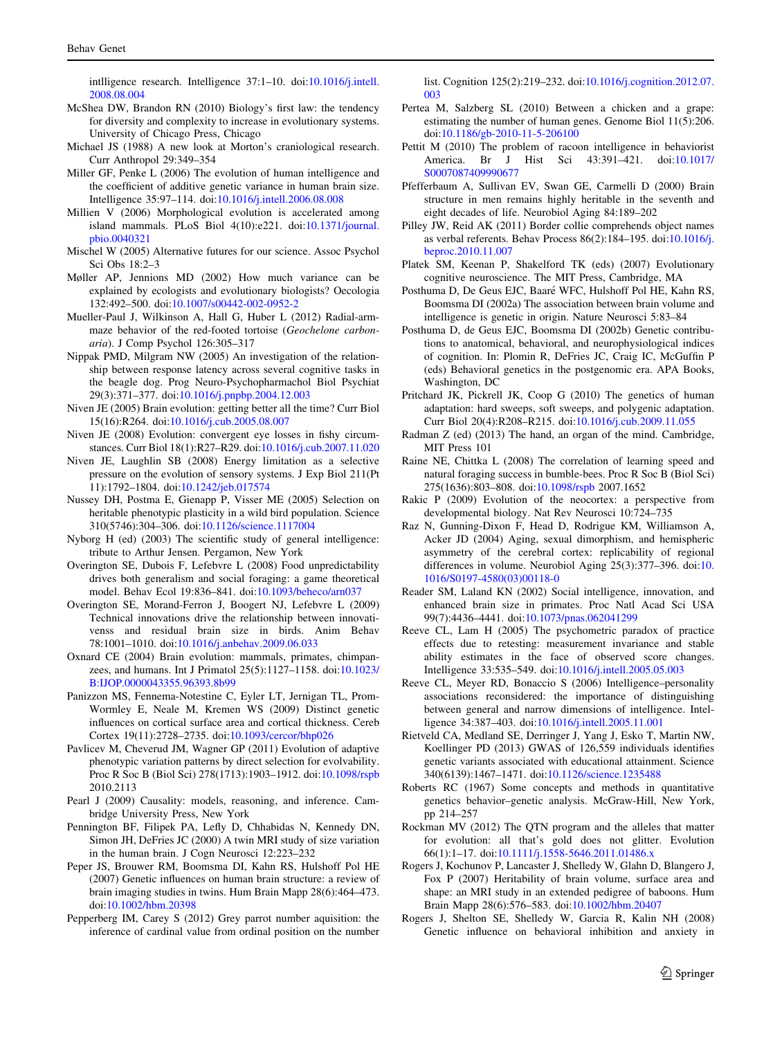intlligence research. Intelligence 37:1–10. doi:10.1016/j.intell.2008.08.004

McShea DW, Brandon RN (2010) Biology's first law: the tendency for diversity and complexity to increase in evolutionary systems. University of Chicago Press, Chicago

Michael JS (1988) A new look at Morton's craniological research. Curr Anthropol 29:349–354

Miller GF, Penke L (2006) The evolution of human intelligence and the coefficient of additive genetic variance in human brain size. Intelligence 35:97–114. doi:10.1016/j.intell.2006.08.008

Millien V (2006) Morphological evolution is accelerated among island mammals. PLoS Biol 4(10):e221. doi:10.1371/journal.pbio.0040321

Mischel W (2005) Alternative futures for our science. Assoc Psychol Sci Obs 18:2–3

Møller AP, Jennions MD (2002) How much variance can be explained by ecologists and evolutionary biologists? Oecologia 132:492–500. doi:10.1007/s00442-002-0952-2

Mueller-Paul J, Wilkinson A, Hall G, Huber L (2012) Radial-arm-maze behavior of the red-footed tortoise (*Geochelone carbonaria*). J Comp Psychol 126:305–317

Nippak PMD, Milgram NW (2005) An investigation of the relationship between response latency across several cognitive tasks in the beagle dog. Prog Neuro-Psychopharmachol Biol Psychiat 29(3):371–377. doi:10.1016/j.pnpbp.2004.12.003

Niven JE (2005) Brain evolution: getting better all the time? Curr Biol 15(16):R264. doi:10.1016/j.cub.2005.08.007

Niven JE (2008) Evolution: convergent eye losses in fishy circumstances. Curr Biol 18(1):R27–R29. doi:10.1016/j.cub.2007.11.020

Niven JE, Laughlin SB (2008) Energy limitation as a selective pressure on the evolution of sensory systems. J Exp Biol 211(Pt 11):1792–1804. doi:10.1242/jeb.017574

Nussey DH, Postma E, Gienapp P, Visser ME (2005) Selection on heritable phenotypic plasticity in a wild bird population. Science 310(5746):304–306. doi:10.1126/science.1117004

Nyborg H (ed) (2003) The scientific study of general intelligence: tribute to Arthur Jensen. Pergamon, New York

Overington SE, Dubois F, Lefebvre L (2008) Food unpredictability drives both generalism and social foraging: a game theoretical model. Behav Ecol 19:836–841. doi:10.1093/beheco/arn037

Overington SE, Morand-Ferron J, Boogert NJ, Lefebvre L (2009) Technical innovations drive the relationship between innovativenss and residual brain size in birds. Anim Behav 78:1001–1010. doi:10.1016/j.anbehav.2009.06.033

Oxnard CE (2004) Brain evolution: mammals, primates, chimpanzees, and humans. Int J Primatol 25(5):1127–1158. doi:10.1023/B:IJOP.0000043355.96393.8b99

Panizzon MS, Fennema-Notestine C, Eyler LT, Jernigan TL, Prom-Wormley E, Neale M, Kremen WS (2009) Distinct genetic influences on cortical surface area and cortical thickness. Cereb Cortex 19(11):2728–2735. doi:10.1093/cercor/bhp026

Pavlicev M, Cheverud JM, Wagner GP (2011) Evolution of adaptive phenotypic variation patterns by direct selection for evolvability. Proc R Soc B (Biol Sci) 278(1713):1903–1912. doi:10.1098/rspb 2010.2113

Pearl J (2009) Causality: models, reasoning, and inference. Cambridge University Press, New York

Pennington BF, Filipek PA, Lefly D, Chhabidas N, Kennedy DN, Simon JH, DeFries JC (2000) A twin MRI study of size variation in the human brain. J Cogn Neurosci 12:223–232

Peper JS, Brouwer RM, Boomsma DI, Kahn RS, Hulshoff Pol HE (2007) Genetic influences on human brain structure: a review of brain imaging studies in twins. Hum Brain Mapp 28(6):464–473. doi:10.1002/hbm.20398

Pepperberg IM, Carey S (2012) Grey parrot number aquisition: the inference of cardinal value from ordinal position on the number list. Cognition 125(2):219–232. doi:10.1016/j.cognition.2012.07.003

Pertea M, Salzberg SL (2010) Between a chicken and a grape: estimating the number of human genes. Genome Biol 11(5):206. doi:10.1186/gb-2010-11-5-206100

Pettit M (2010) The problem of racoon intelligence in behaviorist America. Br J Hist Sci 43:391–421. doi:10.1017/S0007087409990677

Pfefferbaum A, Sullivan EV, Swan GE, Carmelli D (2000) Brain structure in men remains highly heritable in the seventh and eight decades of life. Neurobiol Aging 84:189–202

Pilley JW, Reid AK (2011) Border collie comprehends object names as verbal referents. Behav Process 86(2):184–195. doi:10.1016/j.beproc.2010.11.007

Platek SM, Keenan P, Shakelford TK (eds) (2007) Evolutionary cognitive neuroscience. The MIT Press, Cambridge, MA

Posthuma D, De Geus EJC, Baaré WFC, Hulshoff Pol HE, Kahn RS, Boomsma DI (2002a) The association between brain volume and intelligence is genetic in origin. Nature Neurosci 5:83–84

Posthuma D, de Geus EJC, Boomsma DI (2002b) Genetic contributions to anatomical, behavioral, and neurophysiological indices of cognition. In: Plomin R, DeFries JC, Craig IC, McGuffin P (eds) Behavioral genetics in the postgenomic era. APA Books, Washington, DC

Pritchard JK, Pickrell JK, Coop G (2010) The genetics of human adaptation: hard sweeps, soft sweeps, and polygenic adaptation. Curr Biol 20(4):R208–R215. doi:10.1016/j.cub.2009.11.055

Radman Z (ed) (2013) The hand, an organ of the mind. Cambridge, MIT Press 101

Raine NE, Chittka L (2008) The correlation of learning speed and natural foraging success in bumble-bees. Proc R Soc B (Biol Sci) 275(1636):803–808. doi:10.1098/rspb 2007.1652

Rakic P (2009) Evolution of the neocortex: a perspective from developmental biology. Nat Rev Neurosci 10:724–735

Raz N, Gunning-Dixon F, Head D, Rodrigue KM, Williamson A, Acker JD (2004) Aging, sexual dimorphism, and hemispheric asymmetry of the cerebral cortex: replicability of regional differences in volume. Neurobiol Aging 25(3):377–396. doi:10.1016/S0197-4580(03)00118-0

Reader SM, Laland KN (2002) Social intelligence, innovation, and enhanced brain size in primates. Proc Natl Acad Sci USA 99(7):4436–4441. doi:10.1073/pnas.062041299

Reeve CL, Lam H (2005) The psychometric paradox of practice effects due to retesting: measurement invariance and stable ability estimates in the face of observed score changes. Intelligence 33:535–549. doi:10.1016/j.intell.2005.05.003

Reeve CL, Meyer RD, Bonaccio S (2006) Intelligence–personality associations reconsidered: the importance of distinguishing between general and narrow dimensions of intelligence. Intelligence 34:387–403. doi:10.1016/j.intell.2005.11.001

Rietveld CA, Medland SE, Derringer J, Yang J, Esko T, Martin NW, Koellinger PD (2013) GWAS of 126,559 individuals identifies genetic variants associated with educational attainment. Science 340(6139):1467–1471. doi:10.1126/science.1235488

Roberts RC (1967) Some concepts and methods in quantitative genetics behavior–genetic analysis. McGraw-Hill, New York, pp 214–257

Rockman MV (2012) The QTN program and the alleles that matter for evolution: all that's gold does not glitter. Evolution 66(1):1–17. doi:10.1111/j.1558-5646.2011.01486.x

Rogers J, Kochunov P, Lancaster J, Shelledy W, Glahn D, Blangero J, Fox P (2007) Heritability of brain volume, surface area and shape: an MRI study in an extended pedigree of baboons. Hum Brain Mapp 28(6):576–583. doi:10.1002/hbm.20407

Rogers J, Shelton SE, Shelledy W, Garcia R, Kalin NH (2008) Genetic influence on behavioral inhibition and anxiety in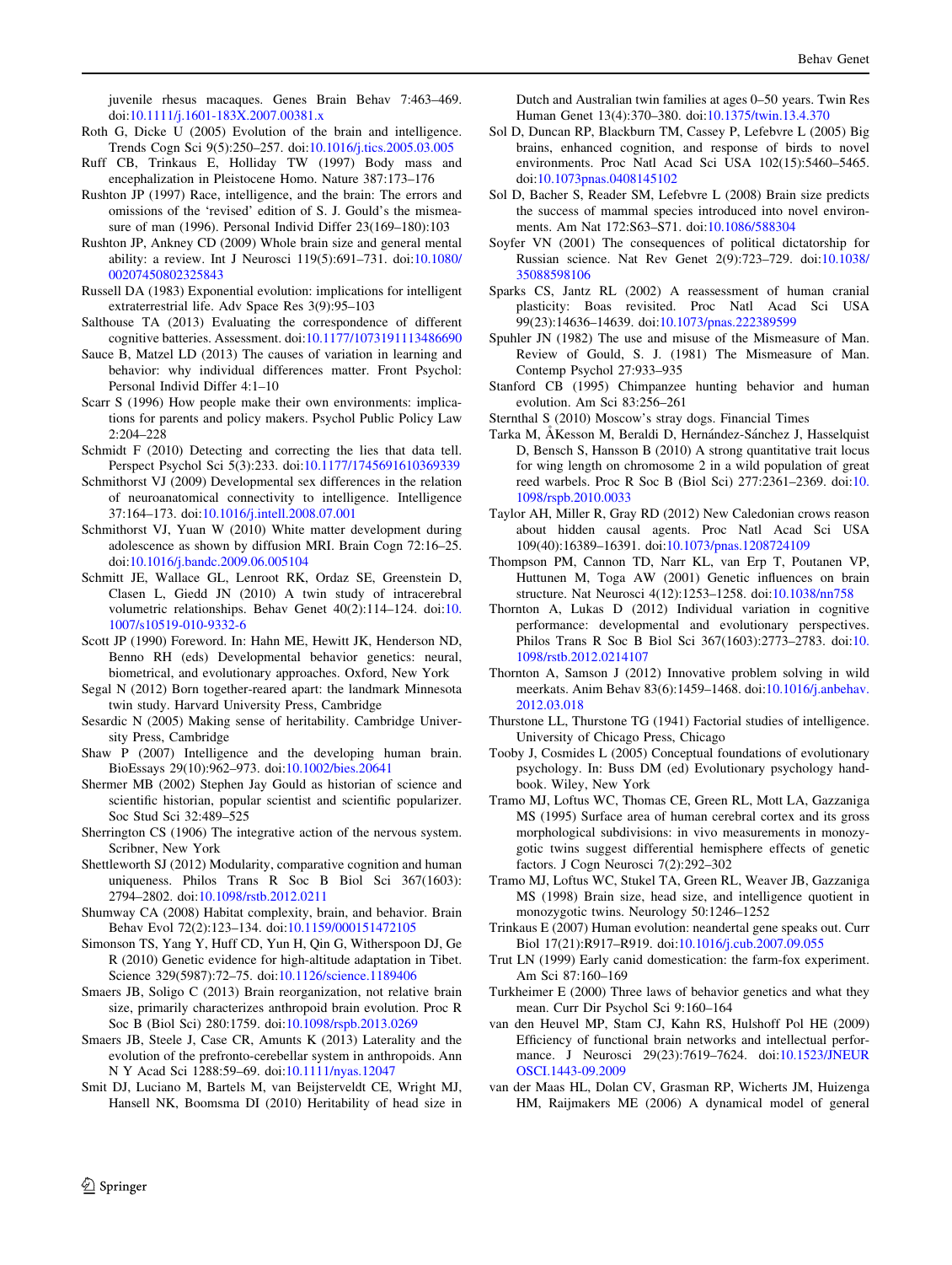juvenile rhesus macaques. Genes Brain Behav 7:463–469. doi:10.1111/j.1601-183X.2007.00381.x

Roth G, Dicke U (2005) Evolution of the brain and intelligence. Trends Cogn Sci 9(5):250–257. doi:10.1016/j.tics.2005.03.005

Ruff CB, Trinkaus E, Holliday TW (1997) Body mass and encephalization in Pleistocene Homo. Nature 387:173–176

Rushton JP (1997) Race, intelligence, and the brain: The errors and omissions of the 'revised' edition of S. J. Gould's the mismeasure of man (1996). Personal Individ Differ 23(169–180):103

Rushton JP, Ankney CD (2009) Whole brain size and general mental ability: a review. Int J Neurosci 119(5):691–731. doi:10.1080/00207450802325843

Russell DA (1983) Exponential evolution: implications for intelligent extraterrestrial life. Adv Space Res 3(9):95–103

Salthouse TA (2013) Evaluating the correspondence of different cognitive batteries. Assessment. doi:10.1177/1073191113486690

Sauce B, Matzel LD (2013) The causes of variation in learning and behavior: why individual differences matter. Front Psychol: Personal Individ Differ 4:1–10

Scarr S (1996) How people make their own environments: implications for parents and policy makers. Psychol Public Policy Law 2:204–228

Schmidt F (2010) Detecting and correcting the lies that data tell. Perspect Psychol Sci 5(3):233. doi:10.1177/1745691610369339

Schmithorst VJ (2009) Developmental sex differences in the relation of neuroanatomical connectivity to intelligence. Intelligence 37:164–173. doi:10.1016/j.intell.2008.07.001

Schmithorst VJ, Yuan W (2010) White matter development during adolescence as shown by diffusion MRI. Brain Cogn 72:16–25. doi:10.1016/j.bandc.2009.06.005104

Schmitt JE, Wallace GL, Lenroot RK, Ordaz SE, Greenstein D, Clasen L, Giedd JN (2010) A twin study of intracerebral volumetric relationships. Behav Genet 40(2):114–124. doi:10.1007/s10519-010-9332-6

Scott JP (1990) Foreword. In: Hahn ME, Hewitt JK, Henderson ND, Benno RH (eds) Developmental behavior genetics: neural, biometrical, and evolutionary approaches. Oxford, New York

Segal N (2012) Born together-reared apart: the landmark Minnesota twin study. Harvard University Press, Cambridge

Sesardic N (2005) Making sense of heritability. Cambridge University Press, Cambridge

Shaw P (2007) Intelligence and the developing human brain. BioEssays 29(10):962–973. doi:10.1002/bies.20641

Shermer MB (2002) Stephen Jay Gould as historian of science and scientific historian, popular scientist and scientific popularizer. Soc Stud Sci 32:489–525

Sherrington CS (1906) The integrative action of the nervous system. Scribner, New York

Shettleworth SJ (2012) Modularity, comparative cognition and human uniqueness. Philos Trans R Soc B Biol Sci 367(1603):2794–2802. doi:10.1098/rstb.2012.0211

Shumway CA (2008) Habitat complexity, brain, and behavior. Brain Behav Evol 72(2):123–134. doi:10.1159/000151472105

Simonson TS, Yang Y, Huff CD, Yun H, Qin G, Witherspoon DJ, Ge R (2010) Genetic evidence for high-altitude adaptation in Tibet. Science 329(5987):72–75. doi:10.1126/science.1189406

Smaers JB, Soligo C (2013) Brain reorganization, not relative brain size, primarily characterizes anthropoid brain evolution. Proc R Soc B (Biol Sci) 280:1759. doi:10.1098/rspb.2013.0269

Smaers JB, Steele J, Case CR, Amunts K (2013) Laterality and the evolution of the prefronto-cerebellar system in anthropoids. Ann N Y Acad Sci 1288:59–69. doi:10.1111/nyas.12047

Smit DJ, Luciano M, Bartels M, van Beijsterveldt CE, Wright MJ, Hansell NK, Boomsma DI (2010) Heritability of head size in Dutch and Australian twin families at ages 0–50 years. Twin Res Human Genet 13(4):370–380. doi:10.1375/twin.13.4.370

Sol D, Duncan RP, Blackburn TM, Cassey P, Lefebvre L (2005) Big brains, enhanced cognition, and response of birds to novel environments. Proc Natl Acad Sci USA 102(15):5460–5465. doi:10.1073pnas.0408145102

Sol D, Bacher S, Reader SM, Lefebvre L (2008) Brain size predicts the success of mammal species introduced into novel environments. Am Nat 172:S63–S71. doi:10.1086/588304

Soyfer VN (2001) The consequences of political dictatorship for Russian science. Nat Rev Genet 2(9):723–729. doi:10.1038/35088598106

Sparks CS, Jantz RL (2002) A reassessment of human cranial plasticity: Boas revisited. Proc Natl Acad Sci USA 99(23):14636–14639. doi:10.1073/pnas.222389599

Spuhler JN (1982) The use and misuse of the Mismeasure of Man. Review of Gould, S. J. (1981) The Mismeasure of Man. Contemp Psychol 27:933–935

Stanford CB (1995) Chimpanzee hunting behavior and human evolution. Am Sci 83:256–261

Sternthal S (2010) Moscow's stray dogs. Financial Times

Tarka M, ÅKesson M, Beraldi D, Hernández-Sánchez J, Hasselquist D, Bensch S, Hansson B (2010) A strong quantitative trait locus for wing length on chromosome 2 in a wild population of great reed warbels. Proc R Soc B (Biol Sci) 277:2361–2369. doi:10.1098/rspb.2010.0033

Taylor AH, Miller R, Gray RD (2012) New Caledonian crows reason about hidden causal agents. Proc Natl Acad Sci USA 109(40):16389–16391. doi:10.1073/pnas.1208724109

Thompson PM, Cannon TD, Narr KL, van Erp T, Poutanen VP, Huttunen M, Toga AW (2001) Genetic influences on brain structure. Nat Neurosci 4(12):1253–1258. doi:10.1038/nn758

Thornton A, Lukas D (2012) Individual variation in cognitive performance: developmental and evolutionary perspectives. Philos Trans R Soc B Biol Sci 367(1603):2773–2783. doi:10.1098/rstb.2012.0214107

Thornton A, Samson J (2012) Innovative problem solving in wild meerkats. Anim Behav 83(6):1459–1468. doi:10.1016/j.anbehav.2012.03.018

Thurstone LL, Thurstone TG (1941) Factorial studies of intelligence. University of Chicago Press, Chicago

Tooby J, Cosmides L (2005) Conceptual foundations of evolutionary psychology. In: Buss DM (ed) Evolutionary psychology handbook. Wiley, New York

Tramo MJ, Loftus WC, Thomas CE, Green RL, Mott LA, Gazzaniga MS (1995) Surface area of human cerebral cortex and its gross morphological subdivisions: in vivo measurements in monozygotic twins suggest differential hemisphere effects of genetic factors. J Cogn Neurosci 7(2):292–302

Tramo MJ, Loftus WC, Stukel TA, Green RL, Weaver JB, Gazzaniga MS (1998) Brain size, head size, and intelligence quotient in monozygotic twins. Neurology 50:1246–1252

Trinkaus E (2007) Human evolution: neandertal gene speaks out. Curr Biol 17(21):R917–R919. doi:10.1016/j.cub.2007.09.055

Trut LN (1999) Early canid domestication: the farm-fox experiment. Am Sci 87:160–169

Turkheimer E (2000) Three laws of behavior genetics and what they mean. Curr Dir Psychol Sci 9:160–164

van den Heuvel MP, Stam CJ, Kahn RS, Hulshoff Pol HE (2009) Efficiency of functional brain networks and intellectual performance. J Neurosci 29(23):7619–7624. doi:10.1523/JNEUROSCI.1443-09.2009

van der Maas HL, Dolan CV, Grasman RP, Wicherts JM, Huizenga HM, Raijmakers ME (2006) A dynamical model of general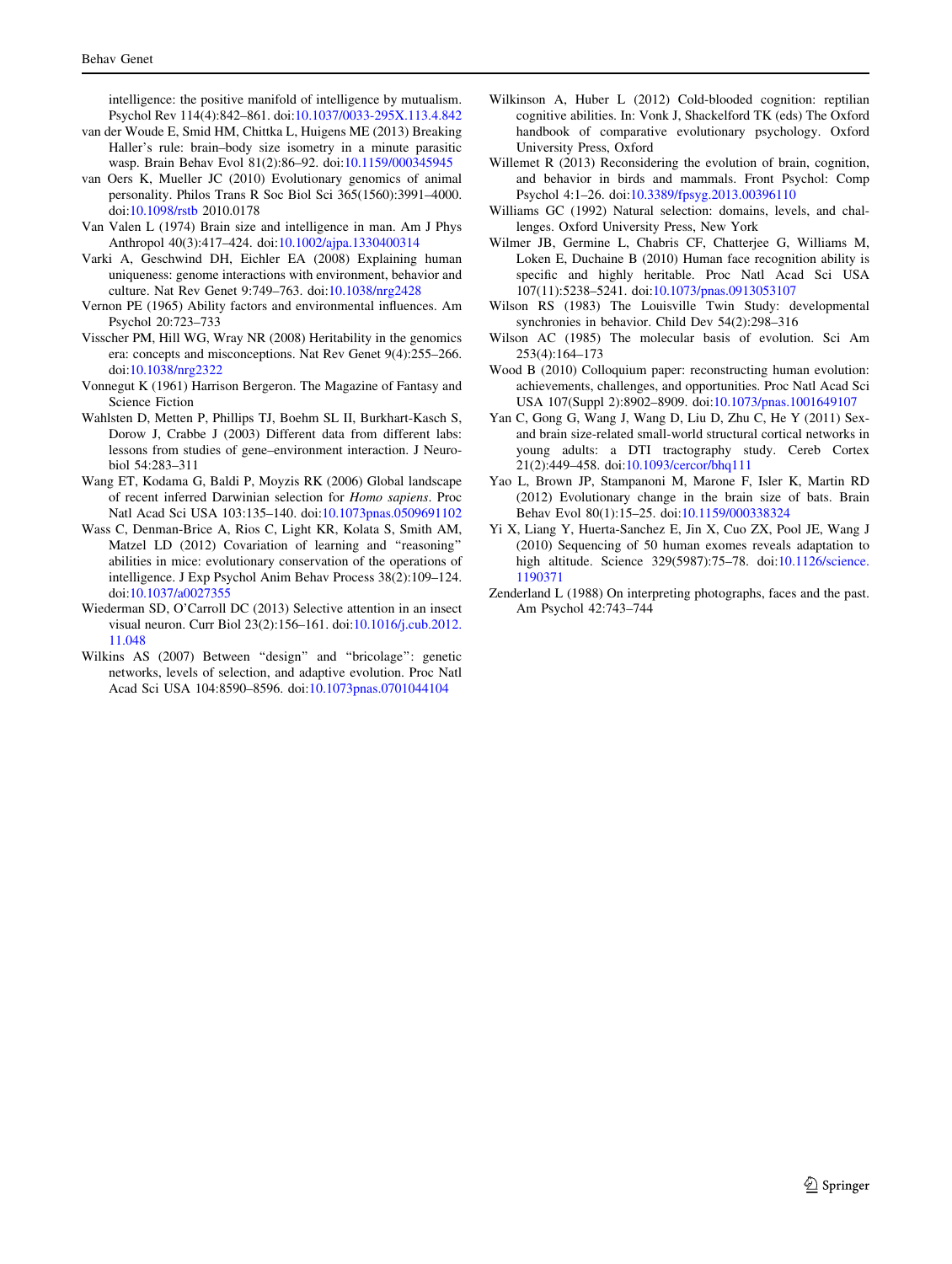intelligence: the positive manifold of intelligence by mutualism. Psychol Rev 114(4):842–861. doi:10.1037/0033-295X.113.4.842

van der Woude E, Smid HM, Chittka L, Huigens ME (2013) Breaking Haller's rule: brain–body size isometry in a minute parasitic wasp. Brain Behav Evol 81(2):86–92. doi:10.1159/000345945

van Oers K, Mueller JC (2010) Evolutionary genomics of animal personality. Philos Trans R Soc Biol Sci 365(1560):3991–4000. doi:10.1098/rstb 2010.0178

Van Valen L (1974) Brain size and intelligence in man. Am J Phys Anthropol 40(3):417–424. doi:10.1002/ajpa.1330400314

Varki A, Geschwind DH, Eichler EA (2008) Explaining human uniqueness: genome interactions with environment, behavior and culture. Nat Rev Genet 9:749–763. doi:10.1038/nrg2428

Vernon PE (1965) Ability factors and environmental influences. Am Psychol 20:723–733

Visscher PM, Hill WG, Wray NR (2008) Heritability in the genomics era: concepts and misconceptions. Nat Rev Genet 9(4):255–266. doi:10.1038/nrg2322

Vonnegut K (1961) Harrison Bergeron. The Magazine of Fantasy and Science Fiction

Wahlsten D, Metten P, Phillips TJ, Boehm SL II, Burkhart-Kasch S, Dorow J, Crabbe J (2003) Different data from different labs: lessons from studies of gene–environment interaction. J Neurobiol 54:283–311

Wang ET, Kodama G, Baldi P, Moyzis RK (2006) Global landscape of recent inferred Darwinian selection for *Homo sapiens*. Proc Natl Acad Sci USA 103:135–140. doi:10.1073pnas.0509691102

Wass C, Denman-Brice A, Rios C, Light KR, Kolata S, Smith AM, Matzel LD (2012) Covariation of learning and "reasoning" abilities in mice: evolutionary conservation of the operations of intelligence. J Exp Psychol Anim Behav Process 38(2):109–124. doi:10.1037/a0027355

Wiederman SD, O'Carroll DC (2013) Selective attention in an insect visual neuron. Curr Biol 23(2):156–161. doi:10.1016/j.cub.2012.11.048

Wilkins AS (2007) Between "design" and "bricolage": genetic networks, levels of selection, and adaptive evolution. Proc Natl Acad Sci USA 104:8590–8596. doi:10.1073pnas.0701044104

Wilkinson A, Huber L (2012) Cold-blooded cognition: reptilian cognitive abilities. In: Vonk J, Shackelford TK (eds) The Oxford handbook of comparative evolutionary psychology. Oxford University Press, Oxford

Willemet R (2013) Reconsidering the evolution of brain, cognition, and behavior in birds and mammals. Front Psychol: Comp Psychol 4:1–26. doi:10.3389/fpsyg.2013.00396110

Williams GC (1992) Natural selection: domains, levels, and challenges. Oxford University Press, New York

Wilmer JB, Germine L, Chabris CF, Chatterjee G, Williams M, Loken E, Duchaine B (2010) Human face recognition ability is specific and highly heritable. Proc Natl Acad Sci USA 107(11):5238–5241. doi:10.1073/pnas.0913053107

Wilson RS (1983) The Louisville Twin Study: developmental synchronies in behavior. Child Dev 54(2):298–316

Wilson AC (1985) The molecular basis of evolution. Sci Am 253(4):164–173

Wood B (2010) Colloquium paper: reconstructing human evolution: achievements, challenges, and opportunities. Proc Natl Acad Sci USA 107(Suppl 2):8902–8909. doi:10.1073/pnas.1001649107

Yan C, Gong G, Wang J, Wang D, Liu D, Zhu C, He Y (2011) Sex- and brain size-related small-world structural cortical networks in young adults: a DTI tractography study. Cereb Cortex 21(2):449–458. doi:10.1093/cercor/bhq111

Yao L, Brown JP, Stampanoni M, Marone F, Isler K, Martin RD (2012) Evolutionary change in the brain size of bats. Brain Behav Evol 80(1):15–25. doi:10.1159/000338324

Yi X, Liang Y, Huerta-Sanchez E, Jin X, Cuo ZX, Pool JE, Wang J (2010) Sequencing of 50 human exomes reveals adaptation to high altitude. Science 329(5987):75–78. doi:10.1126/science.1190371

Zenderland L (1988) On interpreting photographs, faces and the past. Am Psychol 42:743–744